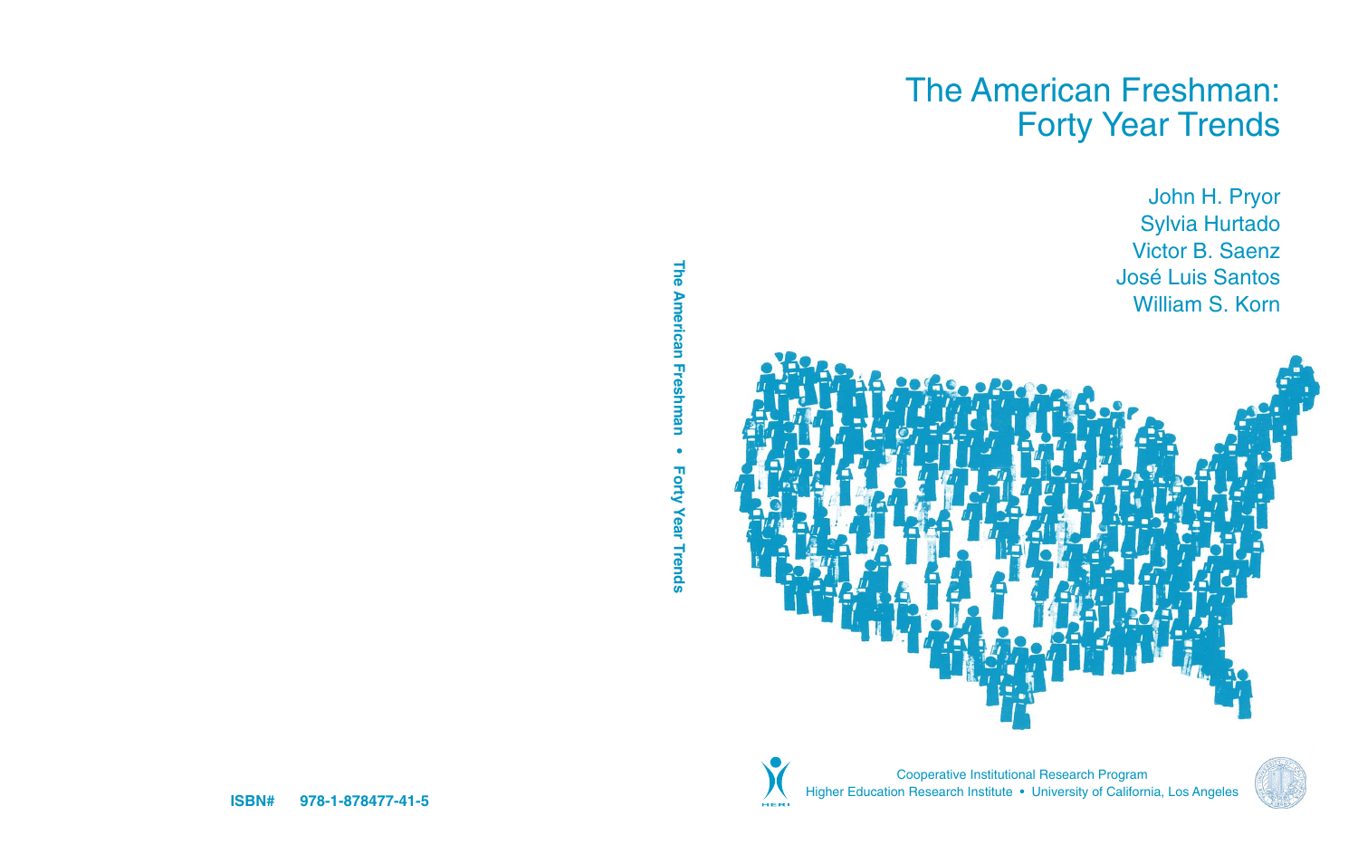# The American Freshman: Forty Year Trends

John H. Pryor
Sylvia Hurtado
Victor B. Saenz
José Luis Santos
William S. Korn

The American Freshman • Forty Year Trends

Cooperative Institutional Research Program
Higher Education Research Institute • University of California, Los Angeles

**ISBN#** **978-1-878477-41-5**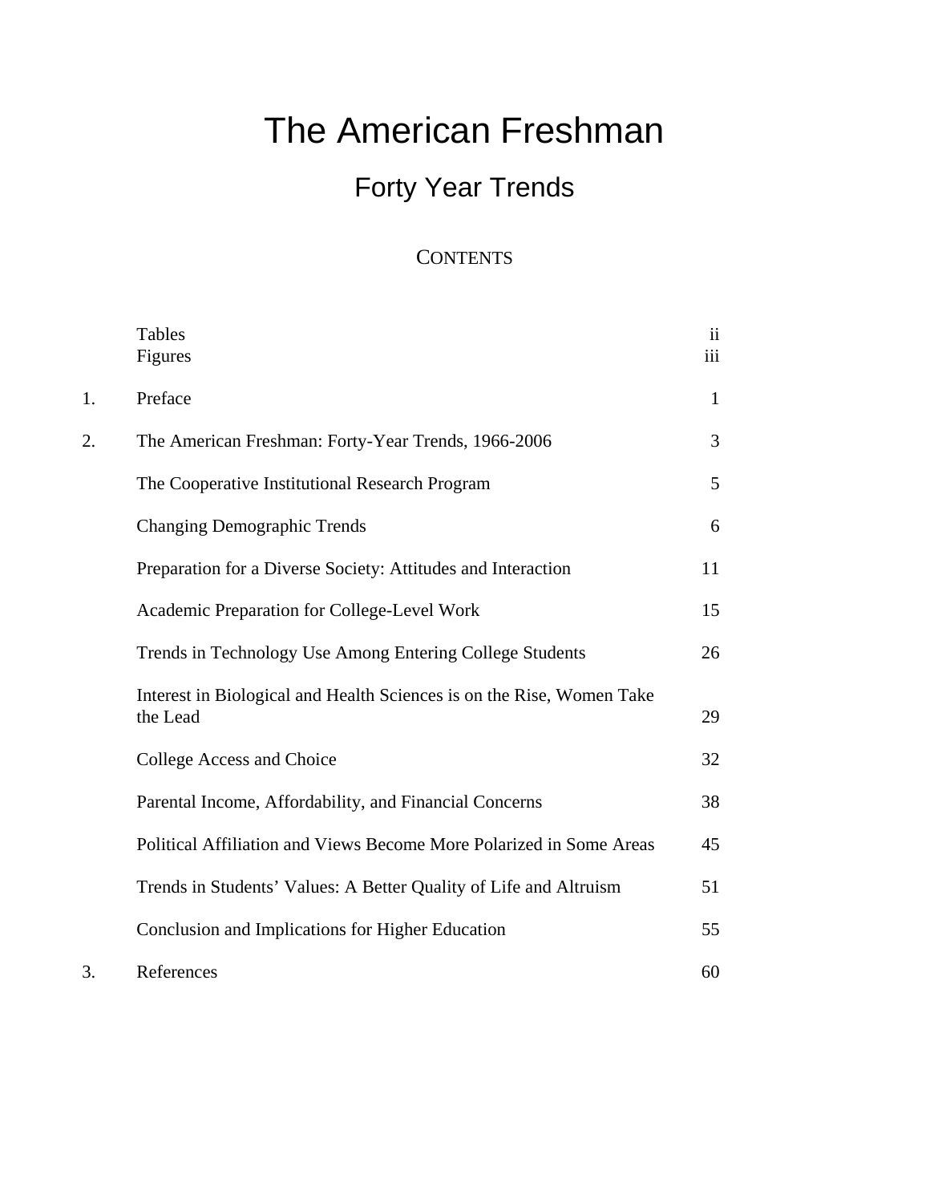# The American Freshman

## Forty Year Trends

### CONTENTS

| | | |
|---|---|---|
| | Tables | ii |
| | Figures | iii |
| 1. | Preface | 1 |
| 2. | The American Freshman: Forty-Year Trends, 1966-2006 | 3 |
| | The Cooperative Institutional Research Program | 5 |
| | Changing Demographic Trends | 6 |
| | Preparation for a Diverse Society: Attitudes and Interaction | 11 |
| | Academic Preparation for College-Level Work | 15 |
| | Trends in Technology Use Among Entering College Students | 26 |
| | Interest in Biological and Health Sciences is on the Rise, Women Take the Lead | 29 |
| | College Access and Choice | 32 |
| | Parental Income, Affordability, and Financial Concerns | 38 |
| | Political Affiliation and Views Become More Polarized in Some Areas | 45 |
| | Trends in Students' Values: A Better Quality of Life and Altruism | 51 |
| | Conclusion and Implications for Higher Education | 55 |
| 3. | References | 60 |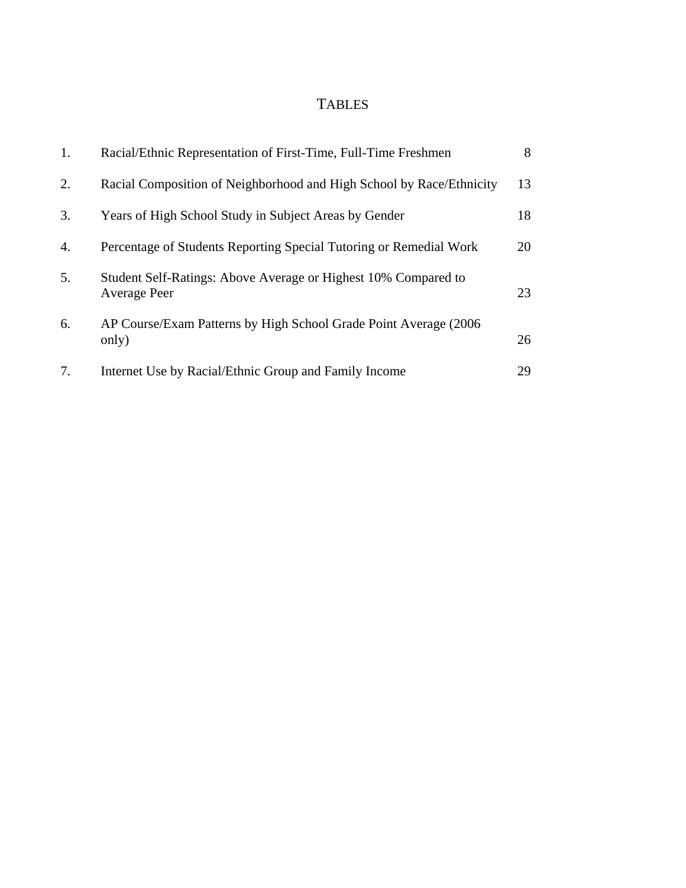# TABLES

| | | |
|---|---|---|
| 1. | Racial/Ethnic Representation of First-Time, Full-Time Freshmen | 8 |
| 2. | Racial Composition of Neighborhood and High School by Race/Ethnicity | 13 |
| 3. | Years of High School Study in Subject Areas by Gender | 18 |
| 4. | Percentage of Students Reporting Special Tutoring or Remedial Work | 20 |
| 5. | Student Self-Ratings: Above Average or Highest 10% Compared to Average Peer | 23 |
| 6. | AP Course/Exam Patterns by High School Grade Point Average (2006 only) | 26 |
| 7. | Internet Use by Racial/Ethnic Group and Family Income | 29 |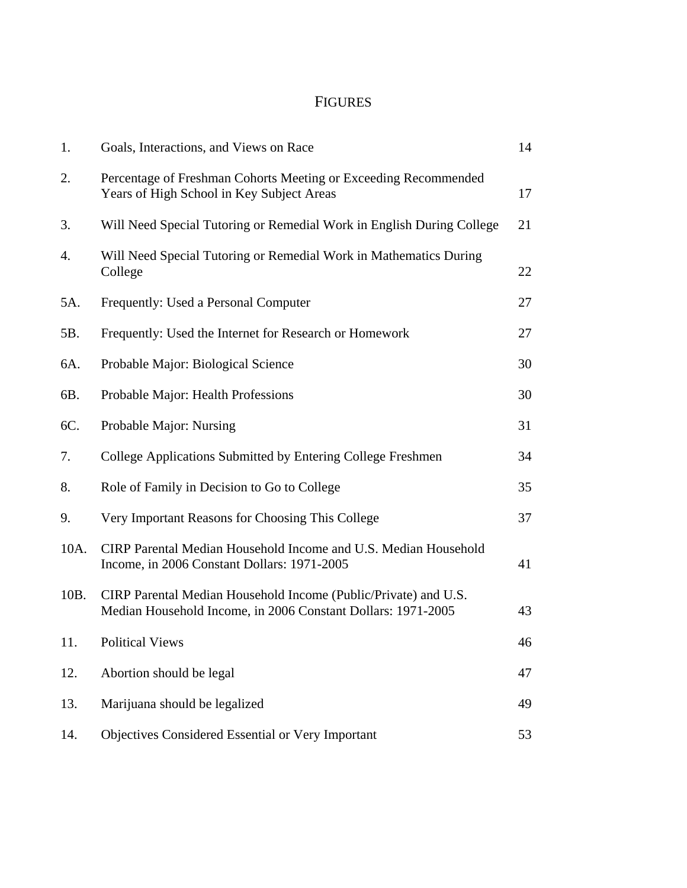# FIGURES

| | | |
|---|---|---|
| 1. | Goals, Interactions, and Views on Race | 14 |
| 2. | Percentage of Freshman Cohorts Meeting or Exceeding Recommended Years of High School in Key Subject Areas | 17 |
| 3. | Will Need Special Tutoring or Remedial Work in English During College | 21 |
| 4. | Will Need Special Tutoring or Remedial Work in Mathematics During College | 22 |
| 5A. | Frequently: Used a Personal Computer | 27 |
| 5B. | Frequently: Used the Internet for Research or Homework | 27 |
| 6A. | Probable Major: Biological Science | 30 |
| 6B. | Probable Major: Health Professions | 30 |
| 6C. | Probable Major: Nursing | 31 |
| 7. | College Applications Submitted by Entering College Freshmen | 34 |
| 8. | Role of Family in Decision to Go to College | 35 |
| 9. | Very Important Reasons for Choosing This College | 37 |
| 10A. | CIRP Parental Median Household Income and U.S. Median Household Income, in 2006 Constant Dollars: 1971-2005 | 41 |
| 10B. | CIRP Parental Median Household Income (Public/Private) and U.S. Median Household Income, in 2006 Constant Dollars: 1971-2005 | 43 |
| 11. | Political Views | 46 |
| 12. | Abortion should be legal | 47 |
| 13. | Marijuana should be legalized | 49 |
| 14. | Objectives Considered Essential or Very Important | 53 |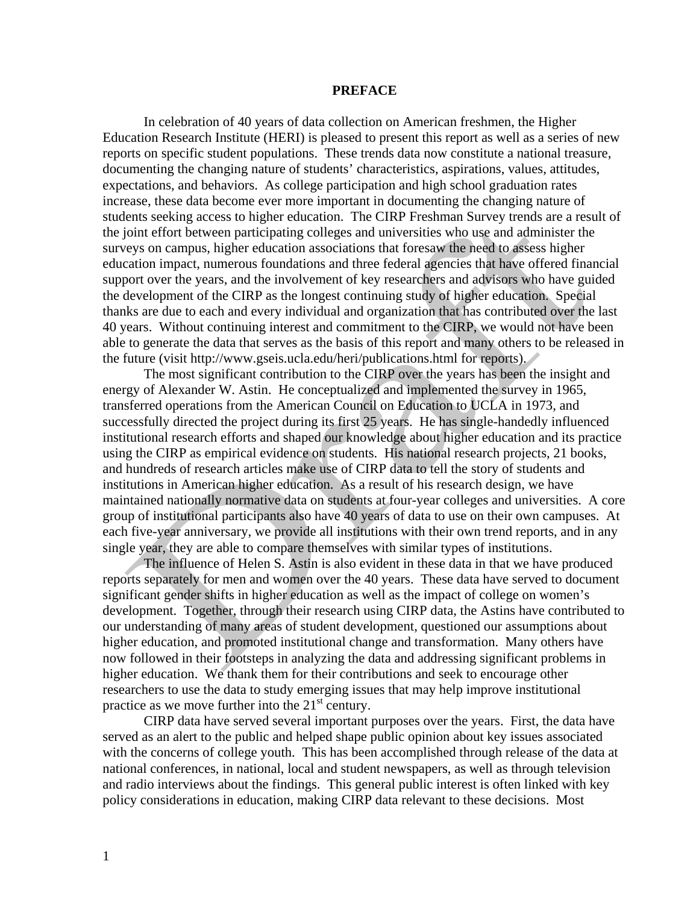# PREFACE

In celebration of 40 years of data collection on American freshmen, the Higher Education Research Institute (HERI) is pleased to present this report as well as a series of new reports on specific student populations. These trends data now constitute a national treasure, documenting the changing nature of students' characteristics, aspirations, values, attitudes, expectations, and behaviors. As college participation and high school graduation rates increase, these data become ever more important in documenting the changing nature of students seeking access to higher education. The CIRP Freshman Survey trends are a result of the joint effort between participating colleges and universities who use and administer the surveys on campus, higher education associations that foresaw the need to assess higher education impact, numerous foundations and three federal agencies that have offered financial support over the years, and the involvement of key researchers and advisors who have guided the development of the CIRP as the longest continuing study of higher education. Special thanks are due to each and every individual and organization that has contributed over the last 40 years. Without continuing interest and commitment to the CIRP, we would not have been able to generate the data that serves as the basis of this report and many others to be released in the future (visit http://www.gseis.ucla.edu/heri/publications.html for reports).

The most significant contribution to the CIRP over the years has been the insight and energy of Alexander W. Astin. He conceptualized and implemented the survey in 1965, transferred operations from the American Council on Education to UCLA in 1973, and successfully directed the project during its first 25 years. He has single-handedly influenced institutional research efforts and shaped our knowledge about higher education and its practice using the CIRP as empirical evidence on students. His national research projects, 21 books, and hundreds of research articles make use of CIRP data to tell the story of students and institutions in American higher education. As a result of his research design, we have maintained nationally normative data on students at four-year colleges and universities. A core group of institutional participants also have 40 years of data to use on their own campuses. At each five-year anniversary, we provide all institutions with their own trend reports, and in any single year, they are able to compare themselves with similar types of institutions.

The influence of Helen S. Astin is also evident in these data in that we have produced reports separately for men and women over the 40 years. These data have served to document significant gender shifts in higher education as well as the impact of college on women's development. Together, through their research using CIRP data, the Astins have contributed to our understanding of many areas of student development, questioned our assumptions about higher education, and promoted institutional change and transformation. Many others have now followed in their footsteps in analyzing the data and addressing significant problems in higher education. We thank them for their contributions and seek to encourage other researchers to use the data to study emerging issues that may help improve institutional practice as we move further into the 21st century.

CIRP data have served several important purposes over the years. First, the data have served as an alert to the public and helped shape public opinion about key issues associated with the concerns of college youth. This has been accomplished through release of the data at national conferences, in national, local and student newspapers, as well as through television and radio interviews about the findings. This general public interest is often linked with key policy considerations in education, making CIRP data relevant to these decisions. Most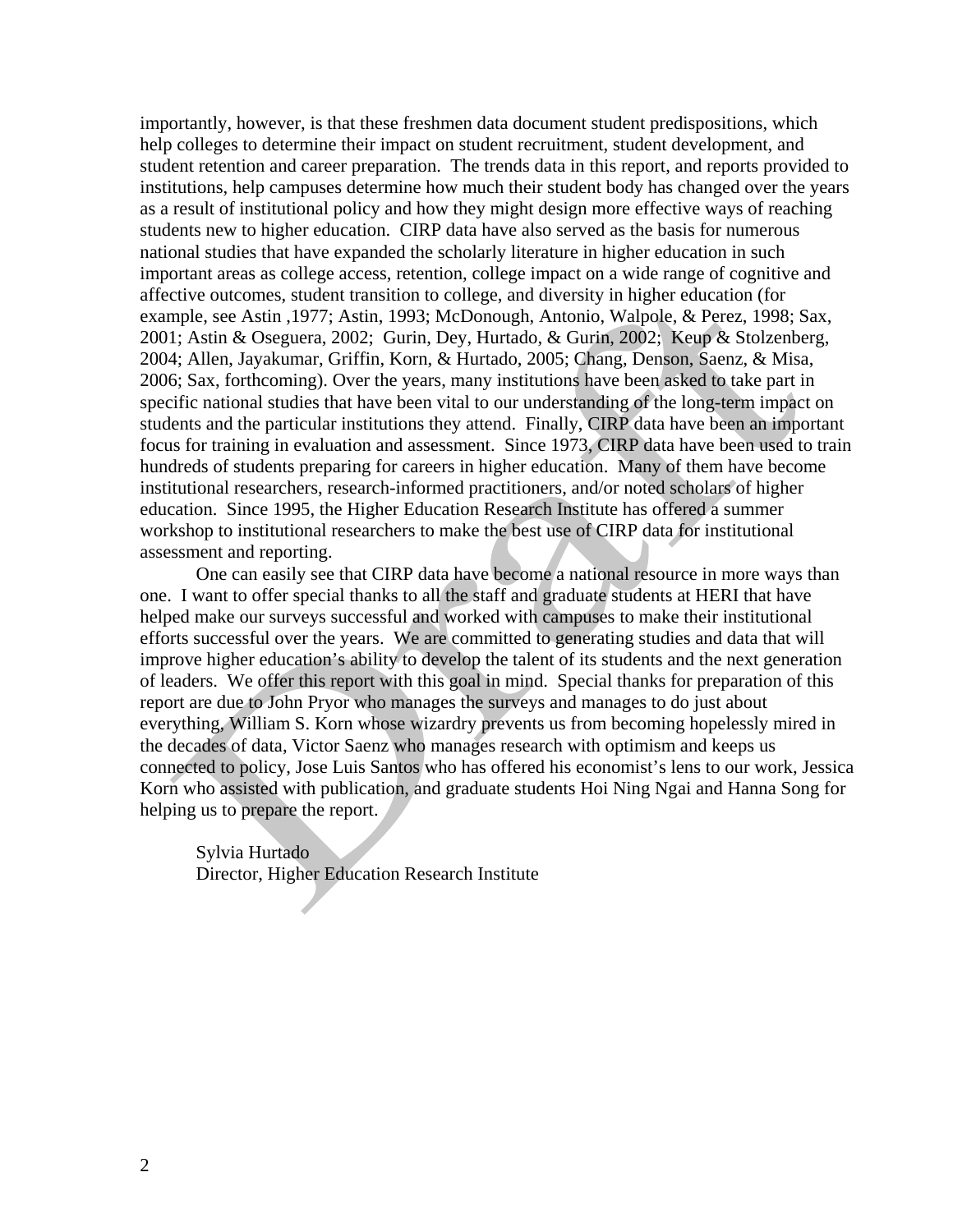importantly, however, is that these freshmen data document student predispositions, which help colleges to determine their impact on student recruitment, student development, and student retention and career preparation. The trends data in this report, and reports provided to institutions, help campuses determine how much their student body has changed over the years as a result of institutional policy and how they might design more effective ways of reaching students new to higher education. CIRP data have also served as the basis for numerous national studies that have expanded the scholarly literature in higher education in such important areas as college access, retention, college impact on a wide range of cognitive and affective outcomes, student transition to college, and diversity in higher education (for example, see Astin ,1977; Astin, 1993; McDonough, Antonio, Walpole, & Perez, 1998; Sax, 2001; Astin & Oseguera, 2002; Gurin, Dey, Hurtado, & Gurin, 2002; Keup & Stolzenberg, 2004; Allen, Jayakumar, Griffin, Korn, & Hurtado, 2005; Chang, Denson, Saenz, & Misa, 2006; Sax, forthcoming). Over the years, many institutions have been asked to take part in specific national studies that have been vital to our understanding of the long-term impact on students and the particular institutions they attend. Finally, CIRP data have been an important focus for training in evaluation and assessment. Since 1973, CIRP data have been used to train hundreds of students preparing for careers in higher education. Many of them have become institutional researchers, research-informed practitioners, and/or noted scholars of higher education. Since 1995, the Higher Education Research Institute has offered a summer workshop to institutional researchers to make the best use of CIRP data for institutional assessment and reporting.

One can easily see that CIRP data have become a national resource in more ways than one. I want to offer special thanks to all the staff and graduate students at HERI that have helped make our surveys successful and worked with campuses to make their institutional efforts successful over the years. We are committed to generating studies and data that will improve higher education's ability to develop the talent of its students and the next generation of leaders. We offer this report with this goal in mind. Special thanks for preparation of this report are due to John Pryor who manages the surveys and manages to do just about everything, William S. Korn whose wizardry prevents us from becoming hopelessly mired in the decades of data, Victor Saenz who manages research with optimism and keeps us connected to policy, Jose Luis Santos who has offered his economist's lens to our work, Jessica Korn who assisted with publication, and graduate students Hoi Ning Ngai and Hanna Song for helping us to prepare the report.

Sylvia Hurtado
Director, Higher Education Research Institute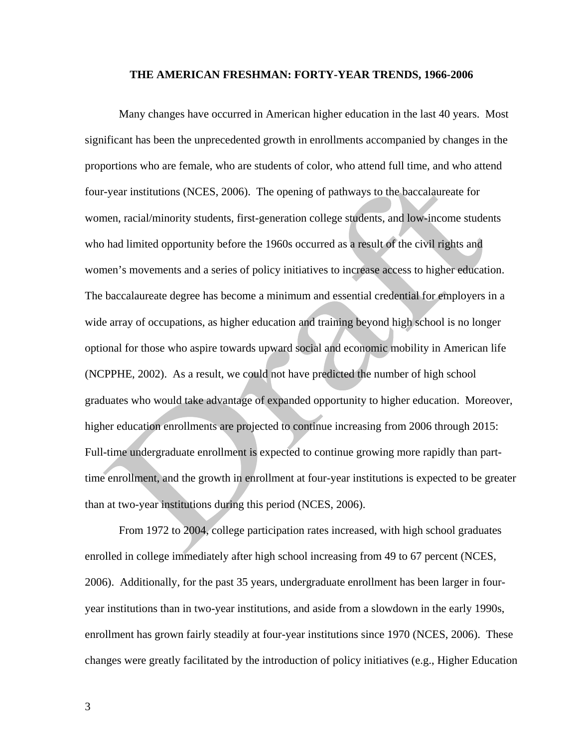**THE AMERICAN FRESHMAN: FORTY-YEAR TRENDS, 1966-2006**

Many changes have occurred in American higher education in the last 40 years. Most significant has been the unprecedented growth in enrollments accompanied by changes in the proportions who are female, who are students of color, who attend full time, and who attend four-year institutions (NCES, 2006). The opening of pathways to the baccalaureate for women, racial/minority students, first-generation college students, and low-income students who had limited opportunity before the 1960s occurred as a result of the civil rights and women's movements and a series of policy initiatives to increase access to higher education. The baccalaureate degree has become a minimum and essential credential for employers in a wide array of occupations, as higher education and training beyond high school is no longer optional for those who aspire towards upward social and economic mobility in American life (NCPPHE, 2002). As a result, we could not have predicted the number of high school graduates who would take advantage of expanded opportunity to higher education. Moreover, higher education enrollments are projected to continue increasing from 2006 through 2015: Full-time undergraduate enrollment is expected to continue growing more rapidly than part-time enrollment, and the growth in enrollment at four-year institutions is expected to be greater than at two-year institutions during this period (NCES, 2006).

From 1972 to 2004, college participation rates increased, with high school graduates enrolled in college immediately after high school increasing from 49 to 67 percent (NCES, 2006). Additionally, for the past 35 years, undergraduate enrollment has been larger in four-year institutions than in two-year institutions, and aside from a slowdown in the early 1990s, enrollment has grown fairly steadily at four-year institutions since 1970 (NCES, 2006). These changes were greatly facilitated by the introduction of policy initiatives (e.g., Higher Education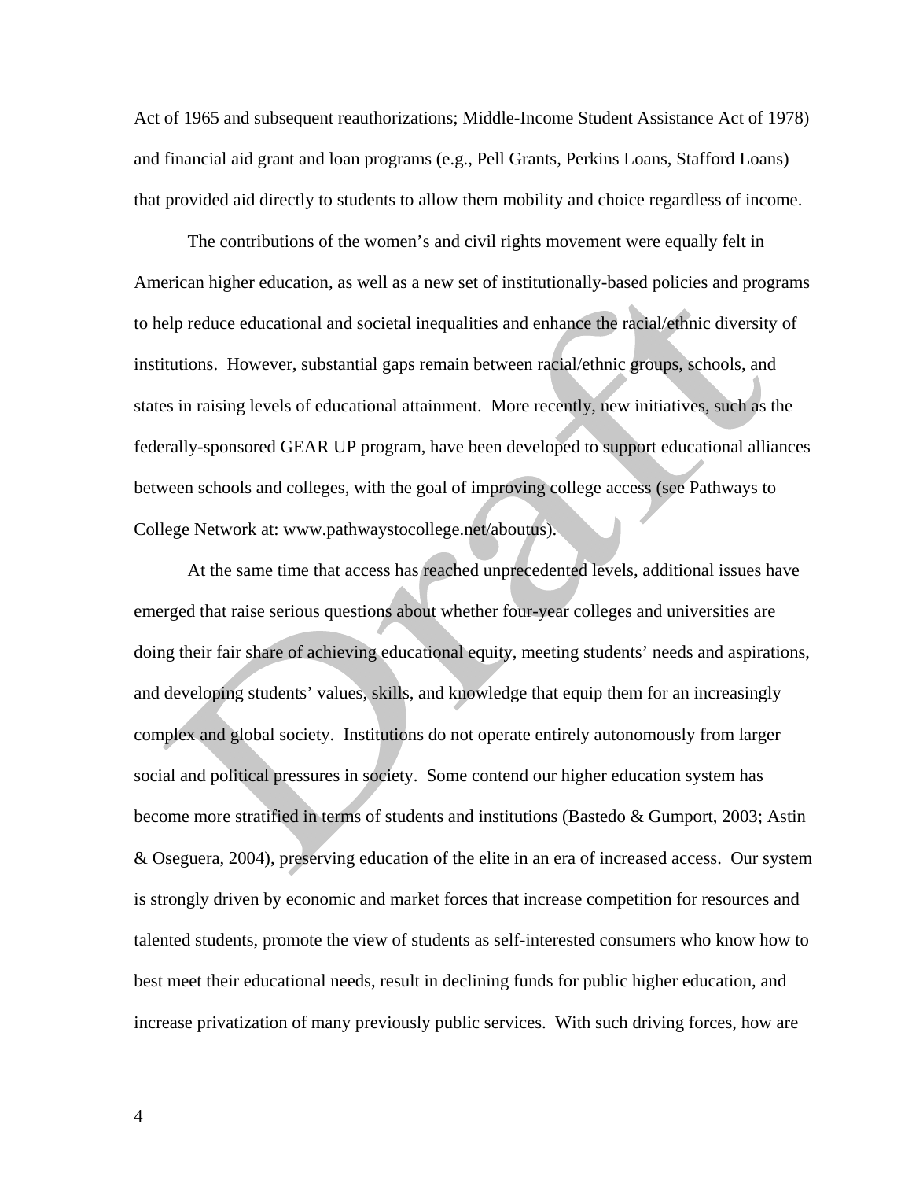Act of 1965 and subsequent reauthorizations; Middle-Income Student Assistance Act of 1978) and financial aid grant and loan programs (e.g., Pell Grants, Perkins Loans, Stafford Loans) that provided aid directly to students to allow them mobility and choice regardless of income.

The contributions of the women's and civil rights movement were equally felt in American higher education, as well as a new set of institutionally-based policies and programs to help reduce educational and societal inequalities and enhance the racial/ethnic diversity of institutions. However, substantial gaps remain between racial/ethnic groups, schools, and states in raising levels of educational attainment. More recently, new initiatives, such as the federally-sponsored GEAR UP program, have been developed to support educational alliances between schools and colleges, with the goal of improving college access (see Pathways to College Network at: www.pathwaystocollege.net/aboutus).

At the same time that access has reached unprecedented levels, additional issues have emerged that raise serious questions about whether four-year colleges and universities are doing their fair share of achieving educational equity, meeting students' needs and aspirations, and developing students' values, skills, and knowledge that equip them for an increasingly complex and global society. Institutions do not operate entirely autonomously from larger social and political pressures in society. Some contend our higher education system has become more stratified in terms of students and institutions (Bastedo & Gumport, 2003; Astin & Oseguera, 2004), preserving education of the elite in an era of increased access. Our system is strongly driven by economic and market forces that increase competition for resources and talented students, promote the view of students as self-interested consumers who know how to best meet their educational needs, result in declining funds for public higher education, and increase privatization of many previously public services. With such driving forces, how are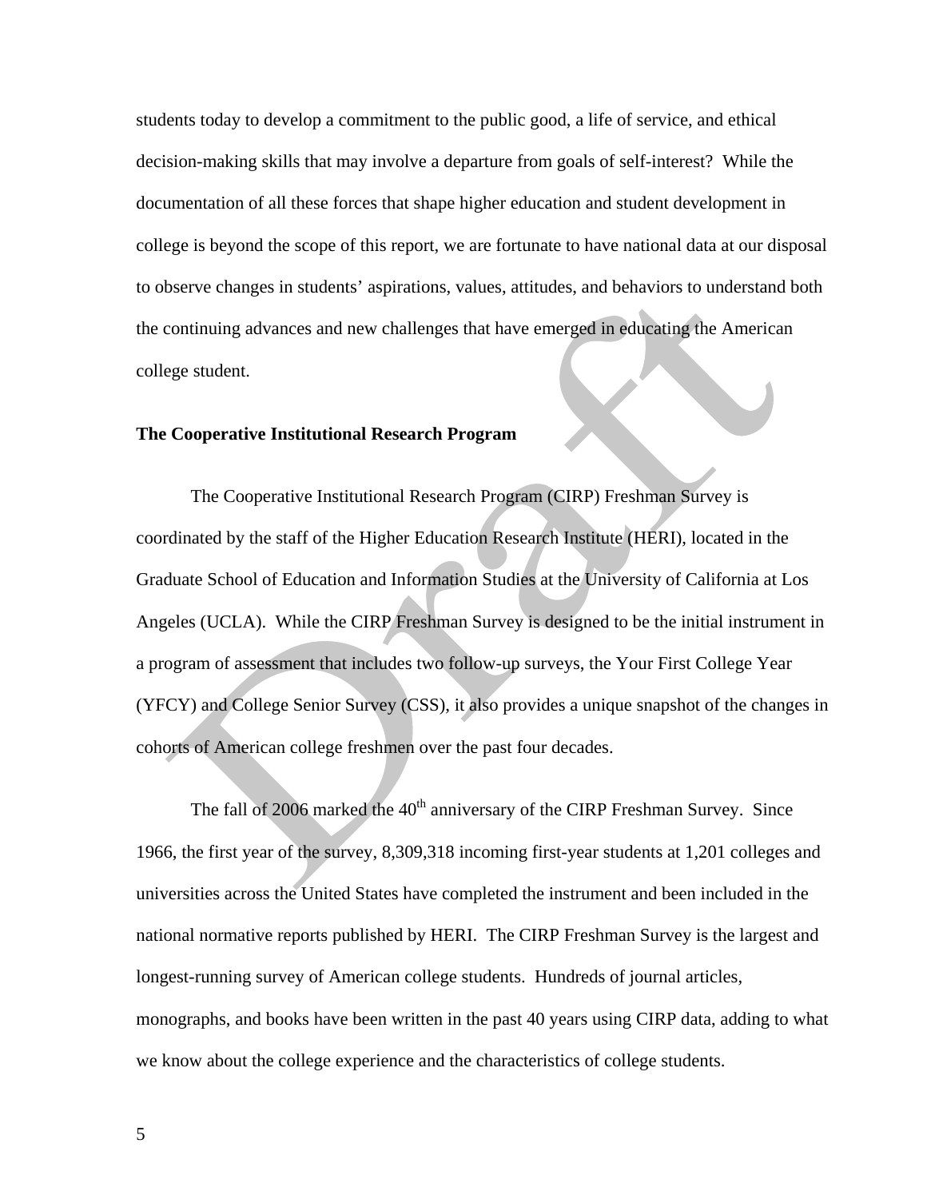students today to develop a commitment to the public good, a life of service, and ethical decision-making skills that may involve a departure from goals of self-interest? While the documentation of all these forces that shape higher education and student development in college is beyond the scope of this report, we are fortunate to have national data at our disposal to observe changes in students' aspirations, values, attitudes, and behaviors to understand both the continuing advances and new challenges that have emerged in educating the American college student.

**The Cooperative Institutional Research Program**

The Cooperative Institutional Research Program (CIRP) Freshman Survey is coordinated by the staff of the Higher Education Research Institute (HERI), located in the Graduate School of Education and Information Studies at the University of California at Los Angeles (UCLA). While the CIRP Freshman Survey is designed to be the initial instrument in a program of assessment that includes two follow-up surveys, the Your First College Year (YFCY) and College Senior Survey (CSS), it also provides a unique snapshot of the changes in cohorts of American college freshmen over the past four decades.

The fall of 2006 marked the 40th anniversary of the CIRP Freshman Survey. Since 1966, the first year of the survey, 8,309,318 incoming first-year students at 1,201 colleges and universities across the United States have completed the instrument and been included in the national normative reports published by HERI. The CIRP Freshman Survey is the largest and longest-running survey of American college students. Hundreds of journal articles, monographs, and books have been written in the past 40 years using CIRP data, adding to what we know about the college experience and the characteristics of college students.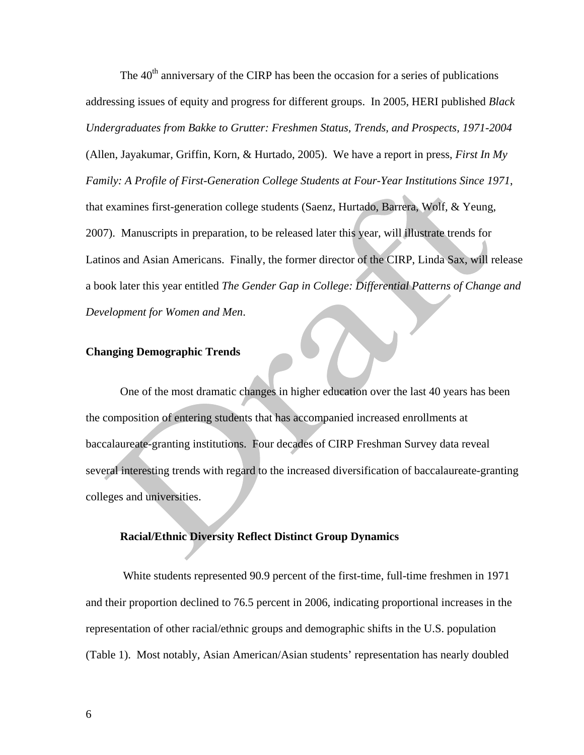The 40$^{th}$ anniversary of the CIRP has been the occasion for a series of publications addressing issues of equity and progress for different groups. In 2005, HERI published *Black Undergraduates from Bakke to Grutter: Freshmen Status, Trends, and Prospects, 1971-2004* (Allen, Jayakumar, Griffin, Korn, & Hurtado, 2005). We have a report in press, *First In My Family: A Profile of First-Generation College Students at Four-Year Institutions Since 1971*, that examines first-generation college students (Saenz, Hurtado, Barrera, Wolf, & Yeung, 2007). Manuscripts in preparation, to be released later this year, will illustrate trends for Latinos and Asian Americans. Finally, the former director of the CIRP, Linda Sax, will release a book later this year entitled *The Gender Gap in College: Differential Patterns of Change and Development for Women and Men*.

## Changing Demographic Trends

One of the most dramatic changes in higher education over the last 40 years has been the composition of entering students that has accompanied increased enrollments at baccalaureate-granting institutions. Four decades of CIRP Freshman Survey data reveal several interesting trends with regard to the increased diversification of baccalaureate-granting colleges and universities.

### Racial/Ethnic Diversity Reflect Distinct Group Dynamics

White students represented 90.9 percent of the first-time, full-time freshmen in 1971 and their proportion declined to 76.5 percent in 2006, indicating proportional increases in the representation of other racial/ethnic groups and demographic shifts in the U.S. population (Table 1). Most notably, Asian American/Asian students' representation has nearly doubled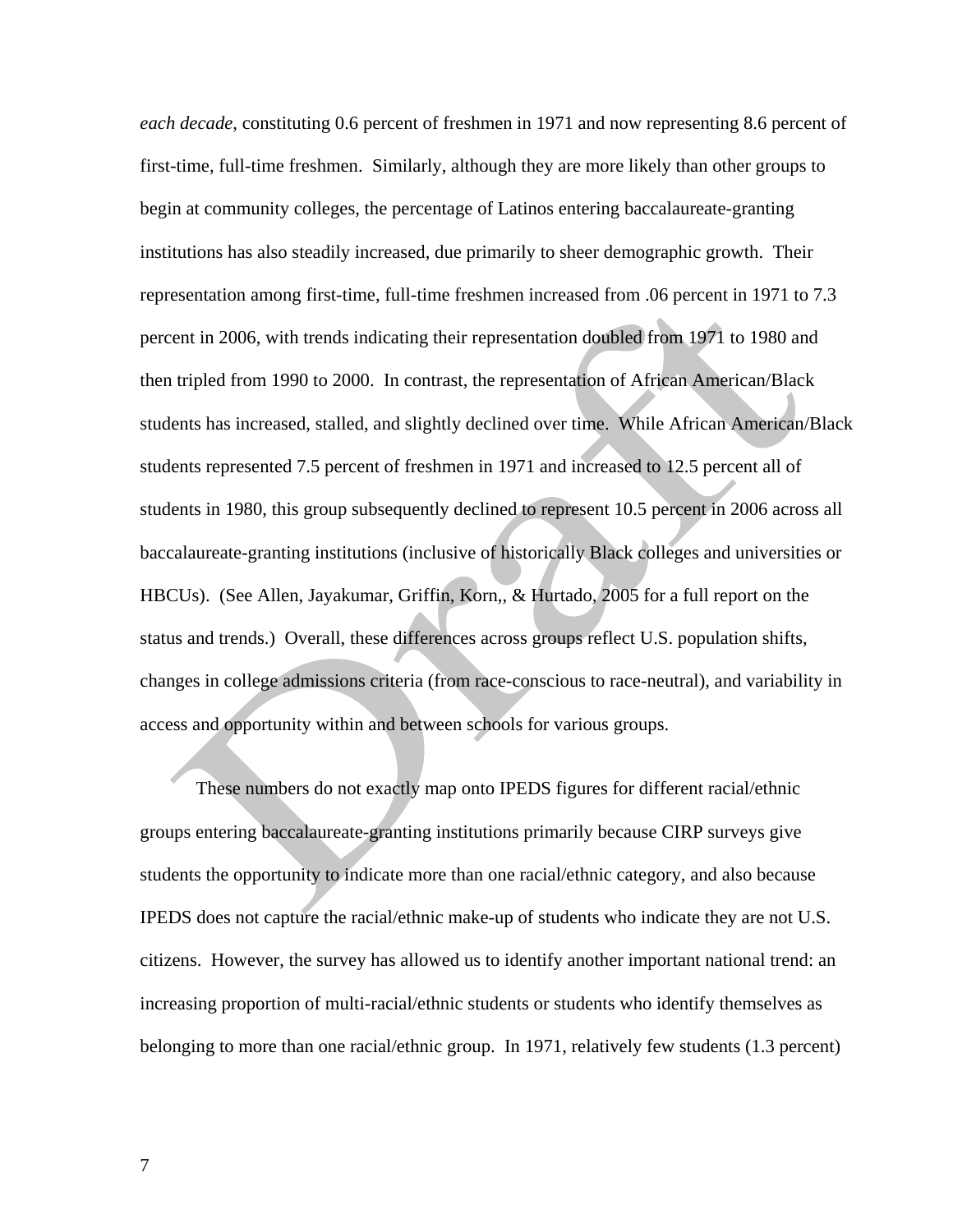*each decade*, constituting 0.6 percent of freshmen in 1971 and now representing 8.6 percent of first-time, full-time freshmen. Similarly, although they are more likely than other groups to begin at community colleges, the percentage of Latinos entering baccalaureate-granting institutions has also steadily increased, due primarily to sheer demographic growth. Their representation among first-time, full-time freshmen increased from .06 percent in 1971 to 7.3 percent in 2006, with trends indicating their representation doubled from 1971 to 1980 and then tripled from 1990 to 2000. In contrast, the representation of African American/Black students has increased, stalled, and slightly declined over time. While African American/Black students represented 7.5 percent of freshmen in 1971 and increased to 12.5 percent all of students in 1980, this group subsequently declined to represent 10.5 percent in 2006 across all baccalaureate-granting institutions (inclusive of historically Black colleges and universities or HBCUs). (See Allen, Jayakumar, Griffin, Korn,, & Hurtado, 2005 for a full report on the status and trends.) Overall, these differences across groups reflect U.S. population shifts, changes in college admissions criteria (from race-conscious to race-neutral), and variability in access and opportunity within and between schools for various groups.

These numbers do not exactly map onto IPEDS figures for different racial/ethnic groups entering baccalaureate-granting institutions primarily because CIRP surveys give students the opportunity to indicate more than one racial/ethnic category, and also because IPEDS does not capture the racial/ethnic make-up of students who indicate they are not U.S. citizens. However, the survey has allowed us to identify another important national trend: an increasing proportion of multi-racial/ethnic students or students who identify themselves as belonging to more than one racial/ethnic group. In 1971, relatively few students (1.3 percent)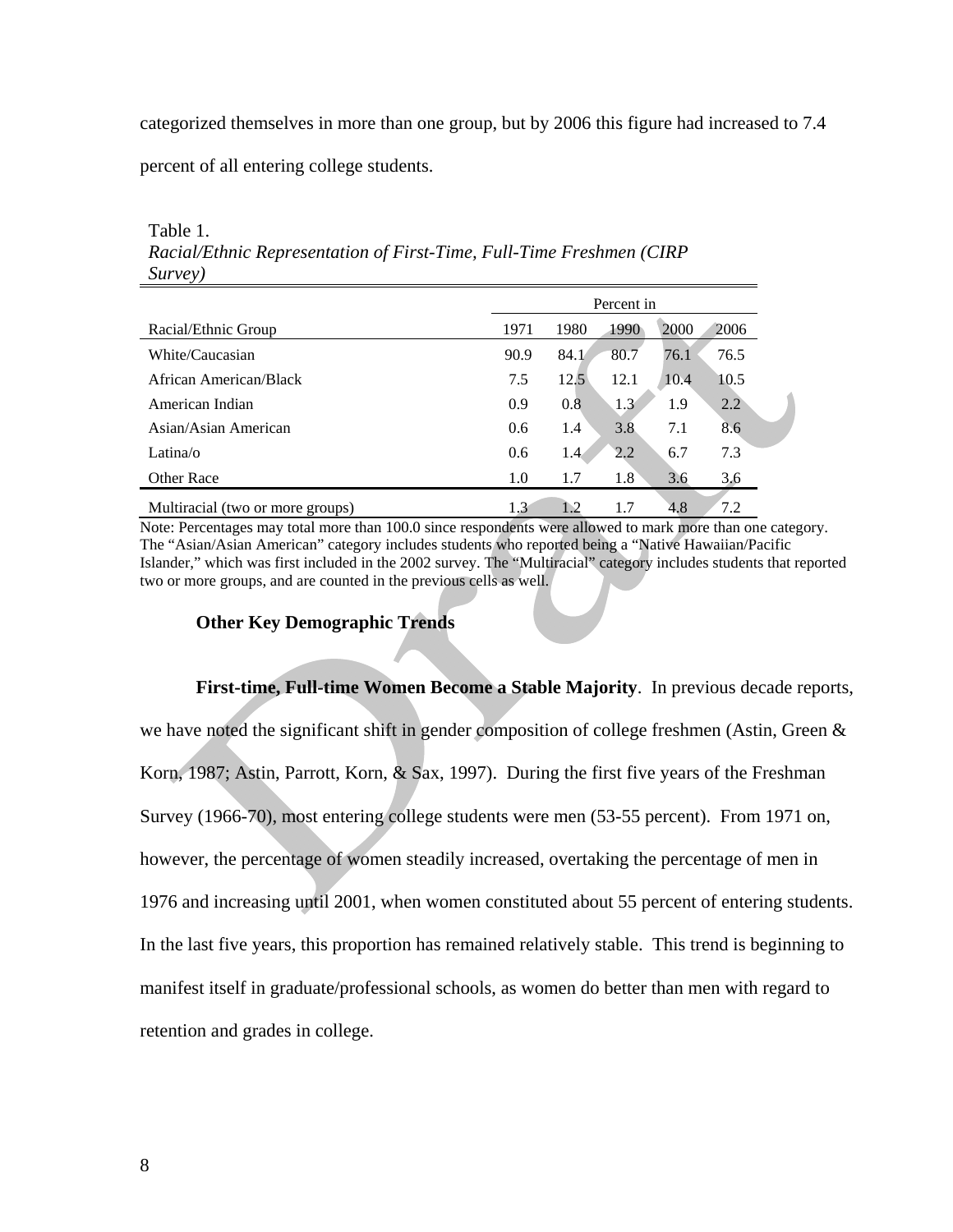categorized themselves in more than one group, but by 2006 this figure had increased to 7.4 percent of all entering college students.

Table 1.
*Racial/Ethnic Representation of First-Time, Full-Time Freshmen (CIRP Survey)*

| | Percent in | | | | |
|---|---|---|---|---|---|
| Racial/Ethnic Group | 1971 | 1980 | 1990 | 2000 | 2006 |
| White/Caucasian | 90.9 | 84.1 | 80.7 | 76.1 | 76.5 |
| African American/Black | 7.5 | 12.5 | 12.1 | 10.4 | 10.5 |
| American Indian | 0.9 | 0.8 | 1.3 | 1.9 | 2.2 |
| Asian/Asian American | 0.6 | 1.4 | 3.8 | 7.1 | 8.6 |
| Latina/o | 0.6 | 1.4 | 2.2 | 6.7 | 7.3 |
| Other Race | 1.0 | 1.7 | 1.8 | 3.6 | 3.6 |
| Multiracial (two or more groups) | 1.3 | 1.2 | 1.7 | 4.8 | 7.2 |

Note: Percentages may total more than 100.0 since respondents were allowed to mark more than one category. The "Asian/Asian American" category includes students who reported being a "Native Hawaiian/Pacific Islander," which was first included in the 2002 survey. The "Multiracial" category includes students that reported two or more groups, and are counted in the previous cells as well.

### Other Key Demographic Trends

**First-time, Full-time Women Become a Stable Majority**. In previous decade reports, we have noted the significant shift in gender composition of college freshmen (Astin, Green & Korn, 1987; Astin, Parrott, Korn, & Sax, 1997). During the first five years of the Freshman Survey (1966-70), most entering college students were men (53-55 percent). From 1971 on, however, the percentage of women steadily increased, overtaking the percentage of men in 1976 and increasing until 2001, when women constituted about 55 percent of entering students. In the last five years, this proportion has remained relatively stable. This trend is beginning to manifest itself in graduate/professional schools, as women do better than men with regard to retention and grades in college.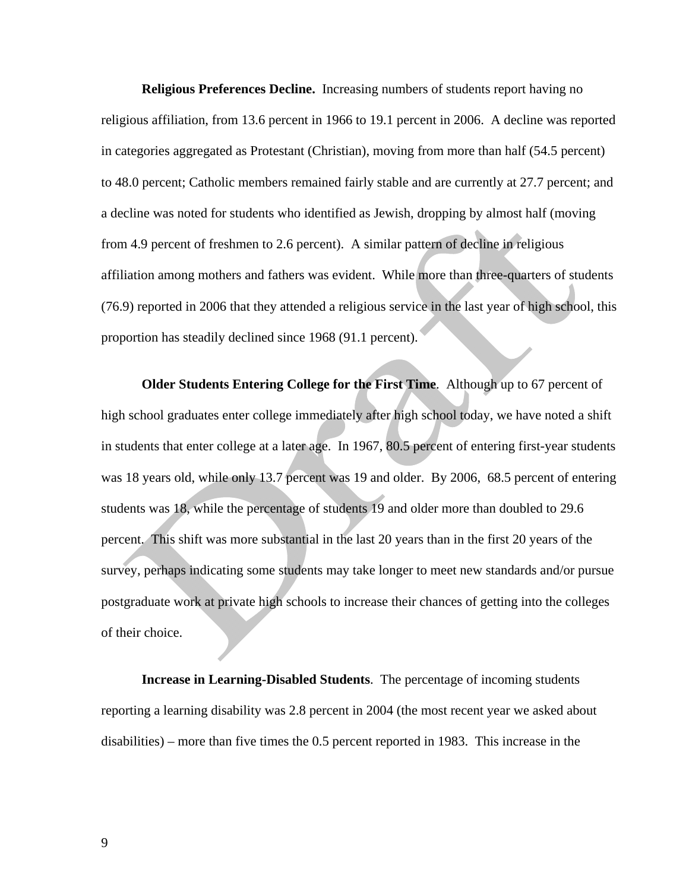**Religious Preferences Decline.** Increasing numbers of students report having no religious affiliation, from 13.6 percent in 1966 to 19.1 percent in 2006. A decline was reported in categories aggregated as Protestant (Christian), moving from more than half (54.5 percent) to 48.0 percent; Catholic members remained fairly stable and are currently at 27.7 percent; and a decline was noted for students who identified as Jewish, dropping by almost half (moving from 4.9 percent of freshmen to 2.6 percent). A similar pattern of decline in religious affiliation among mothers and fathers was evident. While more than three-quarters of students (76.9) reported in 2006 that they attended a religious service in the last year of high school, this proportion has steadily declined since 1968 (91.1 percent).

**Older Students Entering College for the First Time**. Although up to 67 percent of high school graduates enter college immediately after high school today, we have noted a shift in students that enter college at a later age. In 1967, 80.5 percent of entering first-year students was 18 years old, while only 13.7 percent was 19 and older. By 2006, 68.5 percent of entering students was 18, while the percentage of students 19 and older more than doubled to 29.6 percent. This shift was more substantial in the last 20 years than in the first 20 years of the survey, perhaps indicating some students may take longer to meet new standards and/or pursue postgraduate work at private high schools to increase their chances of getting into the colleges of their choice.

**Increase in Learning-Disabled Students**. The percentage of incoming students reporting a learning disability was 2.8 percent in 2004 (the most recent year we asked about disabilities) – more than five times the 0.5 percent reported in 1983. This increase in the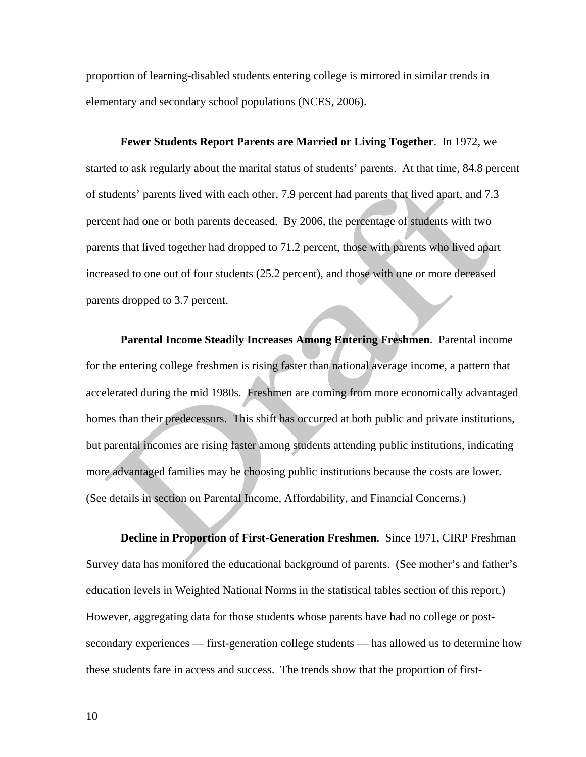proportion of learning-disabled students entering college is mirrored in similar trends in elementary and secondary school populations (NCES, 2006).

**Fewer Students Report Parents are Married or Living Together**. In 1972, we started to ask regularly about the marital status of students' parents. At that time, 84.8 percent of students' parents lived with each other, 7.9 percent had parents that lived apart, and 7.3 percent had one or both parents deceased. By 2006, the percentage of students with two parents that lived together had dropped to 71.2 percent, those with parents who lived apart increased to one out of four students (25.2 percent), and those with one or more deceased parents dropped to 3.7 percent.

**Parental Income Steadily Increases Among Entering Freshmen**. Parental income for the entering college freshmen is rising faster than national average income, a pattern that accelerated during the mid 1980s. Freshmen are coming from more economically advantaged homes than their predecessors. This shift has occurred at both public and private institutions, but parental incomes are rising faster among students attending public institutions, indicating more advantaged families may be choosing public institutions because the costs are lower. (See details in section on Parental Income, Affordability, and Financial Concerns.)

**Decline in Proportion of First-Generation Freshmen**. Since 1971, CIRP Freshman Survey data has monitored the educational background of parents. (See mother's and father's education levels in Weighted National Norms in the statistical tables section of this report.) However, aggregating data for those students whose parents have had no college or post-secondary experiences — first-generation college students — has allowed us to determine how these students fare in access and success. The trends show that the proportion of first-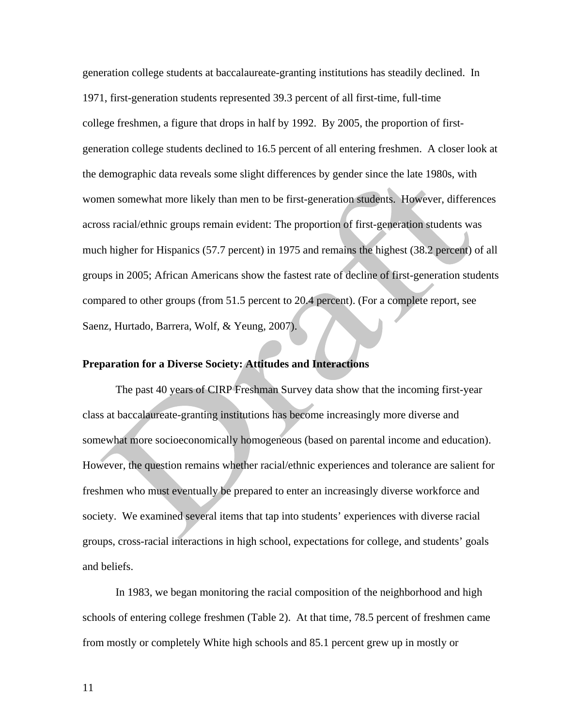generation college students at baccalaureate-granting institutions has steadily declined. In 1971, first-generation students represented 39.3 percent of all first-time, full-time college freshmen, a figure that drops in half by 1992. By 2005, the proportion of first-generation college students declined to 16.5 percent of all entering freshmen. A closer look at the demographic data reveals some slight differences by gender since the late 1980s, with women somewhat more likely than men to be first-generation students. However, differences across racial/ethnic groups remain evident: The proportion of first-generation students was much higher for Hispanics (57.7 percent) in 1975 and remains the highest (38.2 percent) of all groups in 2005; African Americans show the fastest rate of decline of first-generation students compared to other groups (from 51.5 percent to 20.4 percent). (For a complete report, see Saenz, Hurtado, Barrera, Wolf, & Yeung, 2007).

**Preparation for a Diverse Society: Attitudes and Interactions**

The past 40 years of CIRP Freshman Survey data show that the incoming first-year class at baccalaureate-granting institutions has become increasingly more diverse and somewhat more socioeconomically homogeneous (based on parental income and education). However, the question remains whether racial/ethnic experiences and tolerance are salient for freshmen who must eventually be prepared to enter an increasingly diverse workforce and society. We examined several items that tap into students' experiences with diverse racial groups, cross-racial interactions in high school, expectations for college, and students' goals and beliefs.

In 1983, we began monitoring the racial composition of the neighborhood and high schools of entering college freshmen (Table 2). At that time, 78.5 percent of freshmen came from mostly or completely White high schools and 85.1 percent grew up in mostly or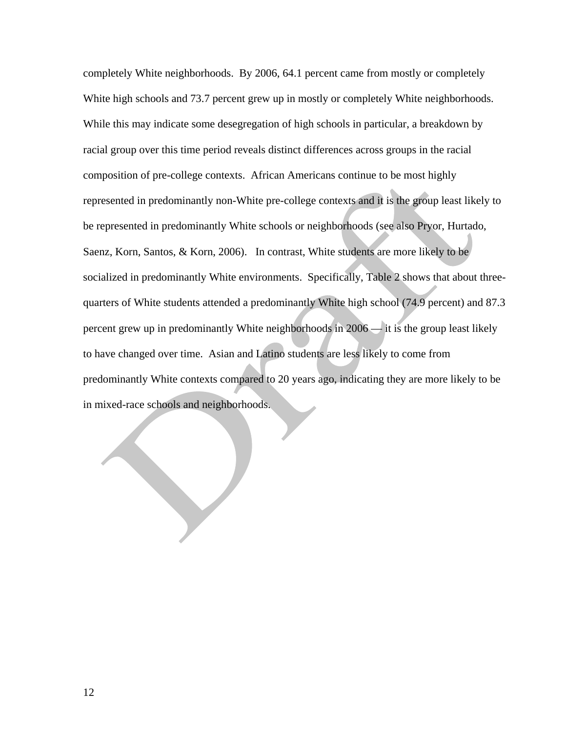completely White neighborhoods. By 2006, 64.1 percent came from mostly or completely White high schools and 73.7 percent grew up in mostly or completely White neighborhoods. While this may indicate some desegregation of high schools in particular, a breakdown by racial group over this time period reveals distinct differences across groups in the racial composition of pre-college contexts. African Americans continue to be most highly represented in predominantly non-White pre-college contexts and it is the group least likely to be represented in predominantly White schools or neighborhoods (see also Pryor, Hurtado, Saenz, Korn, Santos, & Korn, 2006). In contrast, White students are more likely to be socialized in predominantly White environments. Specifically, Table 2 shows that about three-quarters of White students attended a predominantly White high school (74.9 percent) and 87.3 percent grew up in predominantly White neighborhoods in 2006 — it is the group least likely to have changed over time. Asian and Latino students are less likely to come from predominantly White contexts compared to 20 years ago, indicating they are more likely to be in mixed-race schools and neighborhoods.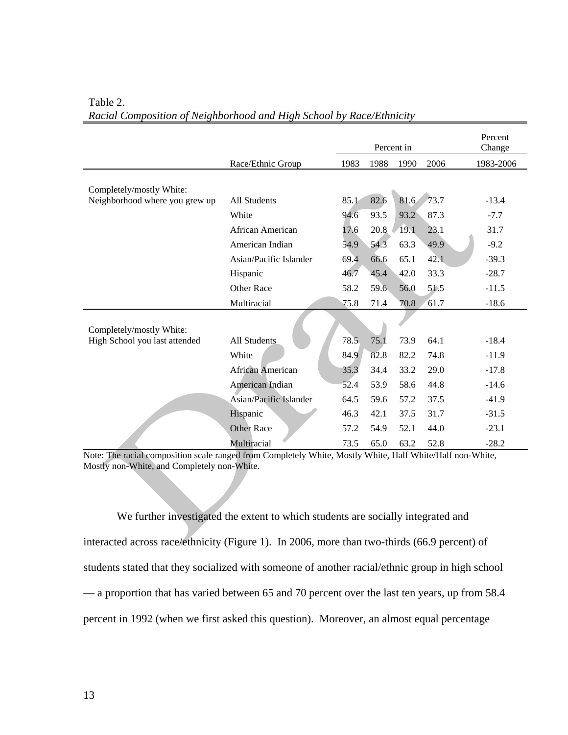Table 2.
*Racial Composition of Neighborhood and High School by Race/Ethnicity*

| | Race/Ethnic Group | Percent in 1983 | 1988 | 1990 | 2006 | Percent Change 1983-2006 |
|---|---|---|---|---|---|---|
| Completely/mostly White: Neighborhood where you grew up | All Students | 85.1 | 82.6 | 81.6 | 73.7 | -13.4 |
| | White | 94.6 | 93.5 | 93.2 | 87.3 | -7.7 |
| | African American | 17.6 | 20.8 | 19.1 | 23.1 | 31.7 |
| | American Indian | 54.9 | 54.3 | 63.3 | 49.9 | -9.2 |
| | Asian/Pacific Islander | 69.4 | 66.6 | 65.1 | 42.1 | -39.3 |
| | Hispanic | 46.7 | 45.4 | 42.0 | 33.3 | -28.7 |
| | Other Race | 58.2 | 59.6 | 56.0 | 51.5 | -11.5 |
| | Multiracial | 75.8 | 71.4 | 70.8 | 61.7 | -18.6 |
| Completely/mostly White: High School you last attended | All Students | 78.5 | 75.1 | 73.9 | 64.1 | -18.4 |
| | White | 84.9 | 82.8 | 82.2 | 74.8 | -11.9 |
| | African American | 35.3 | 34.4 | 33.2 | 29.0 | -17.8 |
| | American Indian | 52.4 | 53.9 | 58.6 | 44.8 | -14.6 |
| | Asian/Pacific Islander | 64.5 | 59.6 | 57.2 | 37.5 | -41.9 |
| | Hispanic | 46.3 | 42.1 | 37.5 | 31.7 | -31.5 |
| | Other Race | 57.2 | 54.9 | 52.1 | 44.0 | -23.1 |
| | Multiracial | 73.5 | 65.0 | 63.2 | 52.8 | -28.2 |

Note: The racial composition scale ranged from Completely White, Mostly White, Half White/Half non-White, Mostly non-White, and Completely non-White.

We further investigated the extent to which students are socially integrated and interacted across race/ethnicity (Figure 1). In 2006, more than two-thirds (66.9 percent) of students stated that they socialized with someone of another racial/ethnic group in high school — a proportion that has varied between 65 and 70 percent over the last ten years, up from 58.4 percent in 1992 (when we first asked this question). Moreover, an almost equal percentage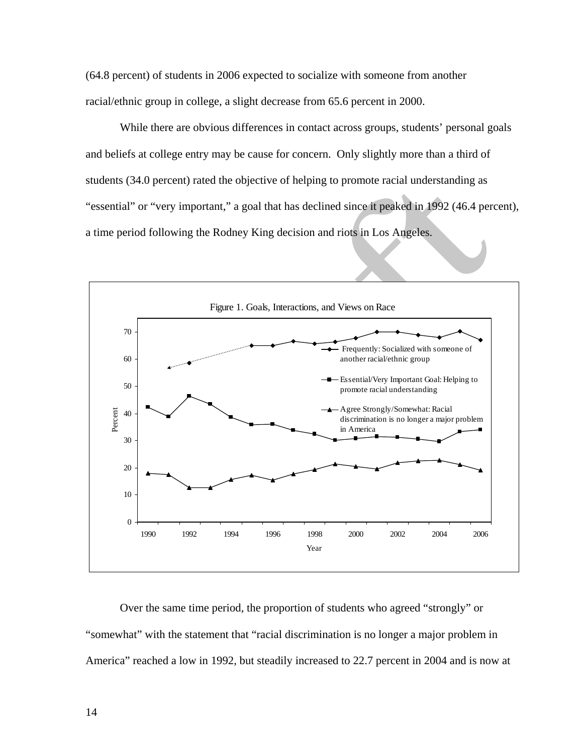(64.8 percent) of students in 2006 expected to socialize with someone from another racial/ethnic group in college, a slight decrease from 65.6 percent in 2000.

While there are obvious differences in contact across groups, students' personal goals and beliefs at college entry may be cause for concern. Only slightly more than a third of students (34.0 percent) rated the objective of helping to promote racial understanding as "essential" or "very important," a goal that has declined since it peaked in 1992 (46.4 percent), a time period following the Rodney King decision and riots in Los Angeles.

Figure 1. Goals, Interactions, and Views on Race

Over the same time period, the proportion of students who agreed "strongly" or "somewhat" with the statement that "racial discrimination is no longer a major problem in America" reached a low in 1992, but steadily increased to 22.7 percent in 2004 and is now at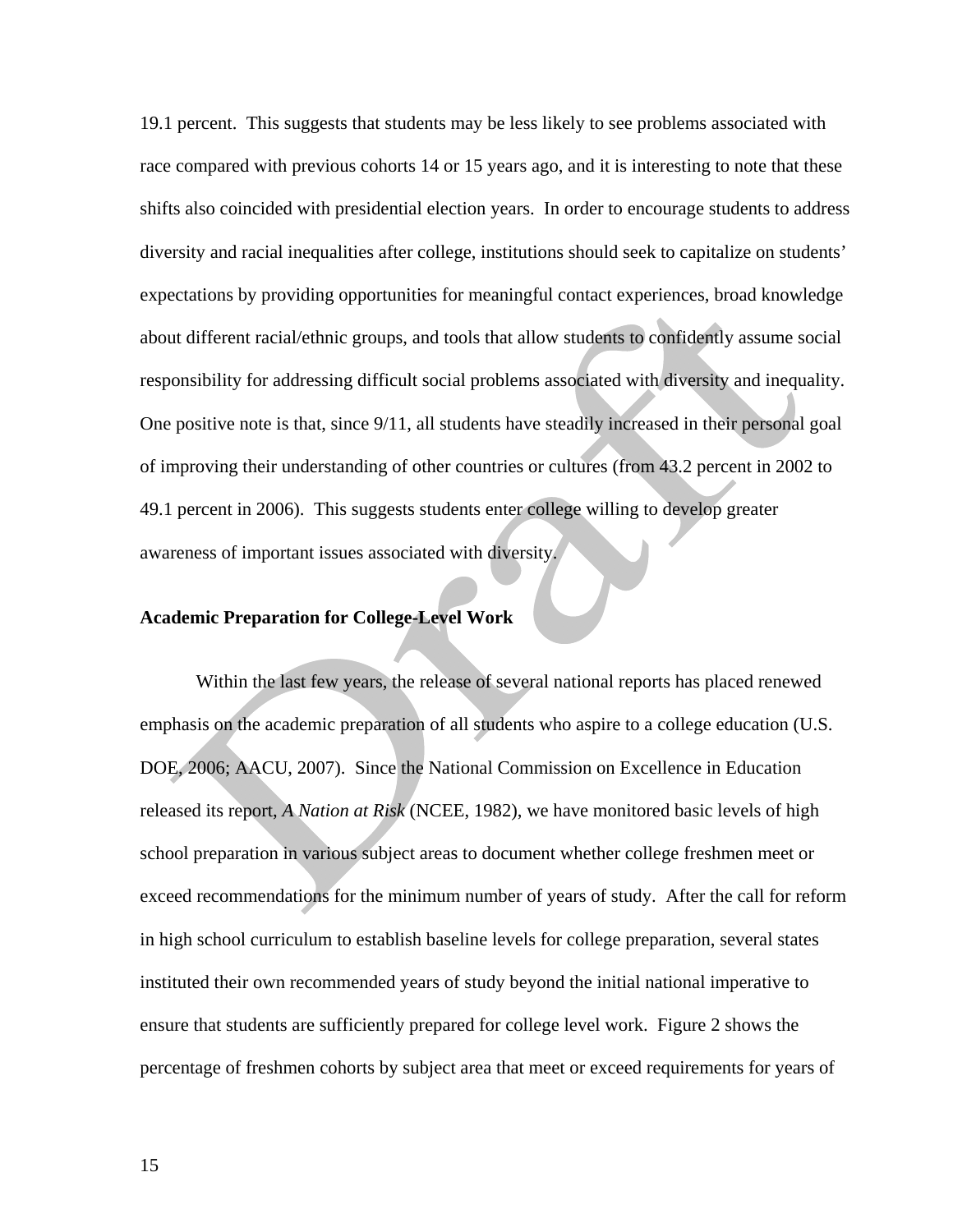19.1 percent. This suggests that students may be less likely to see problems associated with race compared with previous cohorts 14 or 15 years ago, and it is interesting to note that these shifts also coincided with presidential election years. In order to encourage students to address diversity and racial inequalities after college, institutions should seek to capitalize on students' expectations by providing opportunities for meaningful contact experiences, broad knowledge about different racial/ethnic groups, and tools that allow students to confidently assume social responsibility for addressing difficult social problems associated with diversity and inequality. One positive note is that, since 9/11, all students have steadily increased in their personal goal of improving their understanding of other countries or cultures (from 43.2 percent in 2002 to 49.1 percent in 2006). This suggests students enter college willing to develop greater awareness of important issues associated with diversity.

**Academic Preparation for College-Level Work**

Within the last few years, the release of several national reports has placed renewed emphasis on the academic preparation of all students who aspire to a college education (U.S. DOE, 2006; AACU, 2007). Since the National Commission on Excellence in Education released its report, *A Nation at Risk* (NCEE, 1982), we have monitored basic levels of high school preparation in various subject areas to document whether college freshmen meet or exceed recommendations for the minimum number of years of study. After the call for reform in high school curriculum to establish baseline levels for college preparation, several states instituted their own recommended years of study beyond the initial national imperative to ensure that students are sufficiently prepared for college level work. Figure 2 shows the percentage of freshmen cohorts by subject area that meet or exceed requirements for years of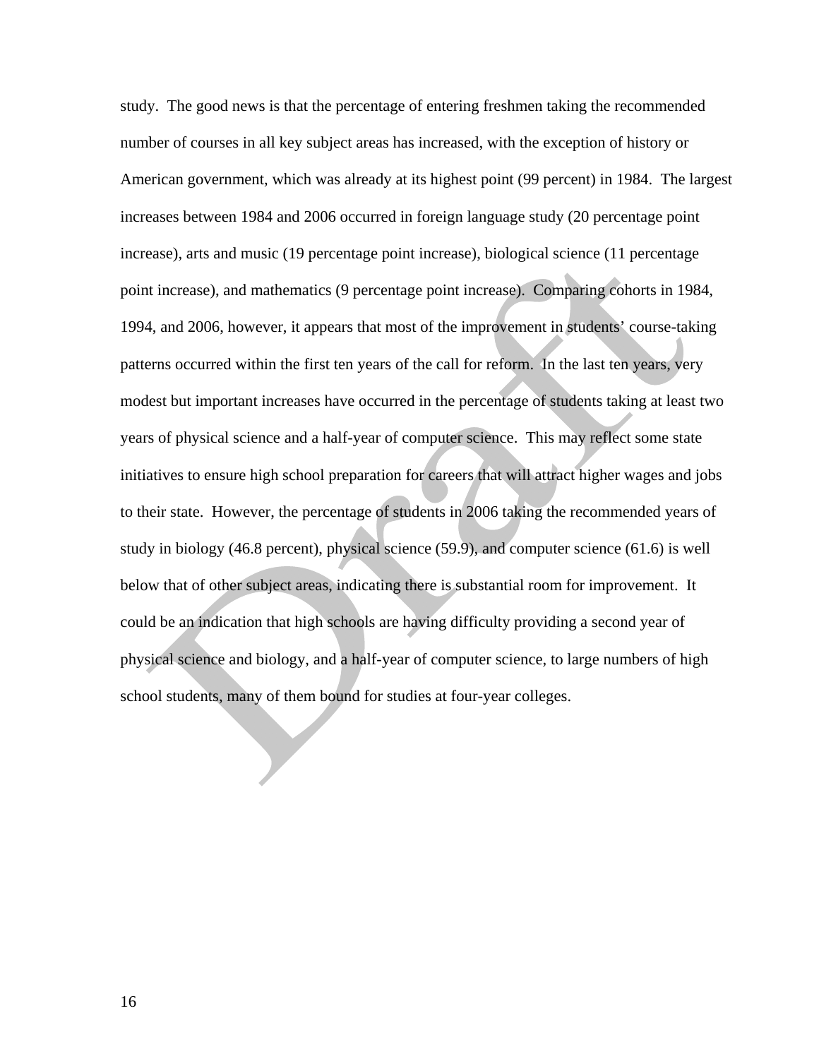study.  The good news is that the percentage of entering freshmen taking the recommended number of courses in all key subject areas has increased, with the exception of history or American government, which was already at its highest point (99 percent) in 1984.  The largest increases between 1984 and 2006 occurred in foreign language study (20 percentage point increase), arts and music (19 percentage point increase), biological science (11 percentage point increase), and mathematics (9 percentage point increase).  Comparing cohorts in 1984, 1994, and 2006, however, it appears that most of the improvement in students' course-taking patterns occurred within the first ten years of the call for reform.  In the last ten years, very modest but important increases have occurred in the percentage of students taking at least two years of physical science and a half-year of computer science.  This may reflect some state initiatives to ensure high school preparation for careers that will attract higher wages and jobs to their state.  However, the percentage of students in 2006 taking the recommended years of study in biology (46.8 percent), physical science (59.9), and computer science (61.6) is well below that of other subject areas, indicating there is substantial room for improvement.  It could be an indication that high schools are having difficulty providing a second year of physical science and biology, and a half-year of computer science, to large numbers of high school students, many of them bound for studies at four-year colleges.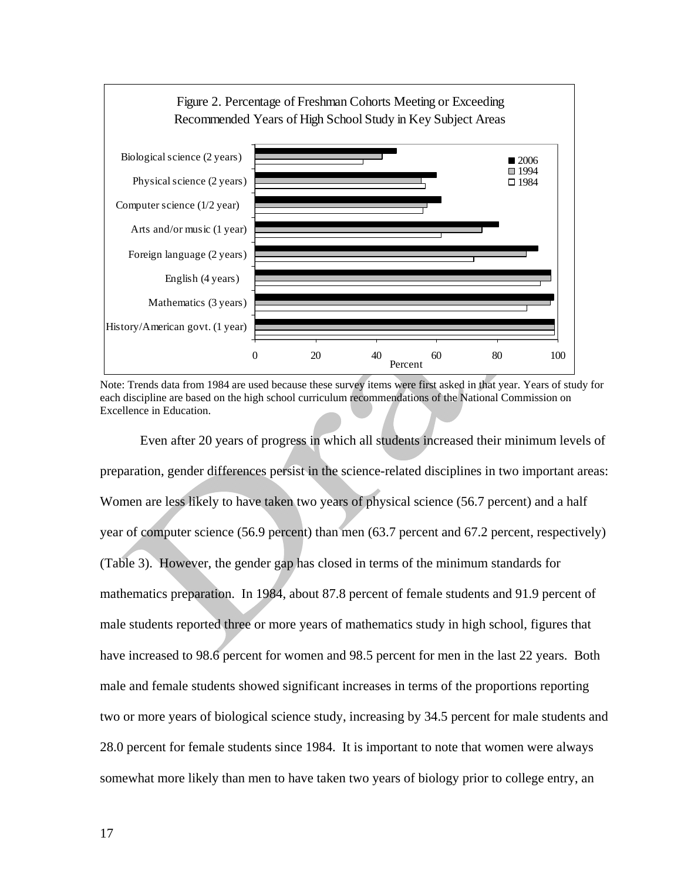Figure 2. Percentage of Freshman Cohorts Meeting or Exceeding Recommended Years of High School Study in Key Subject Areas

Note: Trends data from 1984 are used because these survey items were first asked in that year. Years of study for each discipline are based on the high school curriculum recommendations of the National Commission on Excellence in Education.

Even after 20 years of progress in which all students increased their minimum levels of preparation, gender differences persist in the science-related disciplines in two important areas: Women are less likely to have taken two years of physical science (56.7 percent) and a half year of computer science (56.9 percent) than men (63.7 percent and 67.2 percent, respectively) (Table 3). However, the gender gap has closed in terms of the minimum standards for mathematics preparation. In 1984, about 87.8 percent of female students and 91.9 percent of male students reported three or more years of mathematics study in high school, figures that have increased to 98.6 percent for women and 98.5 percent for men in the last 22 years. Both male and female students showed significant increases in terms of the proportions reporting two or more years of biological science study, increasing by 34.5 percent for male students and 28.0 percent for female students since 1984. It is important to note that women were always somewhat more likely than men to have taken two years of biology prior to college entry, an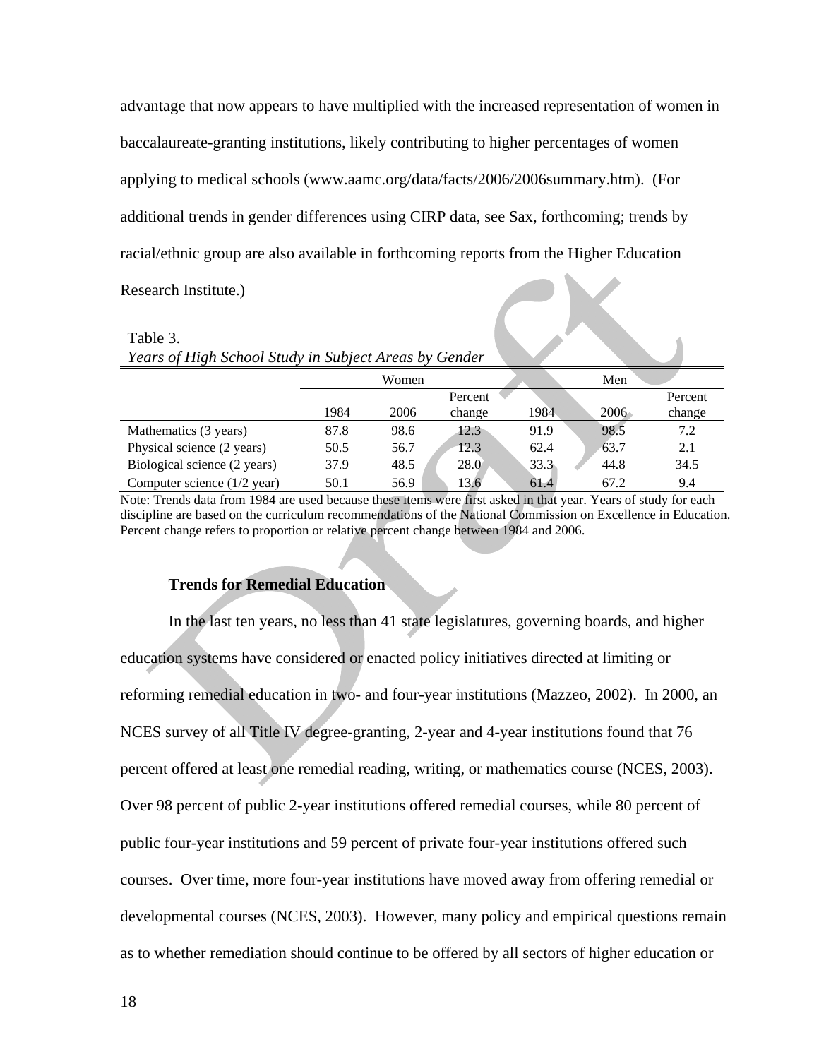advantage that now appears to have multiplied with the increased representation of women in baccalaureate-granting institutions, likely contributing to higher percentages of women applying to medical schools (www.aamc.org/data/facts/2006/2006summary.htm). (For additional trends in gender differences using CIRP data, see Sax, forthcoming; trends by racial/ethnic group are also available in forthcoming reports from the Higher Education Research Institute.)

Table 3.
*Years of High School Study in Subject Areas by Gender*

| | Women | | | Men | | |
|---|---|---|---|---|---|---|
| | 1984 | 2006 | Percent change | 1984 | 2006 | Percent change |
| Mathematics (3 years) | 87.8 | 98.6 | 12.3 | 91.9 | 98.5 | 7.2 |
| Physical science (2 years) | 50.5 | 56.7 | 12.3 | 62.4 | 63.7 | 2.1 |
| Biological science (2 years) | 37.9 | 48.5 | 28.0 | 33.3 | 44.8 | 34.5 |
| Computer science (1/2 year) | 50.1 | 56.9 | 13.6 | 61.4 | 67.2 | 9.4 |

Note: Trends data from 1984 are used because these items were first asked in that year. Years of study for each discipline are based on the curriculum recommendations of the National Commission on Excellence in Education. Percent change refers to proportion or relative percent change between 1984 and 2006.

### Trends for Remedial Education

In the last ten years, no less than 41 state legislatures, governing boards, and higher education systems have considered or enacted policy initiatives directed at limiting or reforming remedial education in two- and four-year institutions (Mazzeo, 2002). In 2000, an NCES survey of all Title IV degree-granting, 2-year and 4-year institutions found that 76 percent offered at least one remedial reading, writing, or mathematics course (NCES, 2003). Over 98 percent of public 2-year institutions offered remedial courses, while 80 percent of public four-year institutions and 59 percent of private four-year institutions offered such courses. Over time, more four-year institutions have moved away from offering remedial or developmental courses (NCES, 2003). However, many policy and empirical questions remain as to whether remediation should continue to be offered by all sectors of higher education or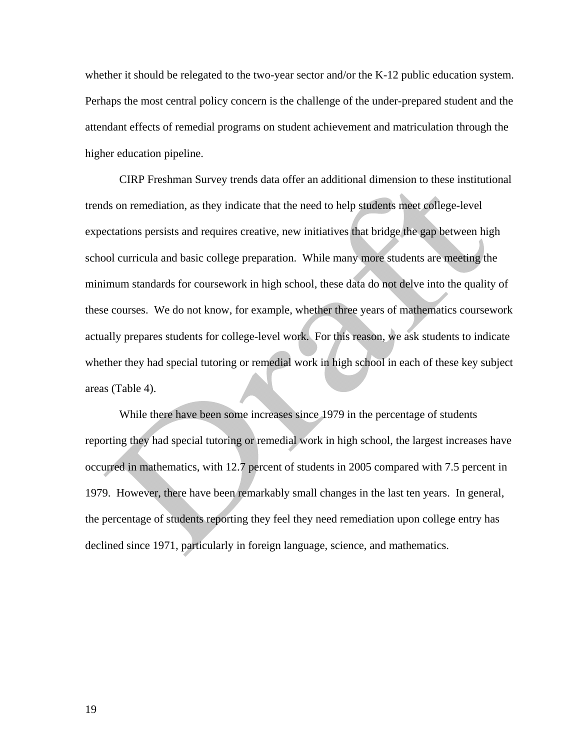whether it should be relegated to the two-year sector and/or the K-12 public education system. Perhaps the most central policy concern is the challenge of the under-prepared student and the attendant effects of remedial programs on student achievement and matriculation through the higher education pipeline.

CIRP Freshman Survey trends data offer an additional dimension to these institutional trends on remediation, as they indicate that the need to help students meet college-level expectations persists and requires creative, new initiatives that bridge the gap between high school curricula and basic college preparation. While many more students are meeting the minimum standards for coursework in high school, these data do not delve into the quality of these courses. We do not know, for example, whether three years of mathematics coursework actually prepares students for college-level work. For this reason, we ask students to indicate whether they had special tutoring or remedial work in high school in each of these key subject areas (Table 4).

While there have been some increases since 1979 in the percentage of students reporting they had special tutoring or remedial work in high school, the largest increases have occurred in mathematics, with 12.7 percent of students in 2005 compared with 7.5 percent in 1979. However, there have been remarkably small changes in the last ten years. In general, the percentage of students reporting they feel they need remediation upon college entry has declined since 1971, particularly in foreign language, science, and mathematics.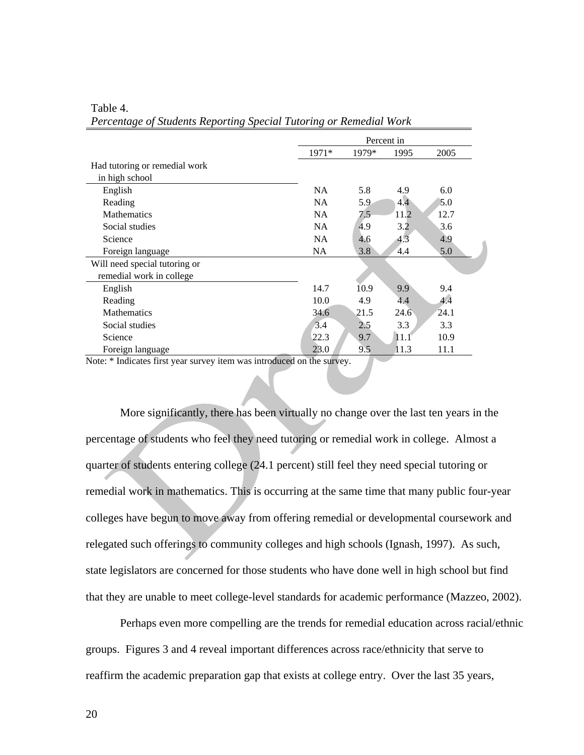Table 4.
*Percentage of Students Reporting Special Tutoring or Remedial Work*

| | Percent in | | | |
|---|---|---|---|---|
| | 1971* | 1979* | 1995 | 2005 |
| Had tutoring or remedial work in high school | | | | |
| English | NA | 5.8 | 4.9 | 6.0 |
| Reading | NA | 5.9 | 4.4 | 5.0 |
| Mathematics | NA | 7.5 | 11.2 | 12.7 |
| Social studies | NA | 4.9 | 3.2 | 3.6 |
| Science | NA | 4.6 | 4.3 | 4.9 |
| Foreign language | NA | 3.8 | 4.4 | 5.0 |
| Will need special tutoring or remedial work in college | | | | |
| English | 14.7 | 10.9 | 9.9 | 9.4 |
| Reading | 10.0 | 4.9 | 4.4 | 4.4 |
| Mathematics | 34.6 | 21.5 | 24.6 | 24.1 |
| Social studies | 3.4 | 2.5 | 3.3 | 3.3 |
| Science | 22.3 | 9.7 | 11.1 | 10.9 |
| Foreign language | 23.0 | 9.5 | 11.3 | 11.1 |

Note: * Indicates first year survey item was introduced on the survey.

More significantly, there has been virtually no change over the last ten years in the percentage of students who feel they need tutoring or remedial work in college. Almost a quarter of students entering college (24.1 percent) still feel they need special tutoring or remedial work in mathematics. This is occurring at the same time that many public four-year colleges have begun to move away from offering remedial or developmental coursework and relegated such offerings to community colleges and high schools (Ignash, 1997). As such, state legislators are concerned for those students who have done well in high school but find that they are unable to meet college-level standards for academic performance (Mazzeo, 2002).

Perhaps even more compelling are the trends for remedial education across racial/ethnic groups. Figures 3 and 4 reveal important differences across race/ethnicity that serve to reaffirm the academic preparation gap that exists at college entry. Over the last 35 years,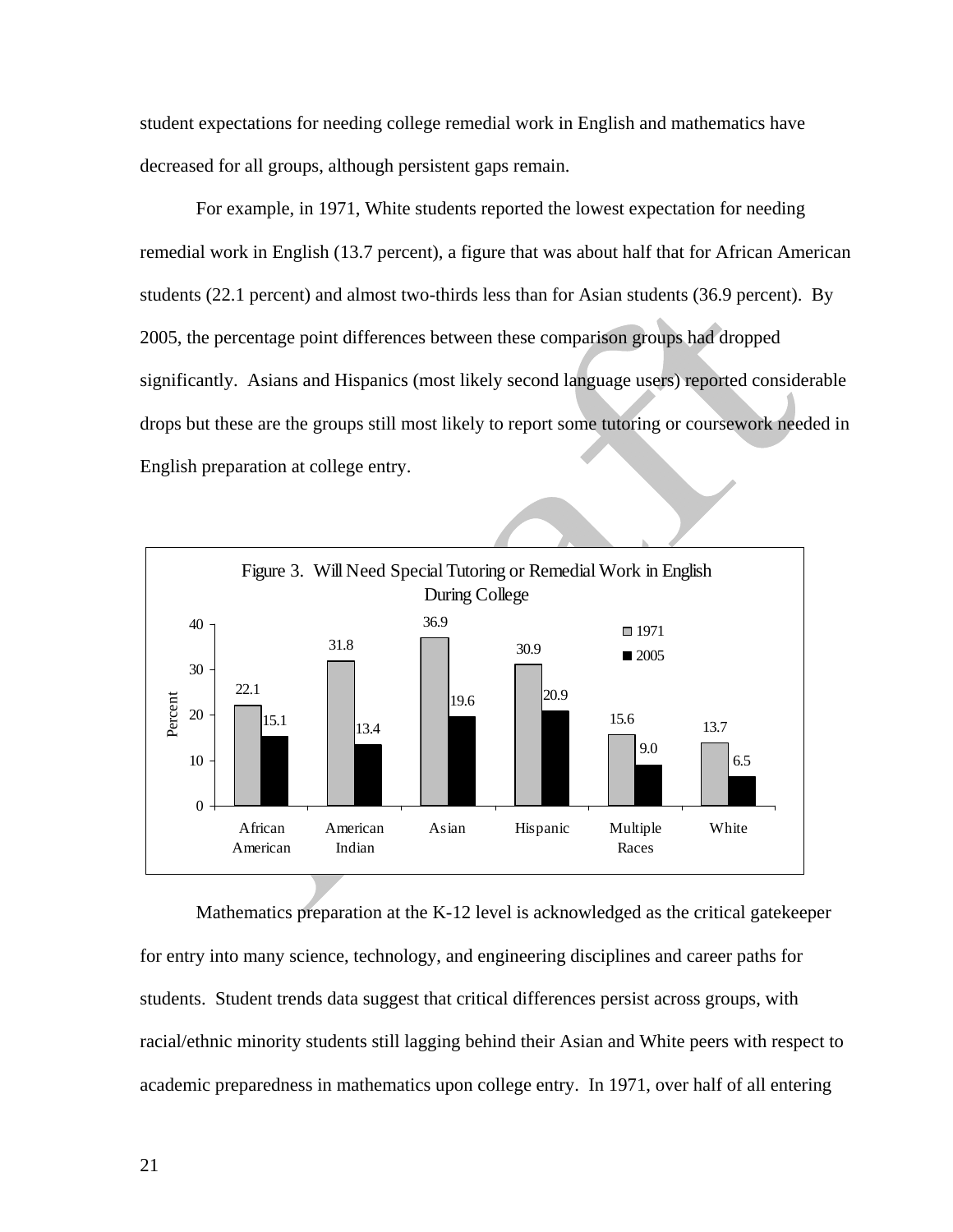student expectations for needing college remedial work in English and mathematics have decreased for all groups, although persistent gaps remain.

For example, in 1971, White students reported the lowest expectation for needing remedial work in English (13.7 percent), a figure that was about half that for African American students (22.1 percent) and almost two-thirds less than for Asian students (36.9 percent). By 2005, the percentage point differences between these comparison groups had dropped significantly. Asians and Hispanics (most likely second language users) reported considerable drops but these are the groups still most likely to report some tutoring or coursework needed in English preparation at college entry.

Figure 3. Will Need Special Tutoring or Remedial Work in English During College

| Percent | African American | American Indian | Asian | Hispanic | Multiple Races | White |
|---|---|---|---|---|---|---|
| 1971 | 22.1 | 31.8 | 36.9 | 30.9 | 15.6 | 13.7 |
| 2005 | 15.1 | 13.4 | 19.6 | 20.9 | 9.0 | 6.5 |

Mathematics preparation at the K-12 level is acknowledged as the critical gatekeeper for entry into many science, technology, and engineering disciplines and career paths for students. Student trends data suggest that critical differences persist across groups, with racial/ethnic minority students still lagging behind their Asian and White peers with respect to academic preparedness in mathematics upon college entry. In 1971, over half of all entering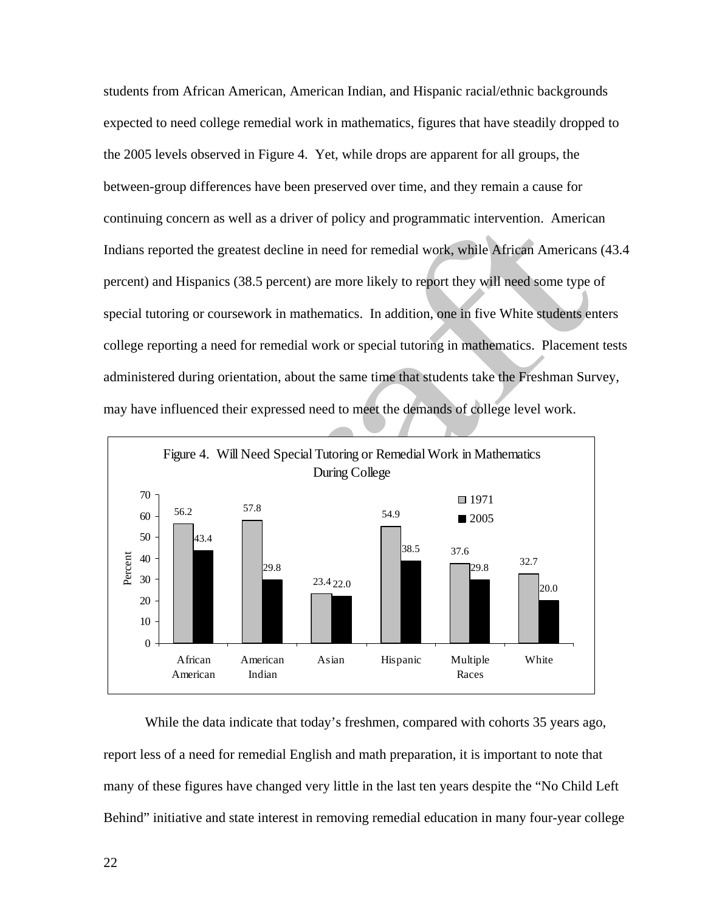students from African American, American Indian, and Hispanic racial/ethnic backgrounds expected to need college remedial work in mathematics, figures that have steadily dropped to the 2005 levels observed in Figure 4. Yet, while drops are apparent for all groups, the between-group differences have been preserved over time, and they remain a cause for continuing concern as well as a driver of policy and programmatic intervention. American Indians reported the greatest decline in need for remedial work, while African Americans (43.4 percent) and Hispanics (38.5 percent) are more likely to report they will need some type of special tutoring or coursework in mathematics. In addition, one in five White students enters college reporting a need for remedial work or special tutoring in mathematics. Placement tests administered during orientation, about the same time that students take the Freshman Survey, may have influenced their expressed need to meet the demands of college level work.

Figure 4. Will Need Special Tutoring or Remedial Work in Mathematics During College

| Percent | African American | American Indian | Asian | Hispanic | Multiple Races | White |
|---|---|---|---|---|---|---|
| 1971 | 56.2 | 57.8 | 23.4 | 54.9 | 37.6 | 32.7 |
| 2005 | 43.4 | 29.8 | 22.0 | 38.5 | 29.8 | 20.0 |

While the data indicate that today's freshmen, compared with cohorts 35 years ago, report less of a need for remedial English and math preparation, it is important to note that many of these figures have changed very little in the last ten years despite the "No Child Left Behind" initiative and state interest in removing remedial education in many four-year college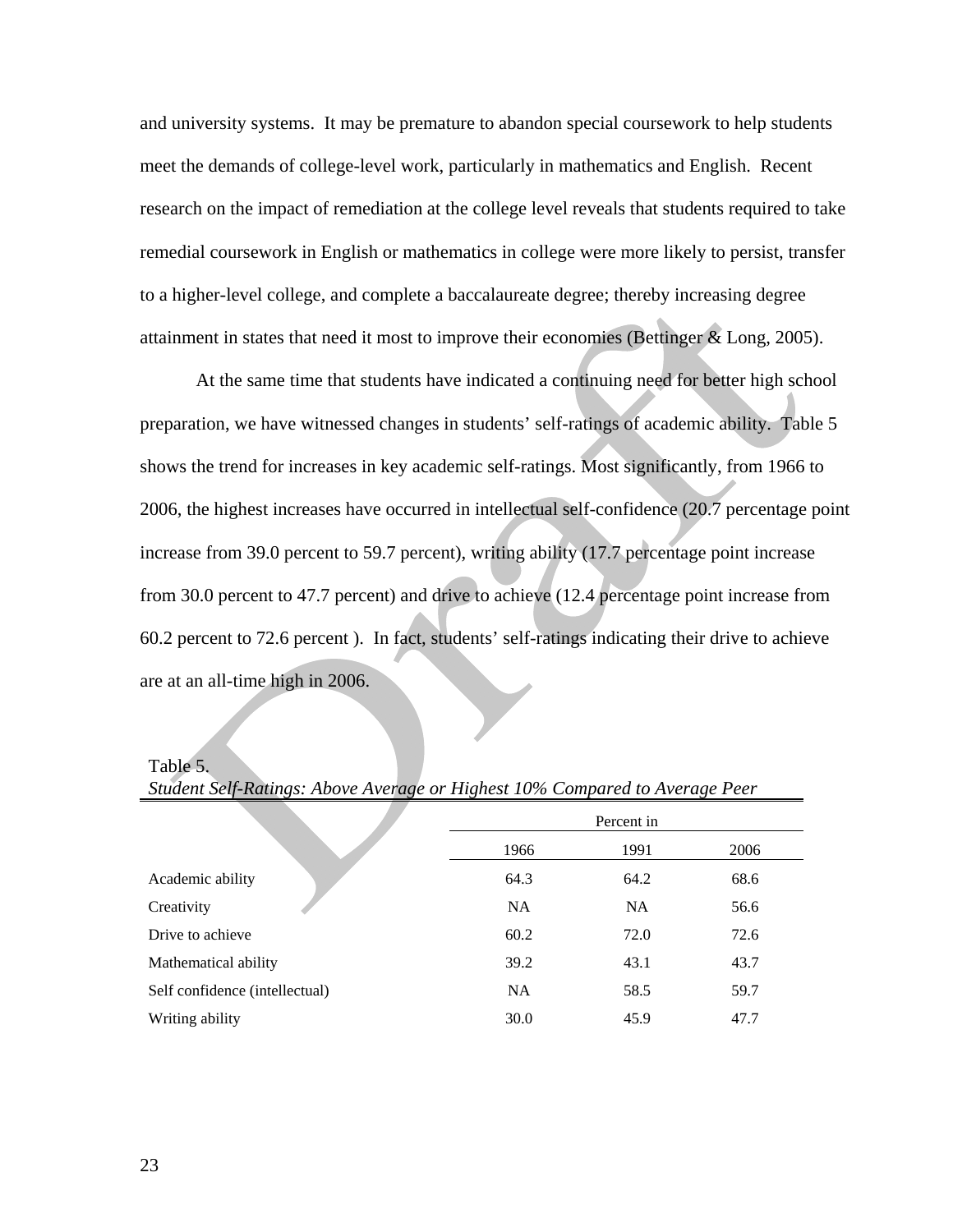and university systems. It may be premature to abandon special coursework to help students meet the demands of college-level work, particularly in mathematics and English. Recent research on the impact of remediation at the college level reveals that students required to take remedial coursework in English or mathematics in college were more likely to persist, transfer to a higher-level college, and complete a baccalaureate degree; thereby increasing degree attainment in states that need it most to improve their economies (Bettinger & Long, 2005).

At the same time that students have indicated a continuing need for better high school preparation, we have witnessed changes in students' self-ratings of academic ability. Table 5 shows the trend for increases in key academic self-ratings. Most significantly, from 1966 to 2006, the highest increases have occurred in intellectual self-confidence (20.7 percentage point increase from 39.0 percent to 59.7 percent), writing ability (17.7 percentage point increase from 30.0 percent to 47.7 percent) and drive to achieve (12.4 percentage point increase from 60.2 percent to 72.6 percent ). In fact, students' self-ratings indicating their drive to achieve are at an all-time high in 2006.

Table 5.
*Student Self-Ratings: Above Average or Highest 10% Compared to Average Peer*

| | Percent in | | |
|---|---|---|---|
| | 1966 | 1991 | 2006 |
| Academic ability | 64.3 | 64.2 | 68.6 |
| Creativity | NA | NA | 56.6 |
| Drive to achieve | 60.2 | 72.0 | 72.6 |
| Mathematical ability | 39.2 | 43.1 | 43.7 |
| Self confidence (intellectual) | NA | 58.5 | 59.7 |
| Writing ability | 30.0 | 45.9 | 47.7 |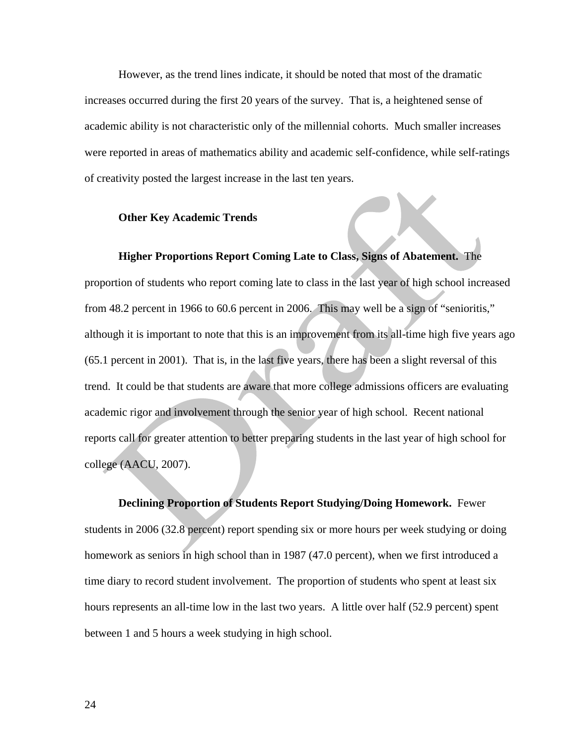However, as the trend lines indicate, it should be noted that most of the dramatic increases occurred during the first 20 years of the survey. That is, a heightened sense of academic ability is not characteristic only of the millennial cohorts. Much smaller increases were reported in areas of mathematics ability and academic self-confidence, while self-ratings of creativity posted the largest increase in the last ten years.

### Other Key Academic Trends

**Higher Proportions Report Coming Late to Class, Signs of Abatement.** The proportion of students who report coming late to class in the last year of high school increased from 48.2 percent in 1966 to 60.6 percent in 2006. This may well be a sign of "senioritis," although it is important to note that this is an improvement from its all-time high five years ago (65.1 percent in 2001). That is, in the last five years, there has been a slight reversal of this trend. It could be that students are aware that more college admissions officers are evaluating academic rigor and involvement through the senior year of high school. Recent national reports call for greater attention to better preparing students in the last year of high school for college (AACU, 2007).

**Declining Proportion of Students Report Studying/Doing Homework.** Fewer students in 2006 (32.8 percent) report spending six or more hours per week studying or doing homework as seniors in high school than in 1987 (47.0 percent), when we first introduced a time diary to record student involvement. The proportion of students who spent at least six hours represents an all-time low in the last two years. A little over half (52.9 percent) spent between 1 and 5 hours a week studying in high school.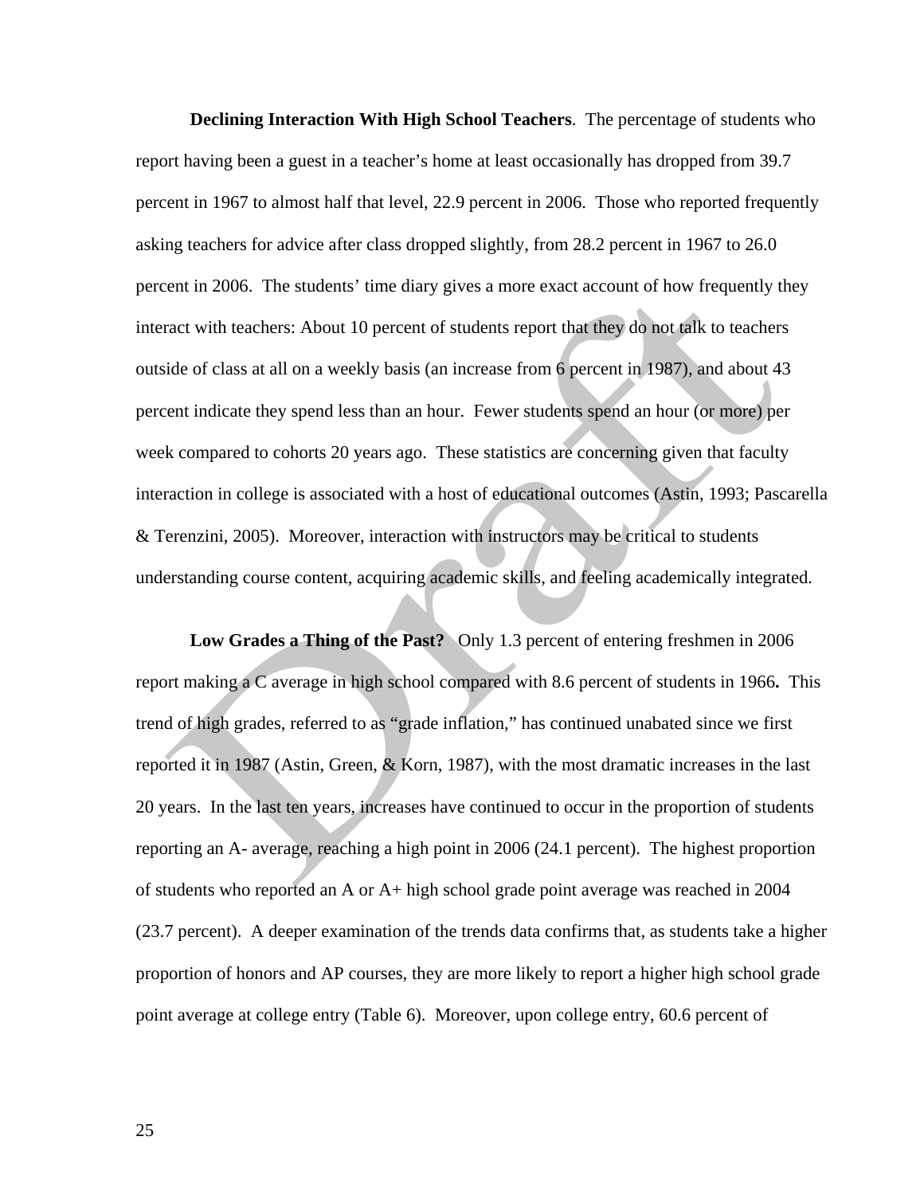**Declining Interaction With High School Teachers**. The percentage of students who report having been a guest in a teacher's home at least occasionally has dropped from 39.7 percent in 1967 to almost half that level, 22.9 percent in 2006. Those who reported frequently asking teachers for advice after class dropped slightly, from 28.2 percent in 1967 to 26.0 percent in 2006. The students' time diary gives a more exact account of how frequently they interact with teachers: About 10 percent of students report that they do not talk to teachers outside of class at all on a weekly basis (an increase from 6 percent in 1987), and about 43 percent indicate they spend less than an hour. Fewer students spend an hour (or more) per week compared to cohorts 20 years ago. These statistics are concerning given that faculty interaction in college is associated with a host of educational outcomes (Astin, 1993; Pascarella & Terenzini, 2005). Moreover, interaction with instructors may be critical to students understanding course content, acquiring academic skills, and feeling academically integrated.

**Low Grades a Thing of the Past?** Only 1.3 percent of entering freshmen in 2006 report making a C average in high school compared with 8.6 percent of students in 1966**.** This trend of high grades, referred to as "grade inflation," has continued unabated since we first reported it in 1987 (Astin, Green, & Korn, 1987), with the most dramatic increases in the last 20 years. In the last ten years, increases have continued to occur in the proportion of students reporting an A- average, reaching a high point in 2006 (24.1 percent). The highest proportion of students who reported an A or A+ high school grade point average was reached in 2004 (23.7 percent). A deeper examination of the trends data confirms that, as students take a higher proportion of honors and AP courses, they are more likely to report a higher high school grade point average at college entry (Table 6). Moreover, upon college entry, 60.6 percent of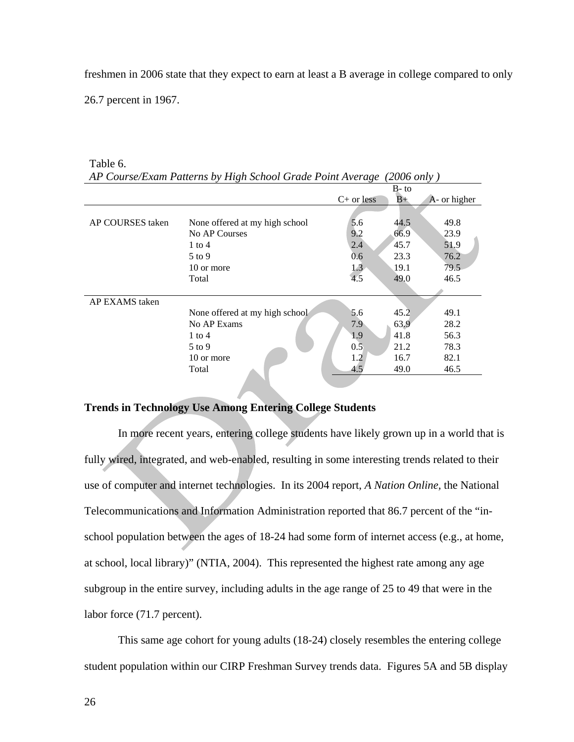freshmen in 2006 state that they expect to earn at least a B average in college compared to only 26.7 percent in 1967.

Table 6.
*AP Course/Exam Patterns by High School Grade Point Average (2006 only )*

| | | C+ or less | B- to B+ | A- or higher |
|---|---|---|---|---|
| AP COURSES taken | None offered at my high school | 5.6 | 44.5 | 49.8 |
| | No AP Courses | 9.2 | 66.9 | 23.9 |
| | 1 to 4 | 2.4 | 45.7 | 51.9 |
| | 5 to 9 | 0.6 | 23.3 | 76.2 |
| | 10 or more | 1.3 | 19.1 | 79.5 |
| | Total | 4.5 | 49.0 | 46.5 |
| AP EXAMS taken | | | | |
| | None offered at my high school | 5.6 | 45.2 | 49.1 |
| | No AP Exams | 7.9 | 63.9 | 28.2 |
| | 1 to 4 | 1.9 | 41.8 | 56.3 |
| | 5 to 9 | 0.5 | 21.2 | 78.3 |
| | 10 or more | 1.2 | 16.7 | 82.1 |
| | Total | 4.5 | 49.0 | 46.5 |

**Trends in Technology Use Among Entering College Students**

In more recent years, entering college students have likely grown up in a world that is fully wired, integrated, and web-enabled, resulting in some interesting trends related to their use of computer and internet technologies. In its 2004 report, *A Nation Online,* the National Telecommunications and Information Administration reported that 86.7 percent of the "in-school population between the ages of 18-24 had some form of internet access (e.g., at home, at school, local library)" (NTIA, 2004). This represented the highest rate among any age subgroup in the entire survey, including adults in the age range of 25 to 49 that were in the labor force (71.7 percent).

This same age cohort for young adults (18-24) closely resembles the entering college student population within our CIRP Freshman Survey trends data. Figures 5A and 5B display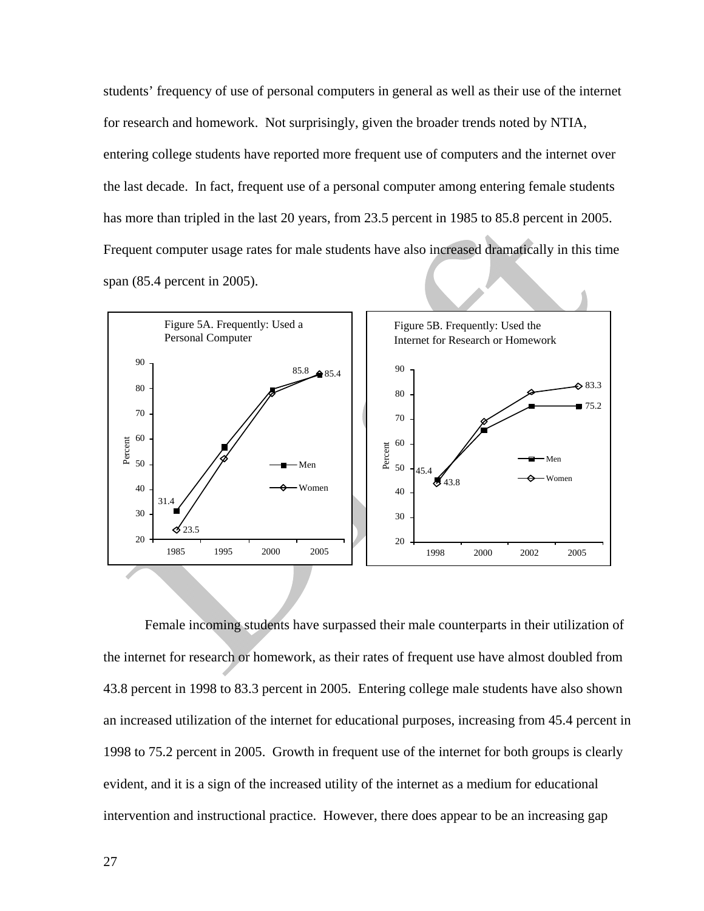students' frequency of use of personal computers in general as well as their use of the internet for research and homework. Not surprisingly, given the broader trends noted by NTIA, entering college students have reported more frequent use of computers and the internet over the last decade. In fact, frequent use of a personal computer among entering female students has more than tripled in the last 20 years, from 23.5 percent in 1985 to 85.8 percent in 2005. Frequent computer usage rates for male students have also increased dramatically in this time span (85.4 percent in 2005).

Figure 5A. Frequently: Used a Personal Computer

Figure 5B. Frequently: Used the Internet for Research or Homework

Female incoming students have surpassed their male counterparts in their utilization of the internet for research or homework, as their rates of frequent use have almost doubled from 43.8 percent in 1998 to 83.3 percent in 2005. Entering college male students have also shown an increased utilization of the internet for educational purposes, increasing from 45.4 percent in 1998 to 75.2 percent in 2005. Growth in frequent use of the internet for both groups is clearly evident, and it is a sign of the increased utility of the internet as a medium for educational intervention and instructional practice. However, there does appear to be an increasing gap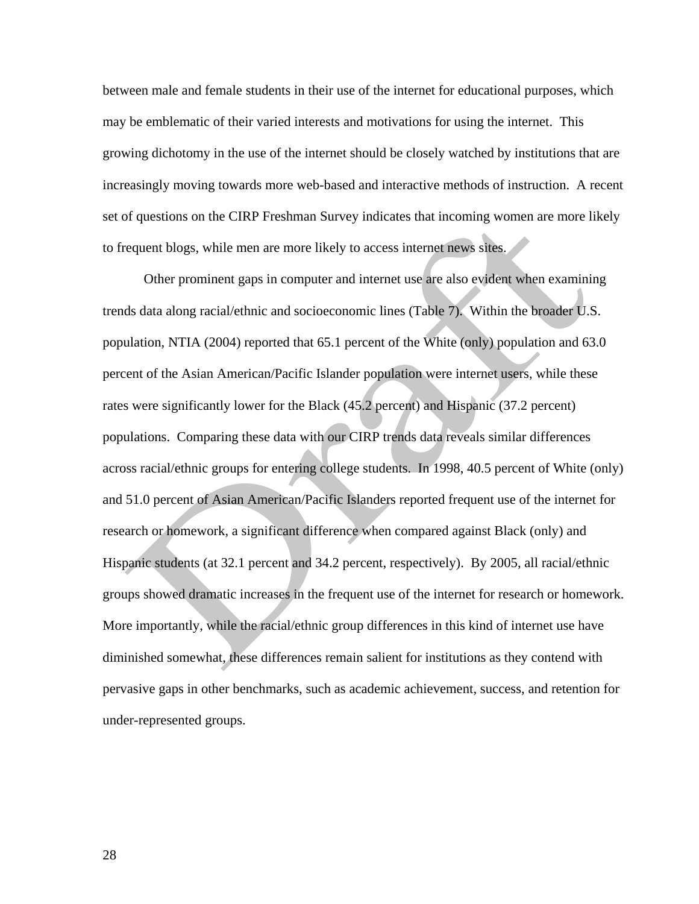between male and female students in their use of the internet for educational purposes, which may be emblematic of their varied interests and motivations for using the internet. This growing dichotomy in the use of the internet should be closely watched by institutions that are increasingly moving towards more web-based and interactive methods of instruction. A recent set of questions on the CIRP Freshman Survey indicates that incoming women are more likely to frequent blogs, while men are more likely to access internet news sites.

Other prominent gaps in computer and internet use are also evident when examining trends data along racial/ethnic and socioeconomic lines (Table 7). Within the broader U.S. population, NTIA (2004) reported that 65.1 percent of the White (only) population and 63.0 percent of the Asian American/Pacific Islander population were internet users, while these rates were significantly lower for the Black (45.2 percent) and Hispanic (37.2 percent) populations. Comparing these data with our CIRP trends data reveals similar differences across racial/ethnic groups for entering college students. In 1998, 40.5 percent of White (only) and 51.0 percent of Asian American/Pacific Islanders reported frequent use of the internet for research or homework, a significant difference when compared against Black (only) and Hispanic students (at 32.1 percent and 34.2 percent, respectively). By 2005, all racial/ethnic groups showed dramatic increases in the frequent use of the internet for research or homework. More importantly, while the racial/ethnic group differences in this kind of internet use have diminished somewhat, these differences remain salient for institutions as they contend with pervasive gaps in other benchmarks, such as academic achievement, success, and retention for under-represented groups.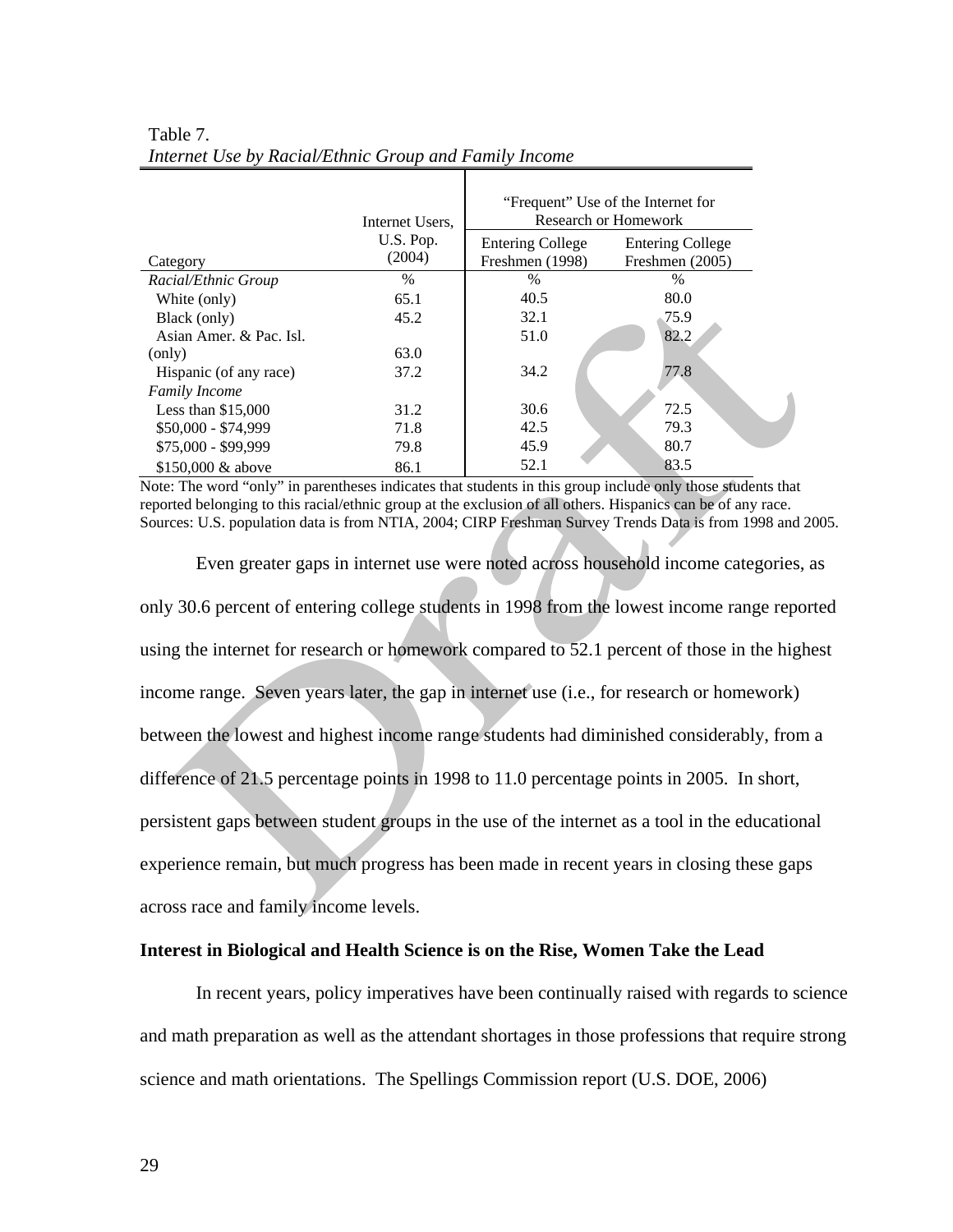Table 7.
*Internet Use by Racial/Ethnic Group and Family Income*

| Category | Internet Users, U.S. Pop. (2004) | "Frequent" Use of the Internet for Research or Homework | |
|---|---|---|---|
| | | Entering College Freshmen (1998) | Entering College Freshmen (2005) |
| *Racial/Ethnic Group* | % | % | % |
| White (only) | 65.1 | 40.5 | 80.0 |
| Black (only) | 45.2 | 32.1 | 75.9 |
| Asian Amer. & Pac. Isl. (only) | 63.0 | 51.0 | 82.2 |
| Hispanic (of any race) | 37.2 | 34.2 | 77.8 |
| *Family Income* | | | |
| Less than $15,000 | 31.2 | 30.6 | 72.5 |
| $50,000 - $74,999 | 71.8 | 42.5 | 79.3 |
| $75,000 - $99,999 | 79.8 | 45.9 | 80.7 |
| $150,000 & above | 86.1 | 52.1 | 83.5 |

Note: The word "only" in parentheses indicates that students in this group include only those students that reported belonging to this racial/ethnic group at the exclusion of all others. Hispanics can be of any race. Sources: U.S. population data is from NTIA, 2004; CIRP Freshman Survey Trends Data is from 1998 and 2005.

Even greater gaps in internet use were noted across household income categories, as only 30.6 percent of entering college students in 1998 from the lowest income range reported using the internet for research or homework compared to 52.1 percent of those in the highest income range. Seven years later, the gap in internet use (i.e., for research or homework) between the lowest and highest income range students had diminished considerably, from a difference of 21.5 percentage points in 1998 to 11.0 percentage points in 2005. In short, persistent gaps between student groups in the use of the internet as a tool in the educational experience remain, but much progress has been made in recent years in closing these gaps across race and family income levels.

**Interest in Biological and Health Science is on the Rise, Women Take the Lead**

In recent years, policy imperatives have been continually raised with regards to science and math preparation as well as the attendant shortages in those professions that require strong science and math orientations. The Spellings Commission report (U.S. DOE, 2006)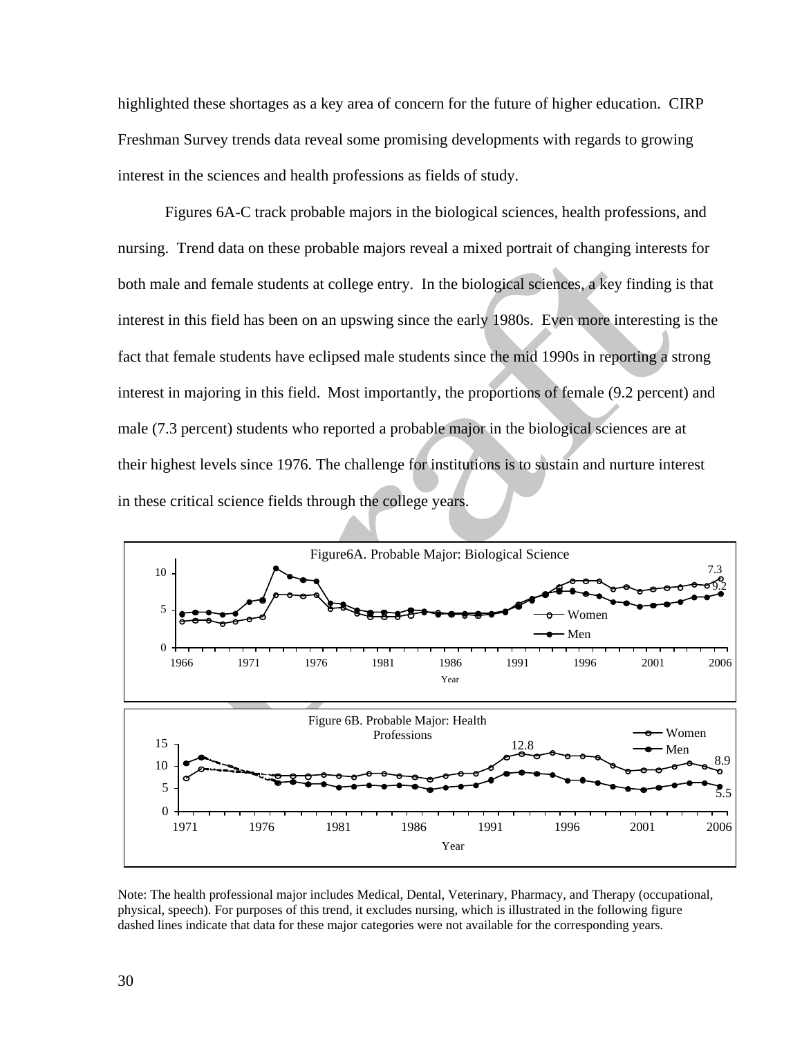highlighted these shortages as a key area of concern for the future of higher education. CIRP Freshman Survey trends data reveal some promising developments with regards to growing interest in the sciences and health professions as fields of study.

Figures 6A-C track probable majors in the biological sciences, health professions, and nursing. Trend data on these probable majors reveal a mixed portrait of changing interests for both male and female students at college entry. In the biological sciences, a key finding is that interest in this field has been on an upswing since the early 1980s. Even more interesting is the fact that female students have eclipsed male students since the mid 1990s in reporting a strong interest in majoring in this field. Most importantly, the proportions of female (9.2 percent) and male (7.3 percent) students who reported a probable major in the biological sciences are at their highest levels since 1976. The challenge for institutions is to sustain and nurture interest in these critical science fields through the college years.

Figure6A. Probable Major: Biological Science

Figure 6B. Probable Major: Health Professions

Note: The health professional major includes Medical, Dental, Veterinary, Pharmacy, and Therapy (occupational, physical, speech). For purposes of this trend, it excludes nursing, which is illustrated in the following figure dashed lines indicate that data for these major categories were not available for the corresponding years.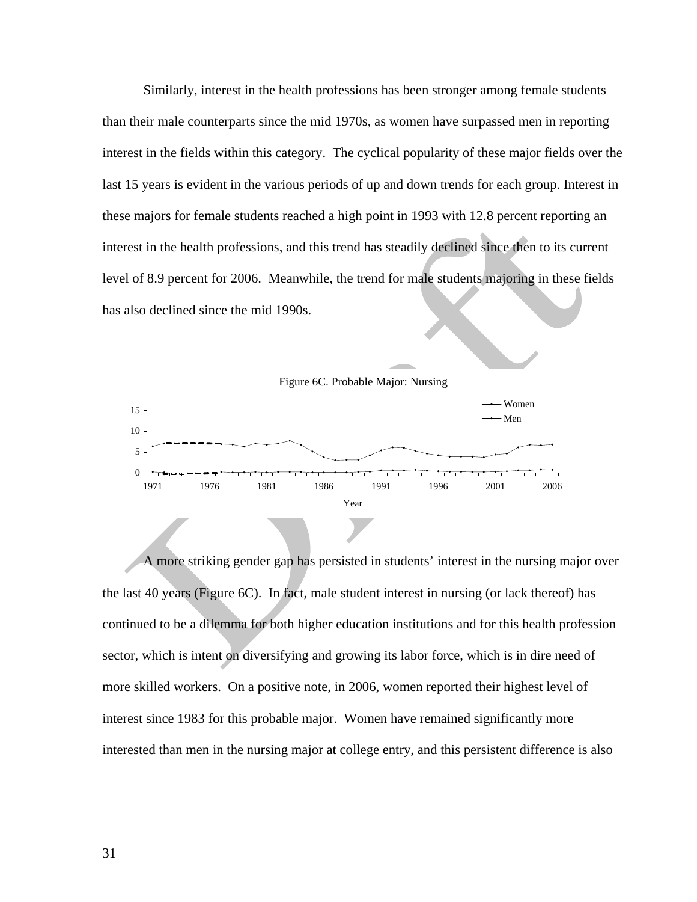Similarly, interest in the health professions has been stronger among female students than their male counterparts since the mid 1970s, as women have surpassed men in reporting interest in the fields within this category. The cyclical popularity of these major fields over the last 15 years is evident in the various periods of up and down trends for each group. Interest in these majors for female students reached a high point in 1993 with 12.8 percent reporting an interest in the health professions, and this trend has steadily declined since then to its current level of 8.9 percent for 2006. Meanwhile, the trend for male students majoring in these fields has also declined since the mid 1990s.

Figure 6C. Probable Major: Nursing

A more striking gender gap has persisted in students' interest in the nursing major over the last 40 years (Figure 6C). In fact, male student interest in nursing (or lack thereof) has continued to be a dilemma for both higher education institutions and for this health profession sector, which is intent on diversifying and growing its labor force, which is in dire need of more skilled workers. On a positive note, in 2006, women reported their highest level of interest since 1983 for this probable major. Women have remained significantly more interested than men in the nursing major at college entry, and this persistent difference is also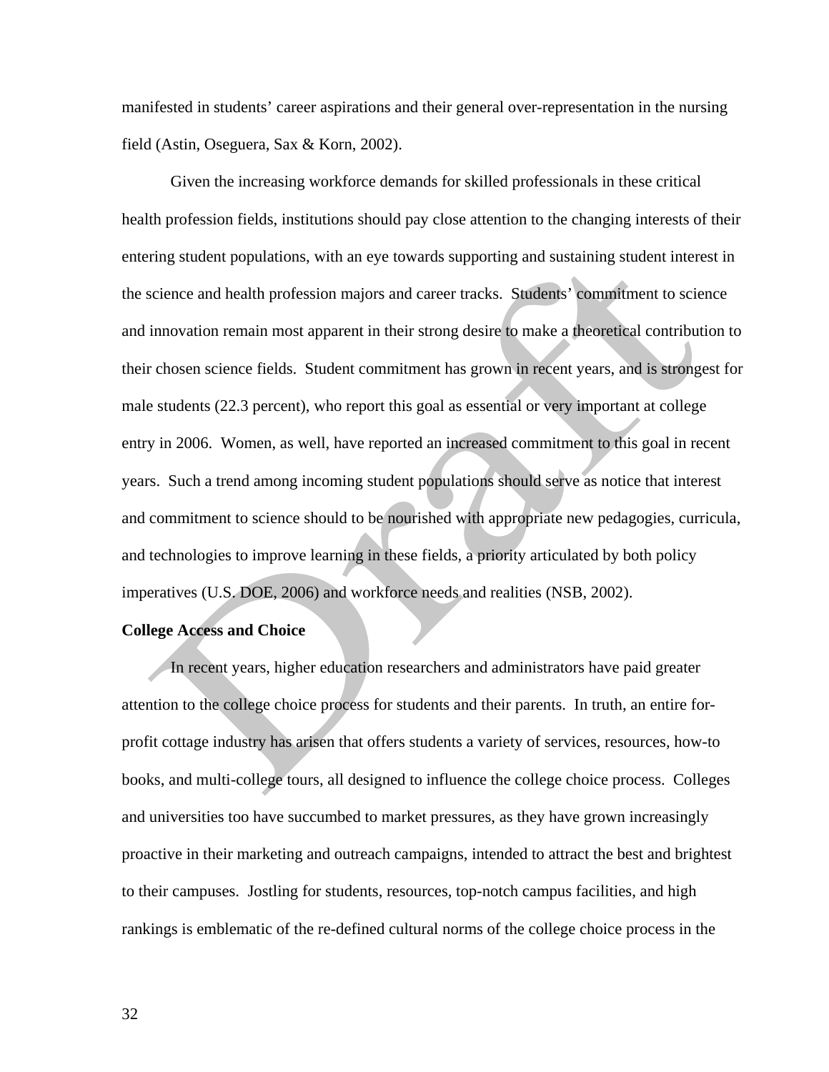manifested in students' career aspirations and their general over-representation in the nursing field (Astin, Oseguera, Sax & Korn, 2002).

Given the increasing workforce demands for skilled professionals in these critical health profession fields, institutions should pay close attention to the changing interests of their entering student populations, with an eye towards supporting and sustaining student interest in the science and health profession majors and career tracks. Students' commitment to science and innovation remain most apparent in their strong desire to make a theoretical contribution to their chosen science fields. Student commitment has grown in recent years, and is strongest for male students (22.3 percent), who report this goal as essential or very important at college entry in 2006. Women, as well, have reported an increased commitment to this goal in recent years. Such a trend among incoming student populations should serve as notice that interest and commitment to science should to be nourished with appropriate new pedagogies, curricula, and technologies to improve learning in these fields, a priority articulated by both policy imperatives (U.S. DOE, 2006) and workforce needs and realities (NSB, 2002).

**College Access and Choice**

In recent years, higher education researchers and administrators have paid greater attention to the college choice process for students and their parents. In truth, an entire for-profit cottage industry has arisen that offers students a variety of services, resources, how-to books, and multi-college tours, all designed to influence the college choice process. Colleges and universities too have succumbed to market pressures, as they have grown increasingly proactive in their marketing and outreach campaigns, intended to attract the best and brightest to their campuses. Jostling for students, resources, top-notch campus facilities, and high rankings is emblematic of the re-defined cultural norms of the college choice process in the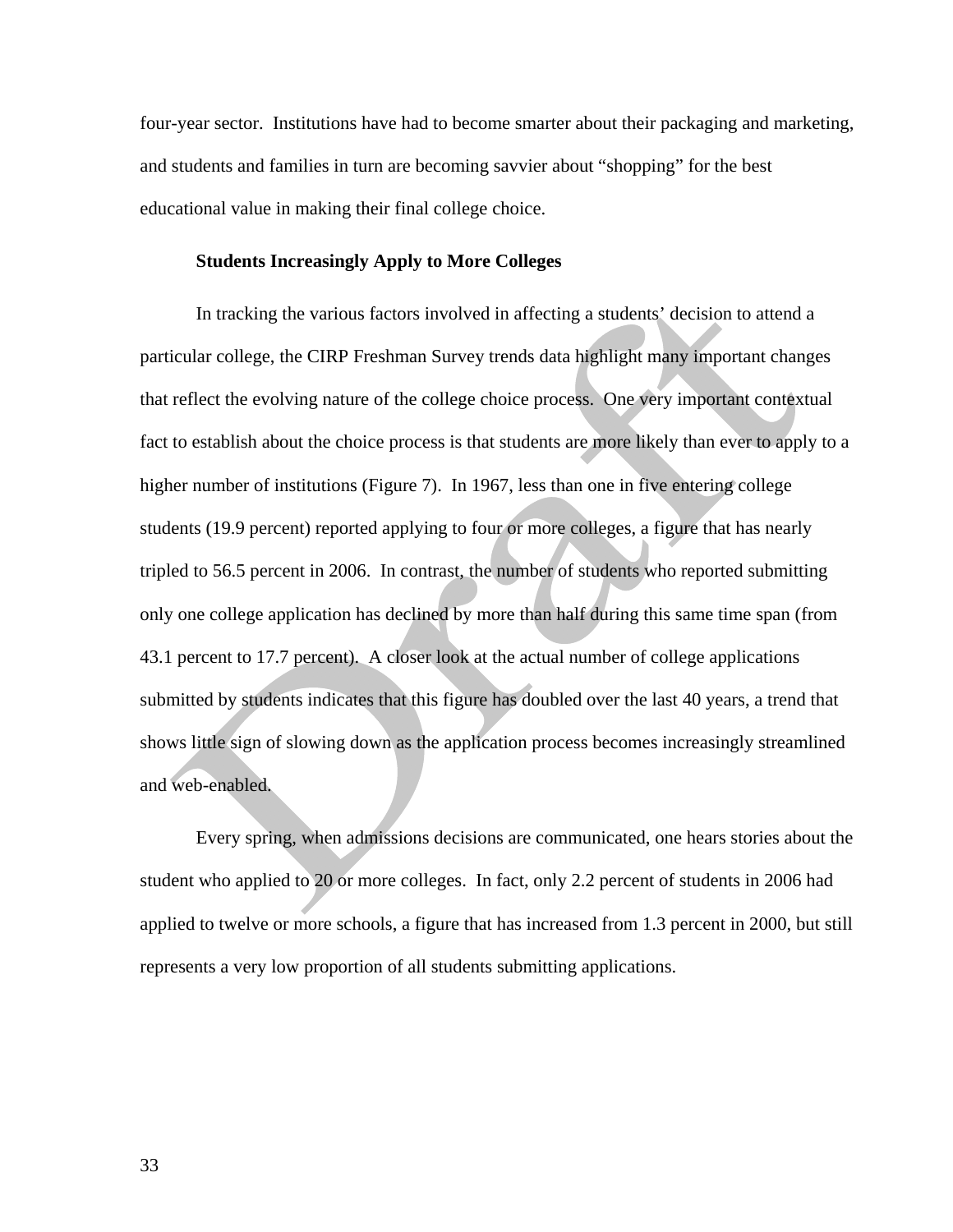four-year sector. Institutions have had to become smarter about their packaging and marketing, and students and families in turn are becoming savvier about "shopping" for the best educational value in making their final college choice.

### Students Increasingly Apply to More Colleges

In tracking the various factors involved in affecting a students' decision to attend a particular college, the CIRP Freshman Survey trends data highlight many important changes that reflect the evolving nature of the college choice process. One very important contextual fact to establish about the choice process is that students are more likely than ever to apply to a higher number of institutions (Figure 7). In 1967, less than one in five entering college students (19.9 percent) reported applying to four or more colleges, a figure that has nearly tripled to 56.5 percent in 2006. In contrast, the number of students who reported submitting only one college application has declined by more than half during this same time span (from 43.1 percent to 17.7 percent). A closer look at the actual number of college applications submitted by students indicates that this figure has doubled over the last 40 years, a trend that shows little sign of slowing down as the application process becomes increasingly streamlined and web-enabled.

Every spring, when admissions decisions are communicated, one hears stories about the student who applied to 20 or more colleges. In fact, only 2.2 percent of students in 2006 had applied to twelve or more schools, a figure that has increased from 1.3 percent in 2000, but still represents a very low proportion of all students submitting applications.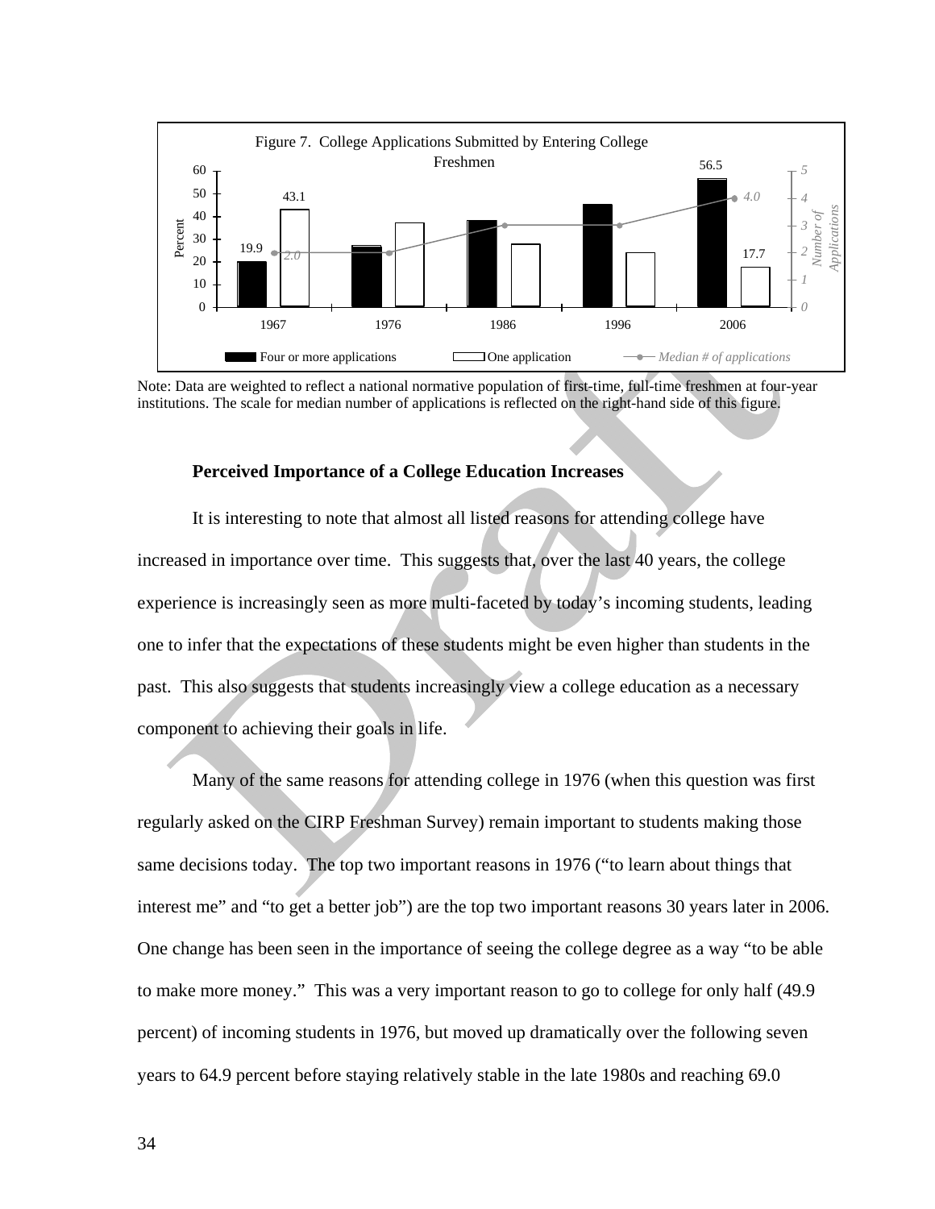Figure 7. College Applications Submitted by Entering College Freshmen

Note: Data are weighted to reflect a national normative population of first-time, full-time freshmen at four-year institutions. The scale for median number of applications is reflected on the right-hand side of this figure.

**Perceived Importance of a College Education Increases**

It is interesting to note that almost all listed reasons for attending college have increased in importance over time. This suggests that, over the last 40 years, the college experience is increasingly seen as more multi-faceted by today's incoming students, leading one to infer that the expectations of these students might be even higher than students in the past. This also suggests that students increasingly view a college education as a necessary component to achieving their goals in life.

Many of the same reasons for attending college in 1976 (when this question was first regularly asked on the CIRP Freshman Survey) remain important to students making those same decisions today. The top two important reasons in 1976 ("to learn about things that interest me" and "to get a better job") are the top two important reasons 30 years later in 2006. One change has been seen in the importance of seeing the college degree as a way "to be able to make more money." This was a very important reason to go to college for only half (49.9 percent) of incoming students in 1976, but moved up dramatically over the following seven years to 64.9 percent before staying relatively stable in the late 1980s and reaching 69.0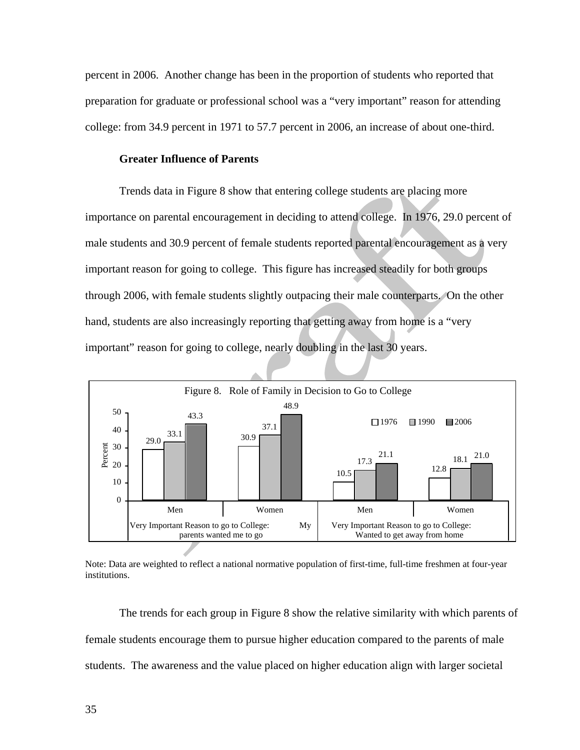percent in 2006. Another change has been in the proportion of students who reported that preparation for graduate or professional school was a "very important" reason for attending college: from 34.9 percent in 1971 to 57.7 percent in 2006, an increase of about one-third.

**Greater Influence of Parents**

Trends data in Figure 8 show that entering college students are placing more importance on parental encouragement in deciding to attend college. In 1976, 29.0 percent of male students and 30.9 percent of female students reported parental encouragement as a very important reason for going to college. This figure has increased steadily for both groups through 2006, with female students slightly outpacing their male counterparts. On the other hand, students are also increasingly reporting that getting away from home is a "very important" reason for going to college, nearly doubling in the last 30 years.

Figure 8. Role of Family in Decision to Go to College

| | Very Important Reason to go to College: My parents wanted me to go | | Very Important Reason to go to College: Wanted to get away from home | |
|---|---|---|---|---|
| | Men | Women | Men | Women |
| 1976 | 29.0 | 30.9 | 10.5 | 12.8 |
| 1990 | 33.1 | 37.1 | 17.3 | 18.1 |
| 2006 | 43.3 | 48.9 | 21.1 | 21.0 |

Note: Data are weighted to reflect a national normative population of first-time, full-time freshmen at four-year institutions.

The trends for each group in Figure 8 show the relative similarity with which parents of female students encourage them to pursue higher education compared to the parents of male students. The awareness and the value placed on higher education align with larger societal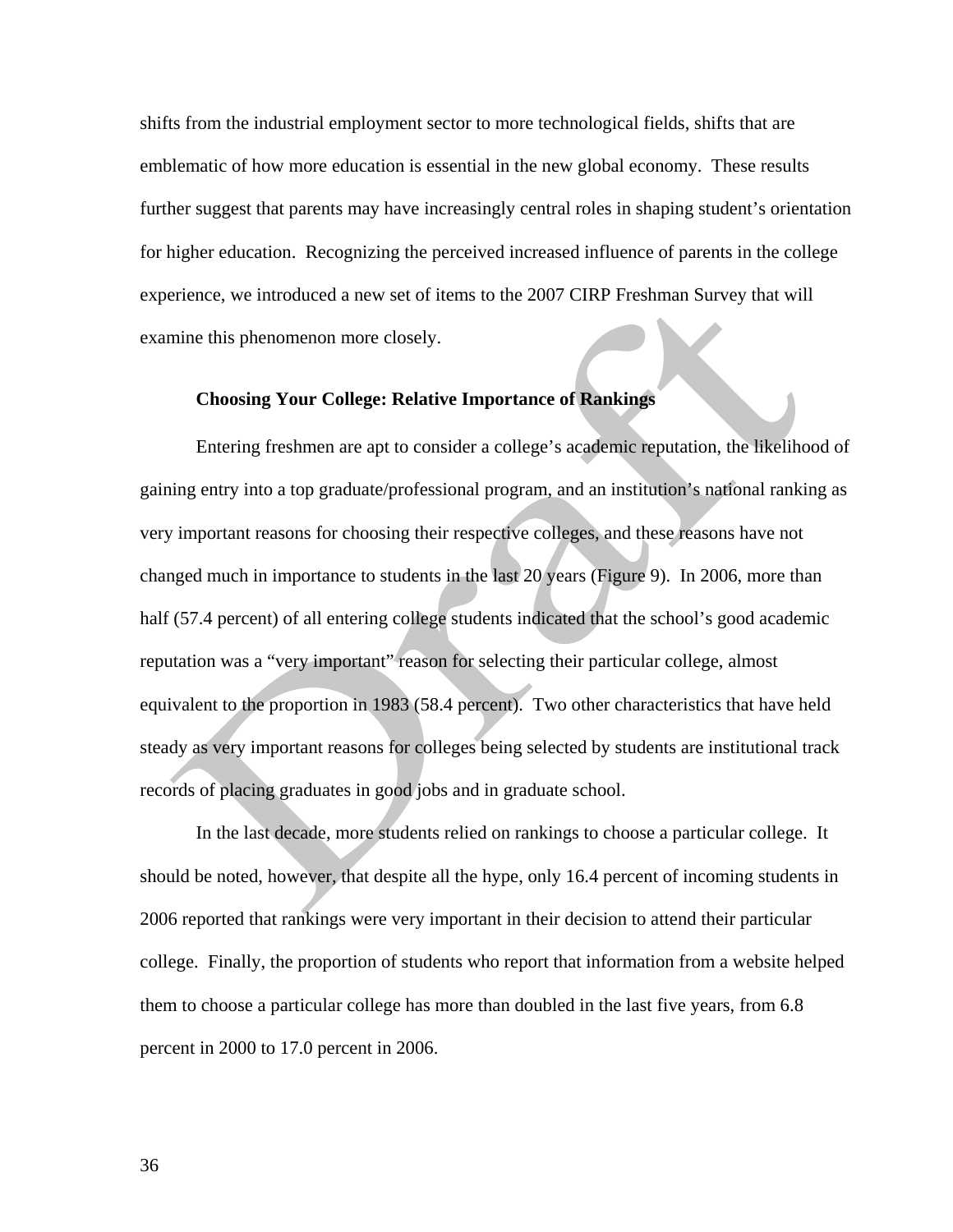shifts from the industrial employment sector to more technological fields, shifts that are emblematic of how more education is essential in the new global economy. These results further suggest that parents may have increasingly central roles in shaping student's orientation for higher education. Recognizing the perceived increased influence of parents in the college experience, we introduced a new set of items to the 2007 CIRP Freshman Survey that will examine this phenomenon more closely.

### Choosing Your College: Relative Importance of Rankings

Entering freshmen are apt to consider a college's academic reputation, the likelihood of gaining entry into a top graduate/professional program, and an institution's national ranking as very important reasons for choosing their respective colleges, and these reasons have not changed much in importance to students in the last 20 years (Figure 9). In 2006, more than half (57.4 percent) of all entering college students indicated that the school's good academic reputation was a "very important" reason for selecting their particular college, almost equivalent to the proportion in 1983 (58.4 percent). Two other characteristics that have held steady as very important reasons for colleges being selected by students are institutional track records of placing graduates in good jobs and in graduate school.

In the last decade, more students relied on rankings to choose a particular college. It should be noted, however, that despite all the hype, only 16.4 percent of incoming students in 2006 reported that rankings were very important in their decision to attend their particular college. Finally, the proportion of students who report that information from a website helped them to choose a particular college has more than doubled in the last five years, from 6.8 percent in 2000 to 17.0 percent in 2006.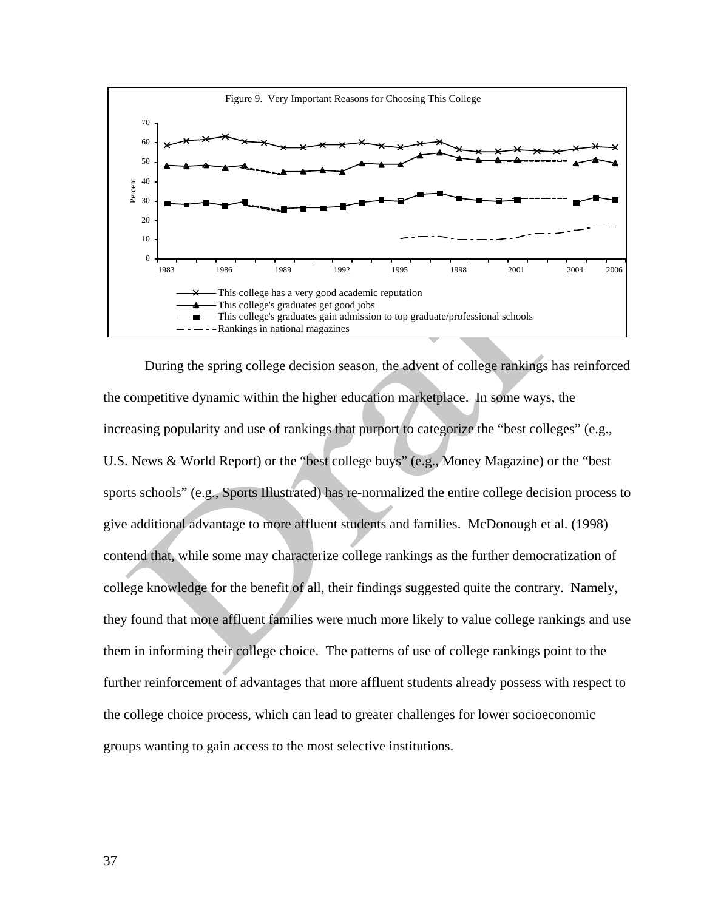Figure 9. Very Important Reasons for Choosing This College

During the spring college decision season, the advent of college rankings has reinforced the competitive dynamic within the higher education marketplace. In some ways, the increasing popularity and use of rankings that purport to categorize the "best colleges" (e.g., U.S. News & World Report) or the "best college buys" (e.g., Money Magazine) or the "best sports schools" (e.g., Sports Illustrated) has re-normalized the entire college decision process to give additional advantage to more affluent students and families. McDonough et al. (1998) contend that, while some may characterize college rankings as the further democratization of college knowledge for the benefit of all, their findings suggested quite the contrary. Namely, they found that more affluent families were much more likely to value college rankings and use them in informing their college choice. The patterns of use of college rankings point to the further reinforcement of advantages that more affluent students already possess with respect to the college choice process, which can lead to greater challenges for lower socioeconomic groups wanting to gain access to the most selective institutions.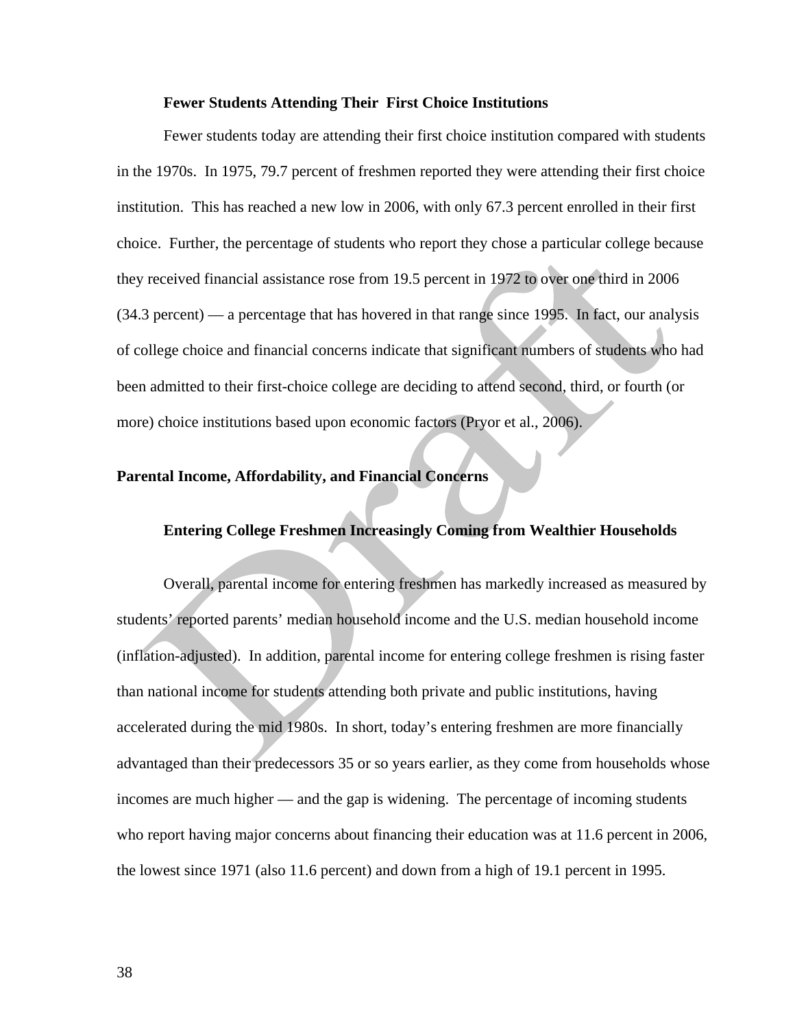### Fewer Students Attending Their First Choice Institutions

Fewer students today are attending their first choice institution compared with students in the 1970s. In 1975, 79.7 percent of freshmen reported they were attending their first choice institution. This has reached a new low in 2006, with only 67.3 percent enrolled in their first choice. Further, the percentage of students who report they chose a particular college because they received financial assistance rose from 19.5 percent in 1972 to over one third in 2006 (34.3 percent) — a percentage that has hovered in that range since 1995. In fact, our analysis of college choice and financial concerns indicate that significant numbers of students who had been admitted to their first-choice college are deciding to attend second, third, or fourth (or more) choice institutions based upon economic factors (Pryor et al., 2006).

## Parental Income, Affordability, and Financial Concerns

### Entering College Freshmen Increasingly Coming from Wealthier Households

Overall, parental income for entering freshmen has markedly increased as measured by students' reported parents' median household income and the U.S. median household income (inflation-adjusted). In addition, parental income for entering college freshmen is rising faster than national income for students attending both private and public institutions, having accelerated during the mid 1980s. In short, today's entering freshmen are more financially advantaged than their predecessors 35 or so years earlier, as they come from households whose incomes are much higher — and the gap is widening. The percentage of incoming students who report having major concerns about financing their education was at 11.6 percent in 2006, the lowest since 1971 (also 11.6 percent) and down from a high of 19.1 percent in 1995.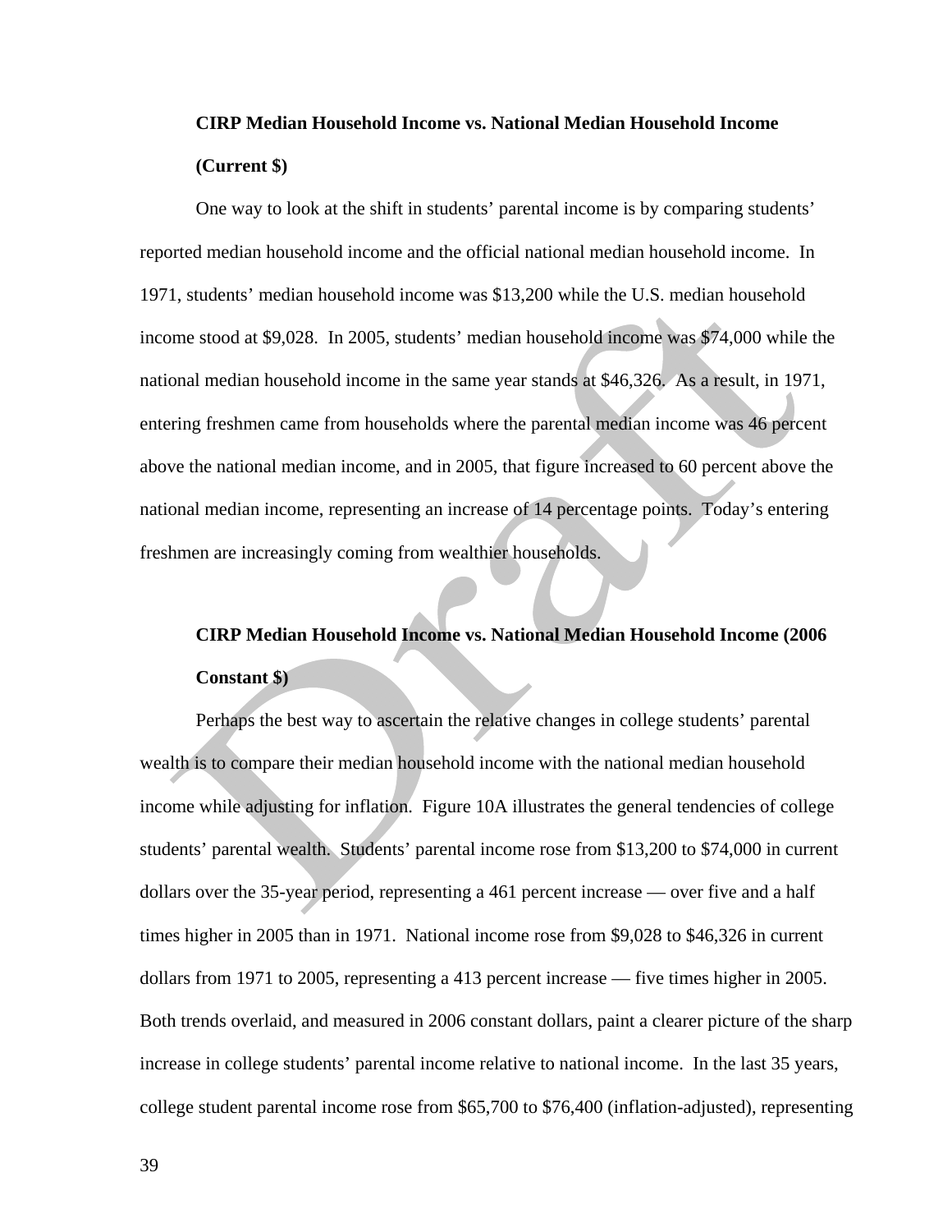**CIRP Median Household Income vs. National Median Household Income (Current $)**

One way to look at the shift in students' parental income is by comparing students' reported median household income and the official national median household income. In 1971, students' median household income was $13,200 while the U.S. median household income stood at $9,028. In 2005, students' median household income was $74,000 while the national median household income in the same year stands at $46,326. As a result, in 1971, entering freshmen came from households where the parental median income was 46 percent above the national median income, and in 2005, that figure increased to 60 percent above the national median income, representing an increase of 14 percentage points. Today's entering freshmen are increasingly coming from wealthier households.

**CIRP Median Household Income vs. National Median Household Income (2006 Constant $)**

Perhaps the best way to ascertain the relative changes in college students' parental wealth is to compare their median household income with the national median household income while adjusting for inflation. Figure 10A illustrates the general tendencies of college students' parental wealth. Students' parental income rose from $13,200 to $74,000 in current dollars over the 35-year period, representing a 461 percent increase — over five and a half times higher in 2005 than in 1971. National income rose from $9,028 to $46,326 in current dollars from 1971 to 2005, representing a 413 percent increase — five times higher in 2005. Both trends overlaid, and measured in 2006 constant dollars, paint a clearer picture of the sharp increase in college students' parental income relative to national income. In the last 35 years, college student parental income rose from $65,700 to $76,400 (inflation-adjusted), representing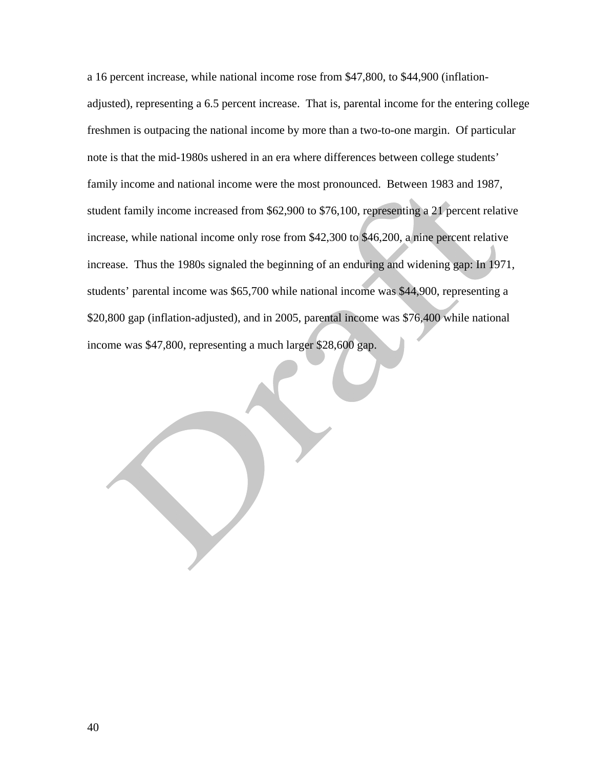a 16 percent increase, while national income rose from $47,800, to $44,900 (inflation-adjusted), representing a 6.5 percent increase. That is, parental income for the entering college freshmen is outpacing the national income by more than a two-to-one margin. Of particular note is that the mid-1980s ushered in an era where differences between college students' family income and national income were the most pronounced. Between 1983 and 1987, student family income increased from $62,900 to $76,100, representing a 21 percent relative increase, while national income only rose from $42,300 to $46,200, a nine percent relative increase. Thus the 1980s signaled the beginning of an enduring and widening gap: In 1971, students' parental income was $65,700 while national income was $44,900, representing a $20,800 gap (inflation-adjusted), and in 2005, parental income was $76,400 while national income was $47,800, representing a much larger $28,600 gap.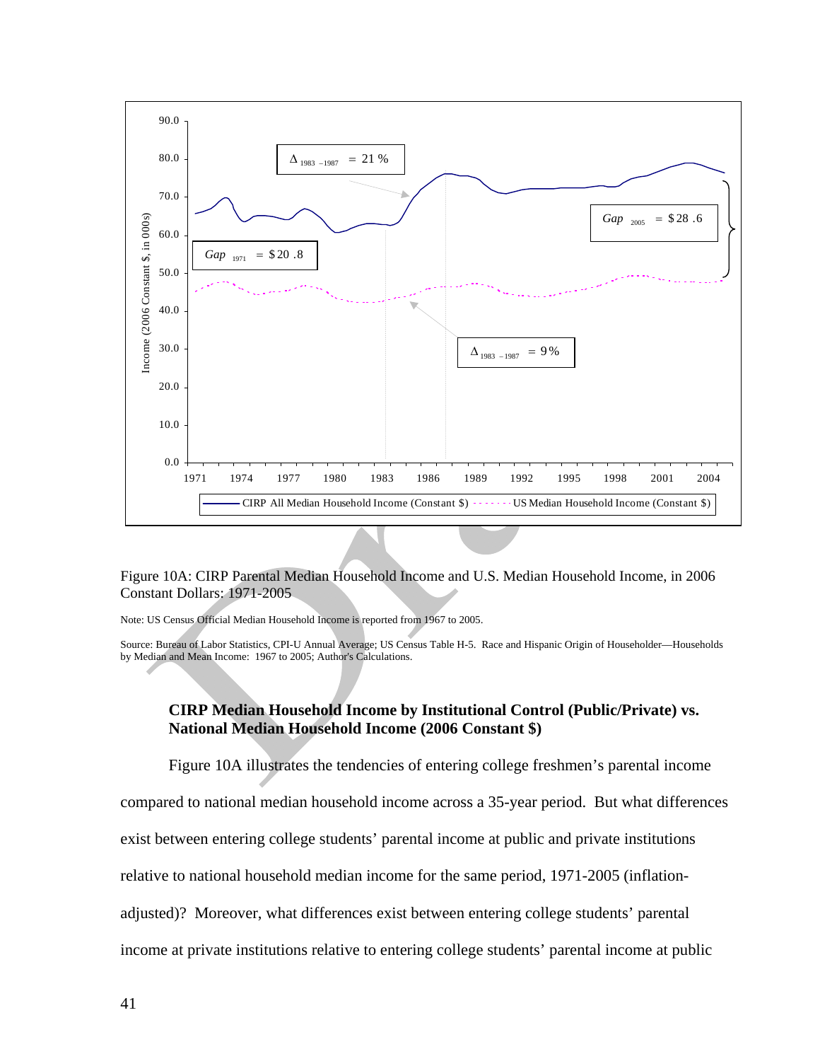Figure 10A: CIRP Parental Median Household Income and U.S. Median Household Income, in 2006 Constant Dollars: 1971-2005

Note: US Census Official Median Household Income is reported from 1967 to 2005.

Source: Bureau of Labor Statistics, CPI-U Annual Average; US Census Table H-5. Race and Hispanic Origin of Householder—Households by Median and Mean Income: 1967 to 2005; Author's Calculations.

### CIRP Median Household Income by Institutional Control (Public/Private) vs. National Median Household Income (2006 Constant $)

Figure 10A illustrates the tendencies of entering college freshmen's parental income compared to national median household income across a 35-year period. But what differences exist between entering college students' parental income at public and private institutions relative to national household median income for the same period, 1971-2005 (inflation-adjusted)? Moreover, what differences exist between entering college students' parental income at private institutions relative to entering college students' parental income at public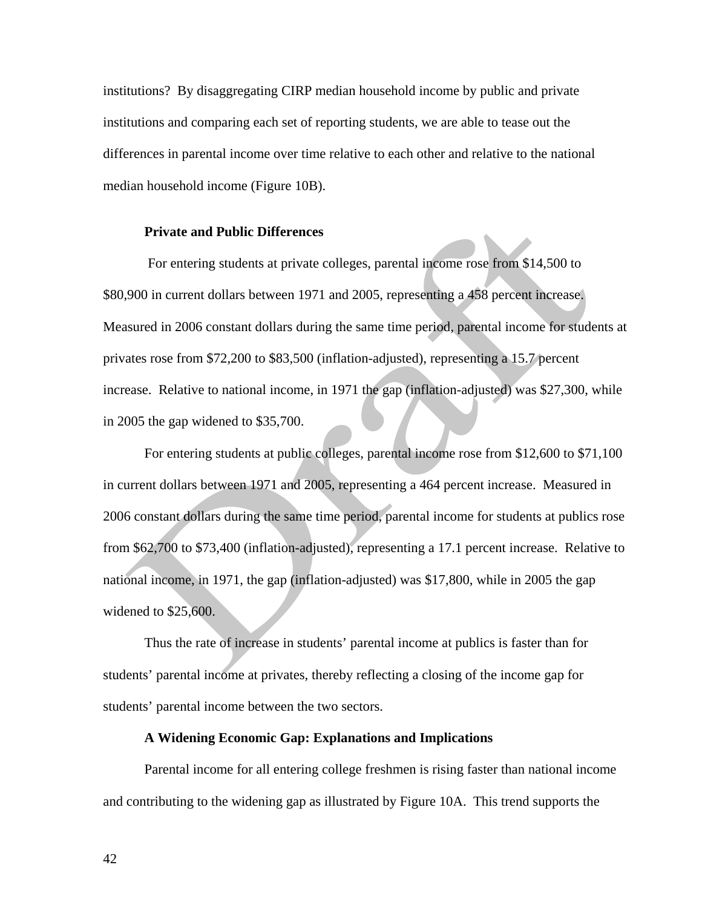institutions? By disaggregating CIRP median household income by public and private institutions and comparing each set of reporting students, we are able to tease out the differences in parental income over time relative to each other and relative to the national median household income (Figure 10B).

**Private and Public Differences**

For entering students at private colleges, parental income rose from $14,500 to $80,900 in current dollars between 1971 and 2005, representing a 458 percent increase. Measured in 2006 constant dollars during the same time period, parental income for students at privates rose from $72,200 to $83,500 (inflation-adjusted), representing a 15.7 percent increase. Relative to national income, in 1971 the gap (inflation-adjusted) was $27,300, while in 2005 the gap widened to $35,700.

For entering students at public colleges, parental income rose from $12,600 to $71,100 in current dollars between 1971 and 2005, representing a 464 percent increase. Measured in 2006 constant dollars during the same time period, parental income for students at publics rose from $62,700 to $73,400 (inflation-adjusted), representing a 17.1 percent increase. Relative to national income, in 1971, the gap (inflation-adjusted) was $17,800, while in 2005 the gap widened to $25,600.

Thus the rate of increase in students' parental income at publics is faster than for students' parental income at privates, thereby reflecting a closing of the income gap for students' parental income between the two sectors.

**A Widening Economic Gap: Explanations and Implications**

Parental income for all entering college freshmen is rising faster than national income and contributing to the widening gap as illustrated by Figure 10A. This trend supports the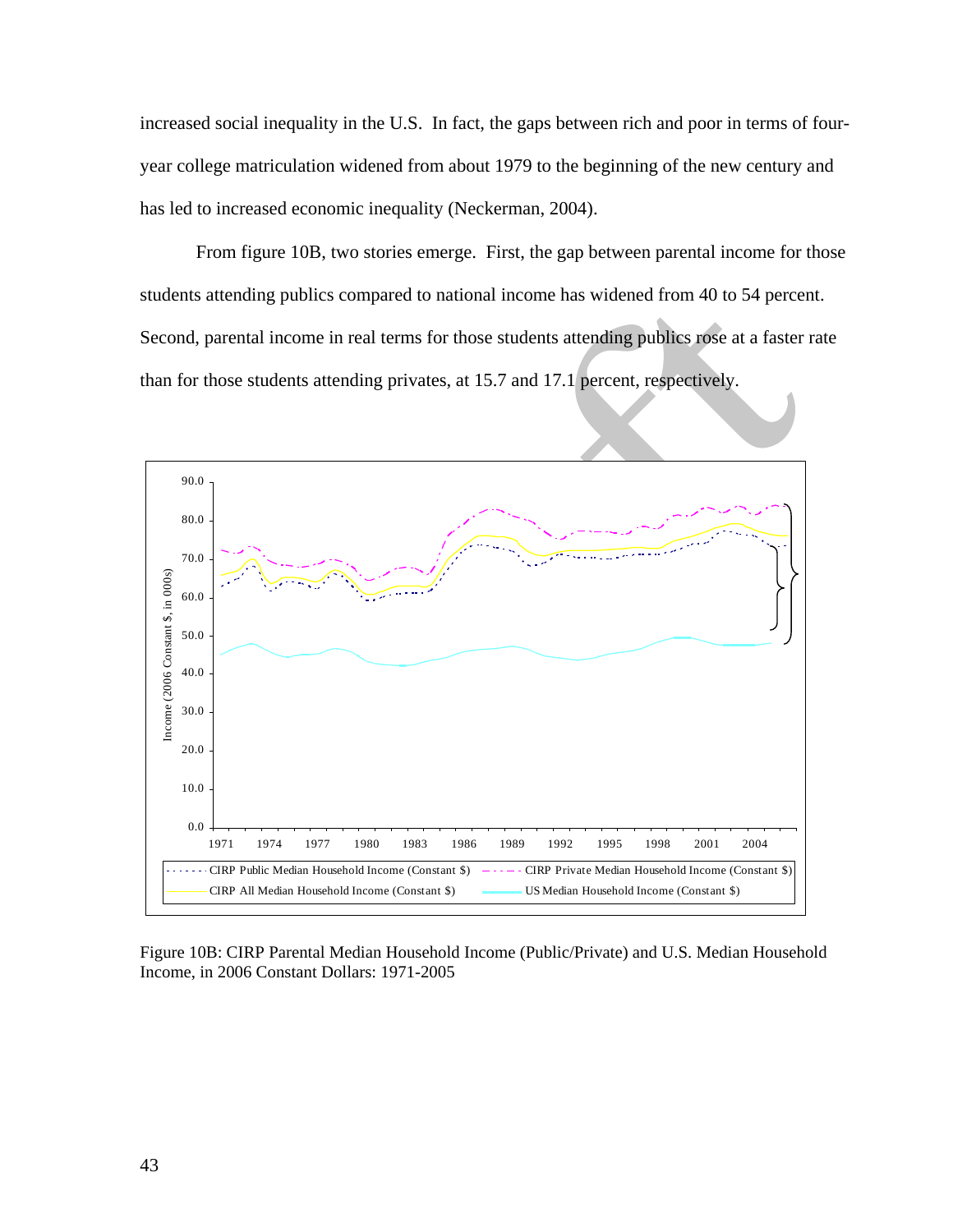increased social inequality in the U.S. In fact, the gaps between rich and poor in terms of four-year college matriculation widened from about 1979 to the beginning of the new century and has led to increased economic inequality (Neckerman, 2004).

From figure 10B, two stories emerge. First, the gap between parental income for those students attending publics compared to national income has widened from 40 to 54 percent. Second, parental income in real terms for those students attending publics rose at a faster rate than for those students attending privates, at 15.7 and 17.1 percent, respectively.

Figure 10B: CIRP Parental Median Household Income (Public/Private) and U.S. Median Household Income, in 2006 Constant Dollars: 1971-2005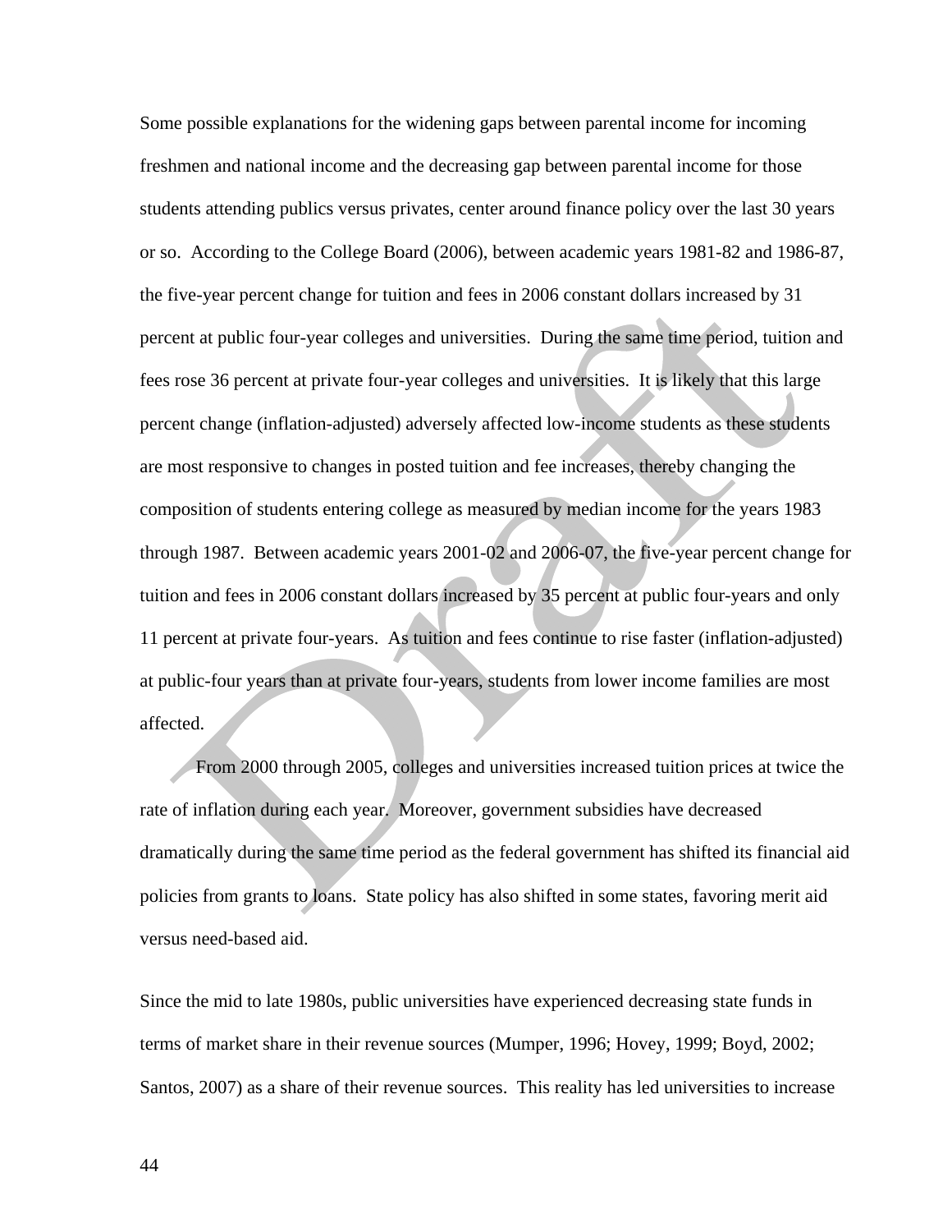Some possible explanations for the widening gaps between parental income for incoming freshmen and national income and the decreasing gap between parental income for those students attending publics versus privates, center around finance policy over the last 30 years or so. According to the College Board (2006), between academic years 1981-82 and 1986-87, the five-year percent change for tuition and fees in 2006 constant dollars increased by 31 percent at public four-year colleges and universities. During the same time period, tuition and fees rose 36 percent at private four-year colleges and universities. It is likely that this large percent change (inflation-adjusted) adversely affected low-income students as these students are most responsive to changes in posted tuition and fee increases, thereby changing the composition of students entering college as measured by median income for the years 1983 through 1987. Between academic years 2001-02 and 2006-07, the five-year percent change for tuition and fees in 2006 constant dollars increased by 35 percent at public four-years and only 11 percent at private four-years. As tuition and fees continue to rise faster (inflation-adjusted) at public-four years than at private four-years, students from lower income families are most affected.

From 2000 through 2005, colleges and universities increased tuition prices at twice the rate of inflation during each year. Moreover, government subsidies have decreased dramatically during the same time period as the federal government has shifted its financial aid policies from grants to loans. State policy has also shifted in some states, favoring merit aid versus need-based aid.

Since the mid to late 1980s, public universities have experienced decreasing state funds in terms of market share in their revenue sources (Mumper, 1996; Hovey, 1999; Boyd, 2002; Santos, 2007) as a share of their revenue sources. This reality has led universities to increase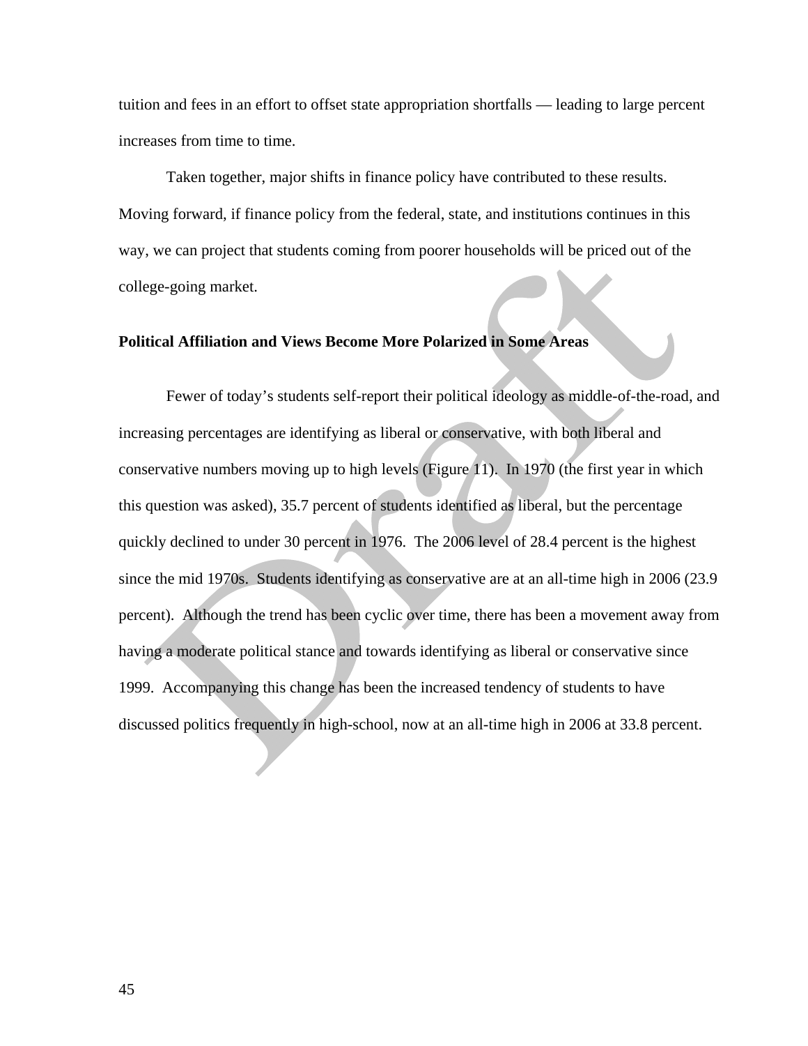tuition and fees in an effort to offset state appropriation shortfalls — leading to large percent increases from time to time.

Taken together, major shifts in finance policy have contributed to these results. Moving forward, if finance policy from the federal, state, and institutions continues in this way, we can project that students coming from poorer households will be priced out of the college-going market.

**Political Affiliation and Views Become More Polarized in Some Areas**

Fewer of today's students self-report their political ideology as middle-of-the-road, and increasing percentages are identifying as liberal or conservative, with both liberal and conservative numbers moving up to high levels (Figure 11). In 1970 (the first year in which this question was asked), 35.7 percent of students identified as liberal, but the percentage quickly declined to under 30 percent in 1976. The 2006 level of 28.4 percent is the highest since the mid 1970s. Students identifying as conservative are at an all-time high in 2006 (23.9 percent). Although the trend has been cyclic over time, there has been a movement away from having a moderate political stance and towards identifying as liberal or conservative since 1999. Accompanying this change has been the increased tendency of students to have discussed politics frequently in high-school, now at an all-time high in 2006 at 33.8 percent.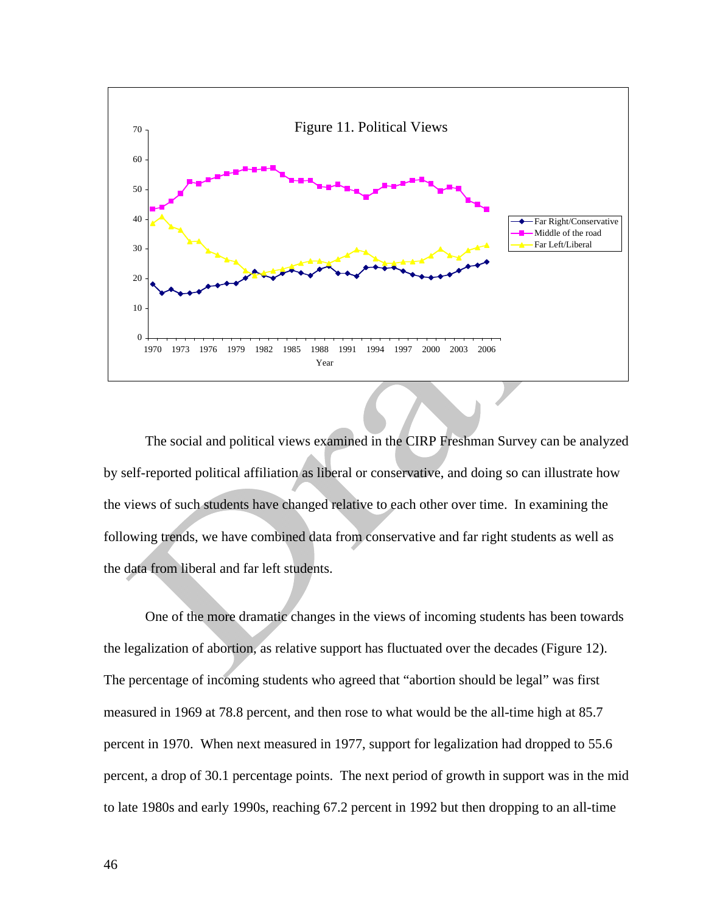Figure 11. Political Views

The social and political views examined in the CIRP Freshman Survey can be analyzed by self-reported political affiliation as liberal or conservative, and doing so can illustrate how the views of such students have changed relative to each other over time. In examining the following trends, we have combined data from conservative and far right students as well as the data from liberal and far left students.

One of the more dramatic changes in the views of incoming students has been towards the legalization of abortion, as relative support has fluctuated over the decades (Figure 12). The percentage of incoming students who agreed that "abortion should be legal" was first measured in 1969 at 78.8 percent, and then rose to what would be the all-time high at 85.7 percent in 1970. When next measured in 1977, support for legalization had dropped to 55.6 percent, a drop of 30.1 percentage points. The next period of growth in support was in the mid to late 1980s and early 1990s, reaching 67.2 percent in 1992 but then dropping to an all-time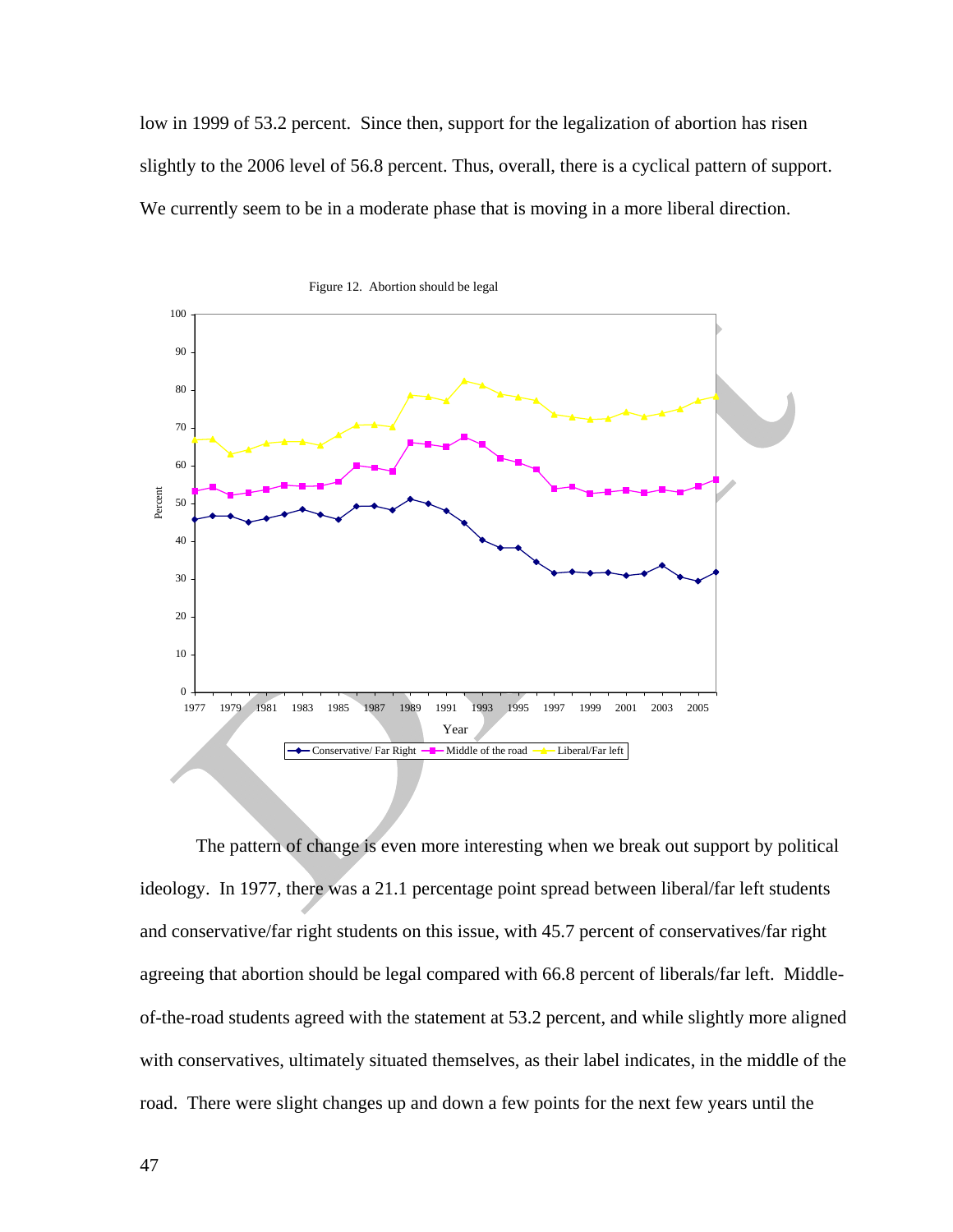low in 1999 of 53.2 percent. Since then, support for the legalization of abortion has risen slightly to the 2006 level of 56.8 percent. Thus, overall, there is a cyclical pattern of support. We currently seem to be in a moderate phase that is moving in a more liberal direction.

Figure 12. Abortion should be legal

The pattern of change is even more interesting when we break out support by political ideology. In 1977, there was a 21.1 percentage point spread between liberal/far left students and conservative/far right students on this issue, with 45.7 percent of conservatives/far right agreeing that abortion should be legal compared with 66.8 percent of liberals/far left. Middle-of-the-road students agreed with the statement at 53.2 percent, and while slightly more aligned with conservatives, ultimately situated themselves, as their label indicates, in the middle of the road. There were slight changes up and down a few points for the next few years until the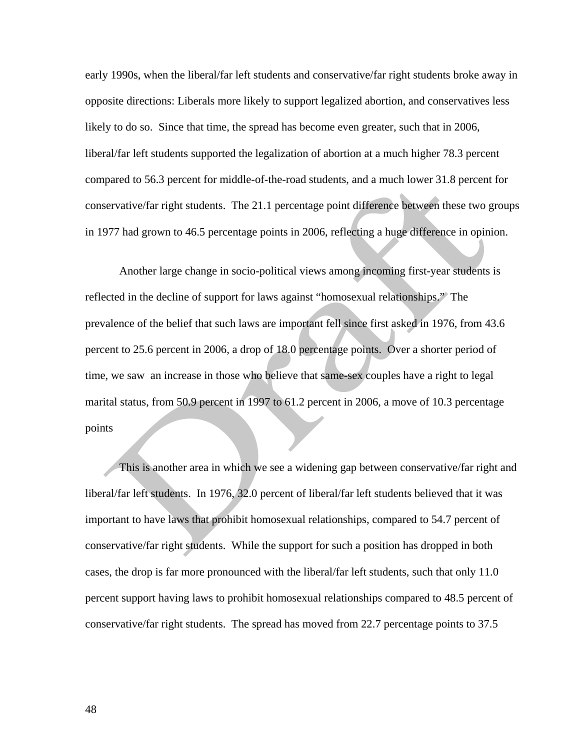early 1990s, when the liberal/far left students and conservative/far right students broke away in opposite directions: Liberals more likely to support legalized abortion, and conservatives less likely to do so. Since that time, the spread has become even greater, such that in 2006, liberal/far left students supported the legalization of abortion at a much higher 78.3 percent compared to 56.3 percent for middle-of-the-road students, and a much lower 31.8 percent for conservative/far right students. The 21.1 percentage point difference between these two groups in 1977 had grown to 46.5 percentage points in 2006, reflecting a huge difference in opinion.

Another large change in socio-political views among incoming first-year students is reflected in the decline of support for laws against "homosexual relationships." The prevalence of the belief that such laws are important fell since first asked in 1976, from 43.6 percent to 25.6 percent in 2006, a drop of 18.0 percentage points. Over a shorter period of time, we saw an increase in those who believe that same-sex couples have a right to legal marital status, from 50.9 percent in 1997 to 61.2 percent in 2006, a move of 10.3 percentage points

This is another area in which we see a widening gap between conservative/far right and liberal/far left students. In 1976, 32.0 percent of liberal/far left students believed that it was important to have laws that prohibit homosexual relationships, compared to 54.7 percent of conservative/far right students. While the support for such a position has dropped in both cases, the drop is far more pronounced with the liberal/far left students, such that only 11.0 percent support having laws to prohibit homosexual relationships compared to 48.5 percent of conservative/far right students. The spread has moved from 22.7 percentage points to 37.5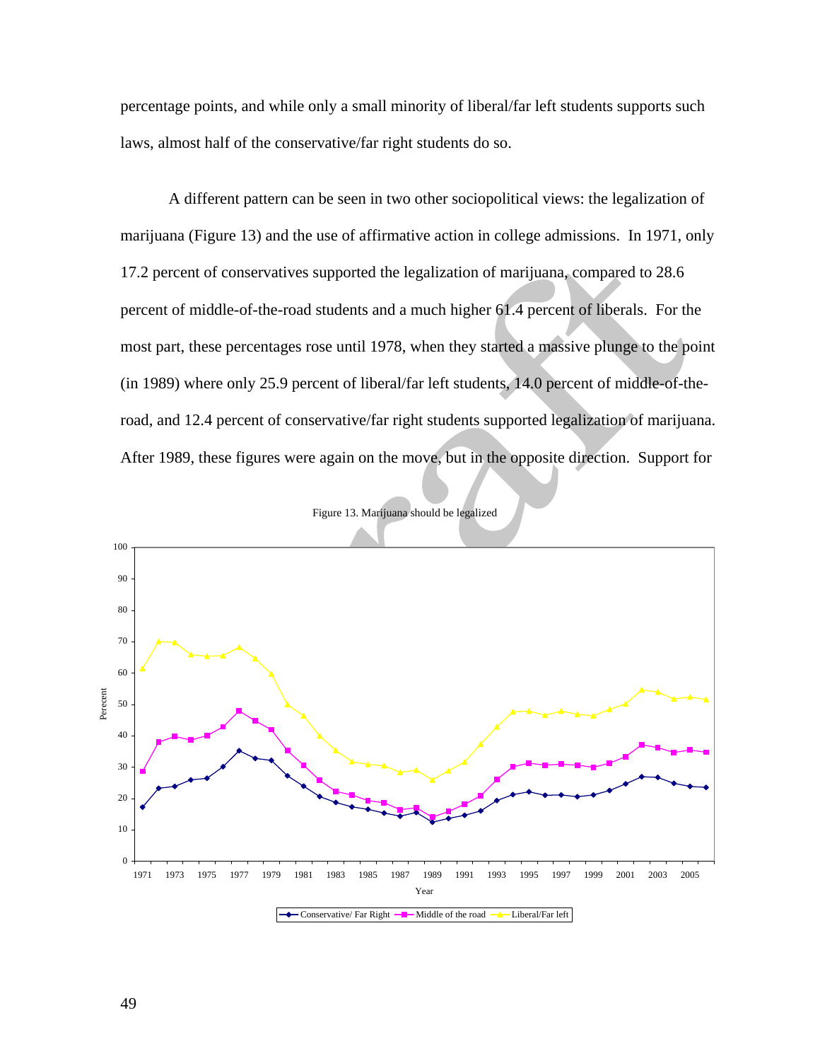percentage points, and while only a small minority of liberal/far left students supports such laws, almost half of the conservative/far right students do so.

A different pattern can be seen in two other sociopolitical views: the legalization of marijuana (Figure 13) and the use of affirmative action in college admissions. In 1971, only 17.2 percent of conservatives supported the legalization of marijuana, compared to 28.6 percent of middle-of-the-road students and a much higher 61.4 percent of liberals. For the most part, these percentages rose until 1978, when they started a massive plunge to the point (in 1989) where only 25.9 percent of liberal/far left students, 14.0 percent of middle-of-the-road, and 12.4 percent of conservative/far right students supported legalization of marijuana. After 1989, these figures were again on the move, but in the opposite direction. Support for

Figure 13. Marijuana should be legalized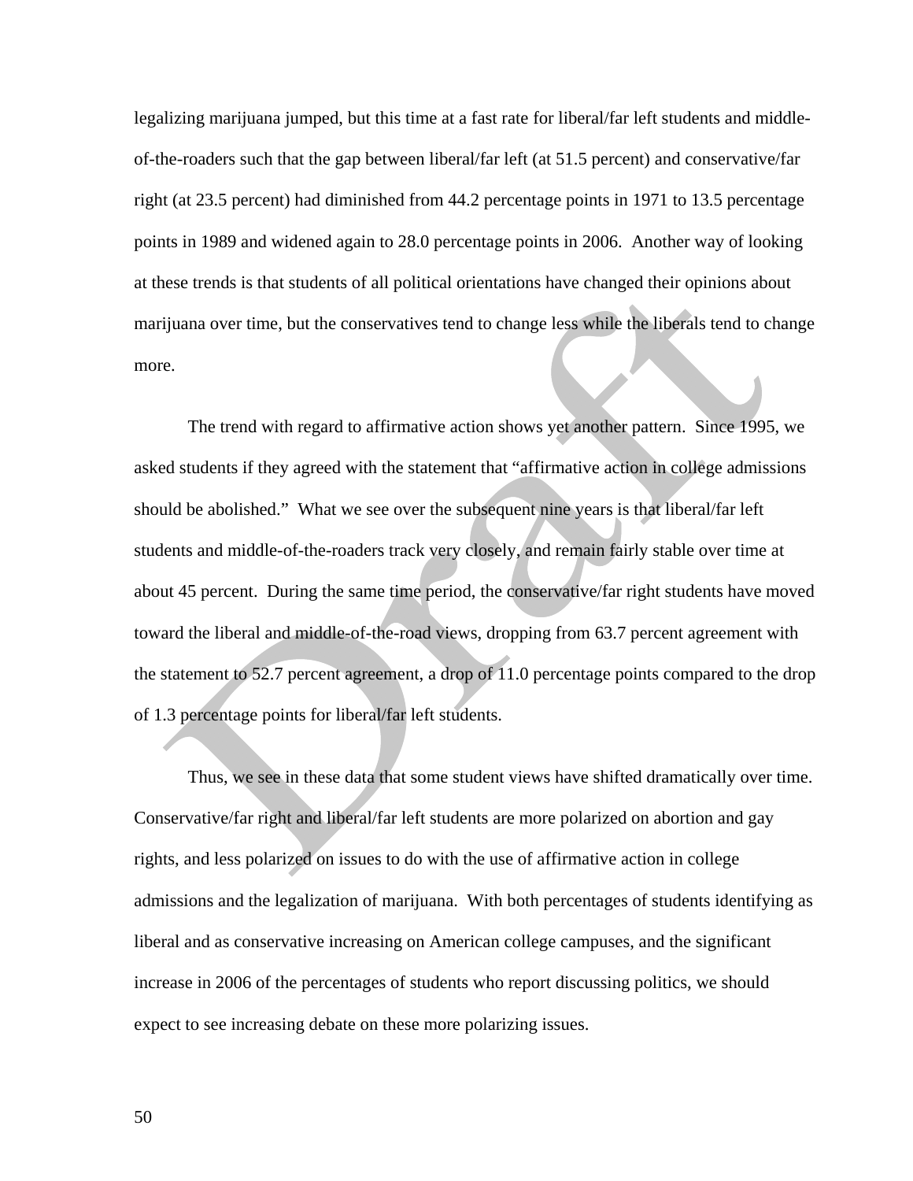legalizing marijuana jumped, but this time at a fast rate for liberal/far left students and middle-of-the-roaders such that the gap between liberal/far left (at 51.5 percent) and conservative/far right (at 23.5 percent) had diminished from 44.2 percentage points in 1971 to 13.5 percentage points in 1989 and widened again to 28.0 percentage points in 2006. Another way of looking at these trends is that students of all political orientations have changed their opinions about marijuana over time, but the conservatives tend to change less while the liberals tend to change more.

The trend with regard to affirmative action shows yet another pattern. Since 1995, we asked students if they agreed with the statement that "affirmative action in college admissions should be abolished." What we see over the subsequent nine years is that liberal/far left students and middle-of-the-roaders track very closely, and remain fairly stable over time at about 45 percent. During the same time period, the conservative/far right students have moved toward the liberal and middle-of-the-road views, dropping from 63.7 percent agreement with the statement to 52.7 percent agreement, a drop of 11.0 percentage points compared to the drop of 1.3 percentage points for liberal/far left students.

Thus, we see in these data that some student views have shifted dramatically over time. Conservative/far right and liberal/far left students are more polarized on abortion and gay rights, and less polarized on issues to do with the use of affirmative action in college admissions and the legalization of marijuana. With both percentages of students identifying as liberal and as conservative increasing on American college campuses, and the significant increase in 2006 of the percentages of students who report discussing politics, we should expect to see increasing debate on these more polarizing issues.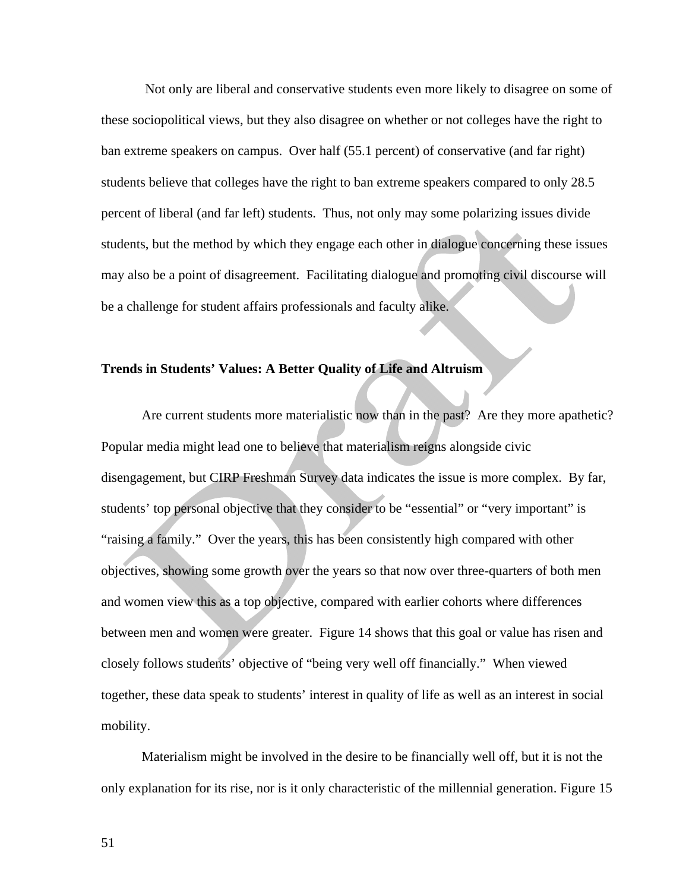Not only are liberal and conservative students even more likely to disagree on some of these sociopolitical views, but they also disagree on whether or not colleges have the right to ban extreme speakers on campus. Over half (55.1 percent) of conservative (and far right) students believe that colleges have the right to ban extreme speakers compared to only 28.5 percent of liberal (and far left) students. Thus, not only may some polarizing issues divide students, but the method by which they engage each other in dialogue concerning these issues may also be a point of disagreement. Facilitating dialogue and promoting civil discourse will be a challenge for student affairs professionals and faculty alike.

**Trends in Students' Values: A Better Quality of Life and Altruism**

Are current students more materialistic now than in the past? Are they more apathetic? Popular media might lead one to believe that materialism reigns alongside civic disengagement, but CIRP Freshman Survey data indicates the issue is more complex. By far, students' top personal objective that they consider to be "essential" or "very important" is "raising a family." Over the years, this has been consistently high compared with other objectives, showing some growth over the years so that now over three-quarters of both men and women view this as a top objective, compared with earlier cohorts where differences between men and women were greater. Figure 14 shows that this goal or value has risen and closely follows students' objective of "being very well off financially." When viewed together, these data speak to students' interest in quality of life as well as an interest in social mobility.

Materialism might be involved in the desire to be financially well off, but it is not the only explanation for its rise, nor is it only characteristic of the millennial generation. Figure 15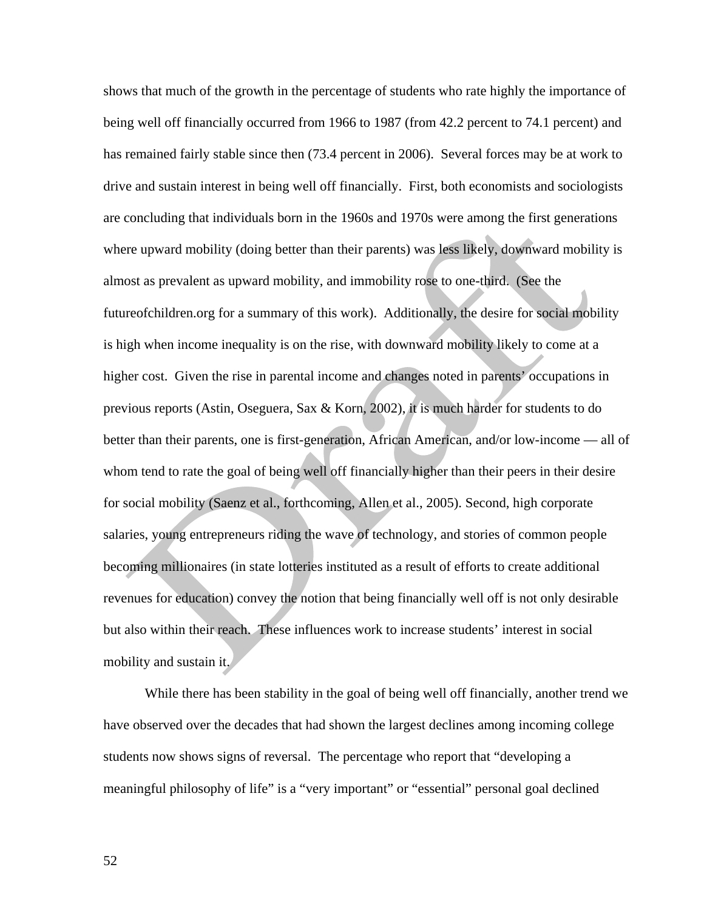shows that much of the growth in the percentage of students who rate highly the importance of being well off financially occurred from 1966 to 1987 (from 42.2 percent to 74.1 percent) and has remained fairly stable since then (73.4 percent in 2006). Several forces may be at work to drive and sustain interest in being well off financially. First, both economists and sociologists are concluding that individuals born in the 1960s and 1970s were among the first generations where upward mobility (doing better than their parents) was less likely, downward mobility is almost as prevalent as upward mobility, and immobility rose to one-third. (See the futureofchildren.org for a summary of this work). Additionally, the desire for social mobility is high when income inequality is on the rise, with downward mobility likely to come at a higher cost. Given the rise in parental income and changes noted in parents' occupations in previous reports (Astin, Oseguera, Sax & Korn, 2002), it is much harder for students to do better than their parents, one is first-generation, African American, and/or low-income — all of whom tend to rate the goal of being well off financially higher than their peers in their desire for social mobility (Saenz et al., forthcoming, Allen et al., 2005). Second, high corporate salaries, young entrepreneurs riding the wave of technology, and stories of common people becoming millionaires (in state lotteries instituted as a result of efforts to create additional revenues for education) convey the notion that being financially well off is not only desirable but also within their reach. These influences work to increase students' interest in social mobility and sustain it.

While there has been stability in the goal of being well off financially, another trend we have observed over the decades that had shown the largest declines among incoming college students now shows signs of reversal. The percentage who report that "developing a meaningful philosophy of life" is a "very important" or "essential" personal goal declined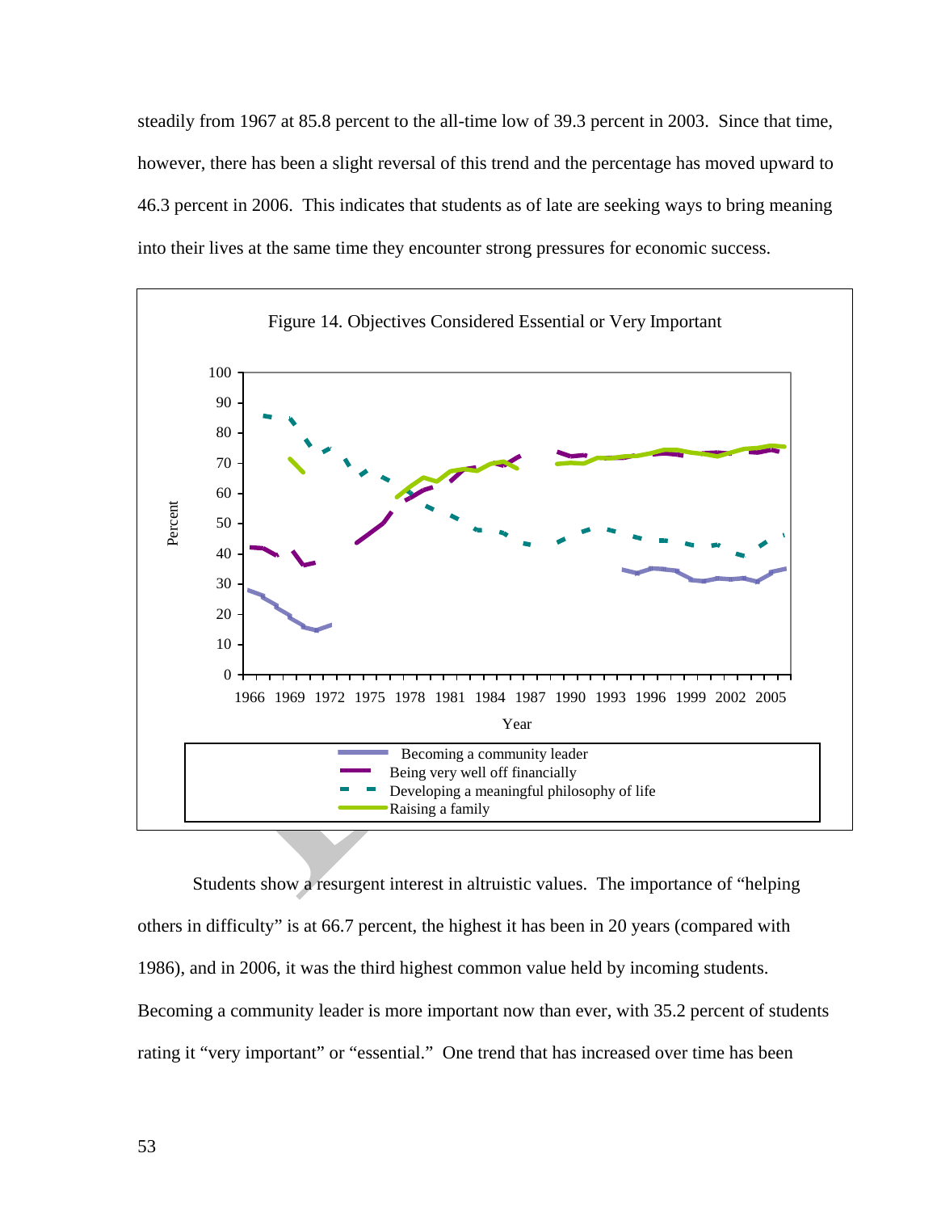steadily from 1967 at 85.8 percent to the all-time low of 39.3 percent in 2003. Since that time, however, there has been a slight reversal of this trend and the percentage has moved upward to 46.3 percent in 2006. This indicates that students as of late are seeking ways to bring meaning into their lives at the same time they encounter strong pressures for economic success.

Figure 14. Objectives Considered Essential or Very Important

Students show a resurgent interest in altruistic values. The importance of "helping others in difficulty" is at 66.7 percent, the highest it has been in 20 years (compared with 1986), and in 2006, it was the third highest common value held by incoming students. Becoming a community leader is more important now than ever, with 35.2 percent of students rating it "very important" or "essential." One trend that has increased over time has been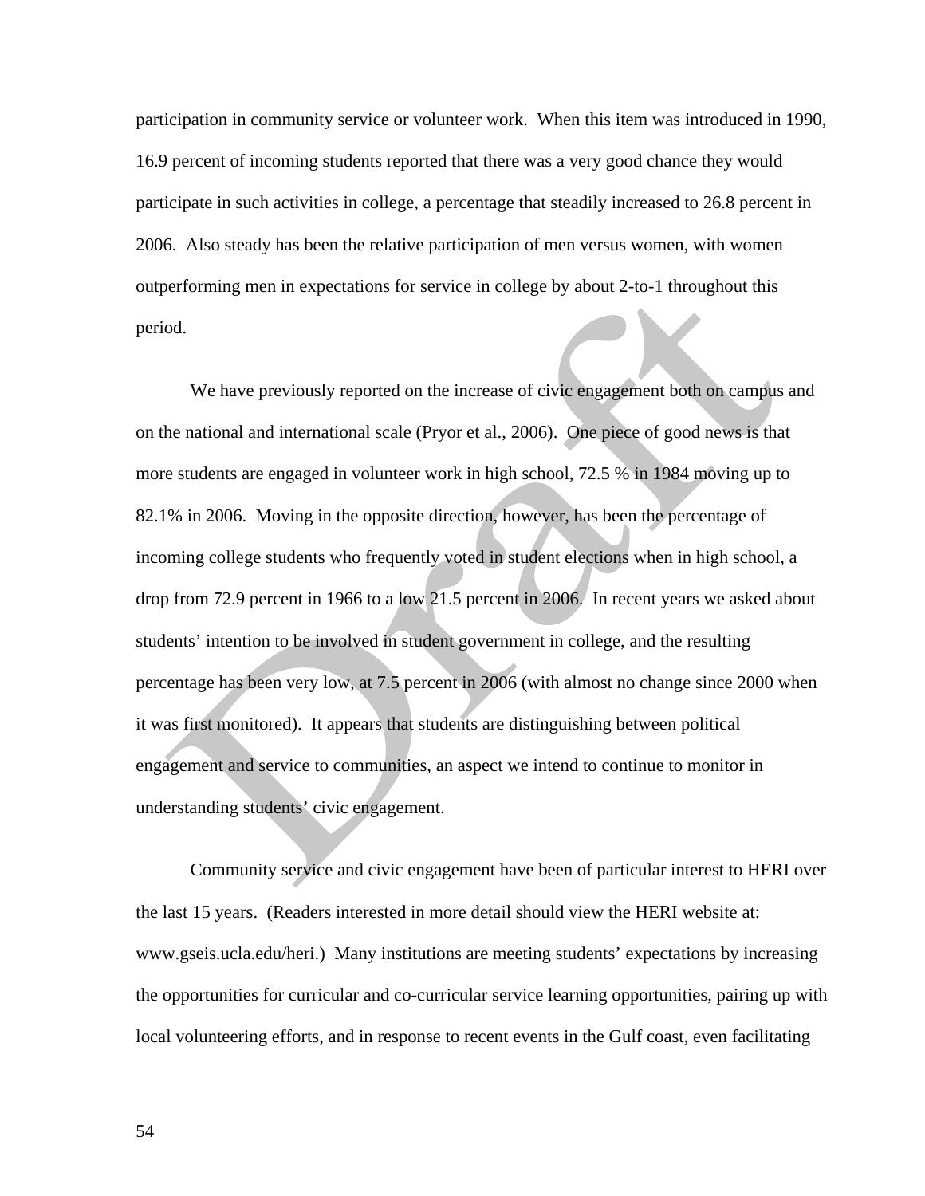participation in community service or volunteer work. When this item was introduced in 1990, 16.9 percent of incoming students reported that there was a very good chance they would participate in such activities in college, a percentage that steadily increased to 26.8 percent in 2006. Also steady has been the relative participation of men versus women, with women outperforming men in expectations for service in college by about 2-to-1 throughout this period.

We have previously reported on the increase of civic engagement both on campus and on the national and international scale (Pryor et al., 2006). One piece of good news is that more students are engaged in volunteer work in high school, 72.5 % in 1984 moving up to 82.1% in 2006. Moving in the opposite direction, however, has been the percentage of incoming college students who frequently voted in student elections when in high school, a drop from 72.9 percent in 1966 to a low 21.5 percent in 2006. In recent years we asked about students' intention to be involved in student government in college, and the resulting percentage has been very low, at 7.5 percent in 2006 (with almost no change since 2000 when it was first monitored). It appears that students are distinguishing between political engagement and service to communities, an aspect we intend to continue to monitor in understanding students' civic engagement.

Community service and civic engagement have been of particular interest to HERI over the last 15 years. (Readers interested in more detail should view the HERI website at: www.gseis.ucla.edu/heri.) Many institutions are meeting students' expectations by increasing the opportunities for curricular and co-curricular service learning opportunities, pairing up with local volunteering efforts, and in response to recent events in the Gulf coast, even facilitating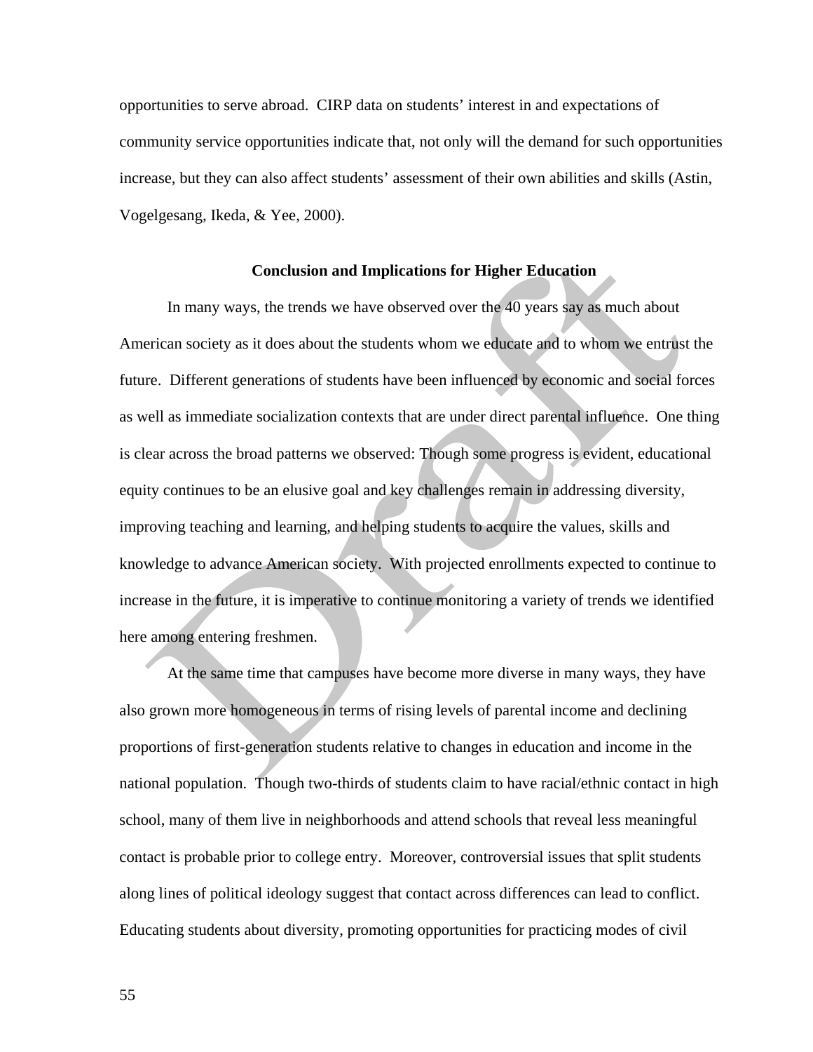opportunities to serve abroad. CIRP data on students' interest in and expectations of community service opportunities indicate that, not only will the demand for such opportunities increase, but they can also affect students' assessment of their own abilities and skills (Astin, Vogelgesang, Ikeda, & Yee, 2000).

## Conclusion and Implications for Higher Education

In many ways, the trends we have observed over the 40 years say as much about American society as it does about the students whom we educate and to whom we entrust the future. Different generations of students have been influenced by economic and social forces as well as immediate socialization contexts that are under direct parental influence. One thing is clear across the broad patterns we observed: Though some progress is evident, educational equity continues to be an elusive goal and key challenges remain in addressing diversity, improving teaching and learning, and helping students to acquire the values, skills and knowledge to advance American society. With projected enrollments expected to continue to increase in the future, it is imperative to continue monitoring a variety of trends we identified here among entering freshmen.

At the same time that campuses have become more diverse in many ways, they have also grown more homogeneous in terms of rising levels of parental income and declining proportions of first-generation students relative to changes in education and income in the national population. Though two-thirds of students claim to have racial/ethnic contact in high school, many of them live in neighborhoods and attend schools that reveal less meaningful contact is probable prior to college entry. Moreover, controversial issues that split students along lines of political ideology suggest that contact across differences can lead to conflict. Educating students about diversity, promoting opportunities for practicing modes of civil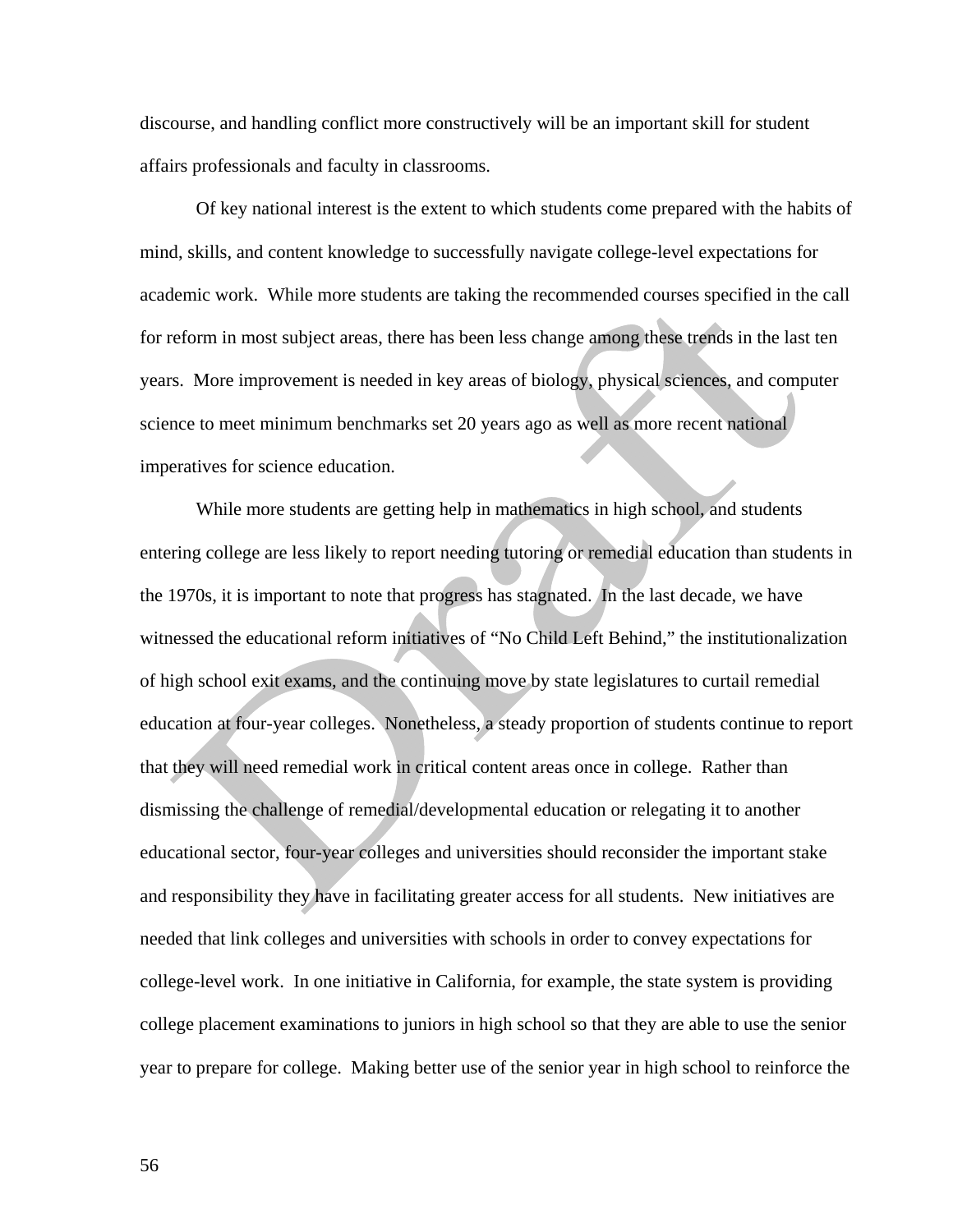discourse, and handling conflict more constructively will be an important skill for student affairs professionals and faculty in classrooms.

Of key national interest is the extent to which students come prepared with the habits of mind, skills, and content knowledge to successfully navigate college-level expectations for academic work. While more students are taking the recommended courses specified in the call for reform in most subject areas, there has been less change among these trends in the last ten years. More improvement is needed in key areas of biology, physical sciences, and computer science to meet minimum benchmarks set 20 years ago as well as more recent national imperatives for science education.

While more students are getting help in mathematics in high school, and students entering college are less likely to report needing tutoring or remedial education than students in the 1970s, it is important to note that progress has stagnated. In the last decade, we have witnessed the educational reform initiatives of "No Child Left Behind," the institutionalization of high school exit exams, and the continuing move by state legislatures to curtail remedial education at four-year colleges. Nonetheless, a steady proportion of students continue to report that they will need remedial work in critical content areas once in college. Rather than dismissing the challenge of remedial/developmental education or relegating it to another educational sector, four-year colleges and universities should reconsider the important stake and responsibility they have in facilitating greater access for all students. New initiatives are needed that link colleges and universities with schools in order to convey expectations for college-level work. In one initiative in California, for example, the state system is providing college placement examinations to juniors in high school so that they are able to use the senior year to prepare for college. Making better use of the senior year in high school to reinforce the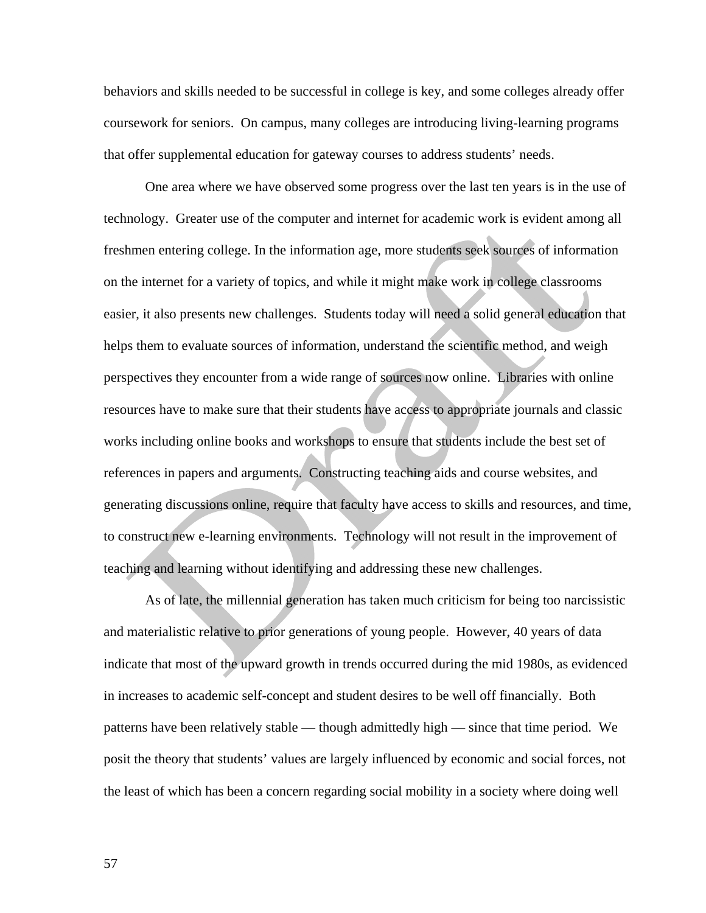behaviors and skills needed to be successful in college is key, and some colleges already offer coursework for seniors. On campus, many colleges are introducing living-learning programs that offer supplemental education for gateway courses to address students' needs.

One area where we have observed some progress over the last ten years is in the use of technology. Greater use of the computer and internet for academic work is evident among all freshmen entering college. In the information age, more students seek sources of information on the internet for a variety of topics, and while it might make work in college classrooms easier, it also presents new challenges. Students today will need a solid general education that helps them to evaluate sources of information, understand the scientific method, and weigh perspectives they encounter from a wide range of sources now online. Libraries with online resources have to make sure that their students have access to appropriate journals and classic works including online books and workshops to ensure that students include the best set of references in papers and arguments. Constructing teaching aids and course websites, and generating discussions online, require that faculty have access to skills and resources, and time, to construct new e-learning environments. Technology will not result in the improvement of teaching and learning without identifying and addressing these new challenges.

As of late, the millennial generation has taken much criticism for being too narcissistic and materialistic relative to prior generations of young people. However, 40 years of data indicate that most of the upward growth in trends occurred during the mid 1980s, as evidenced in increases to academic self-concept and student desires to be well off financially. Both patterns have been relatively stable — though admittedly high — since that time period. We posit the theory that students' values are largely influenced by economic and social forces, not the least of which has been a concern regarding social mobility in a society where doing well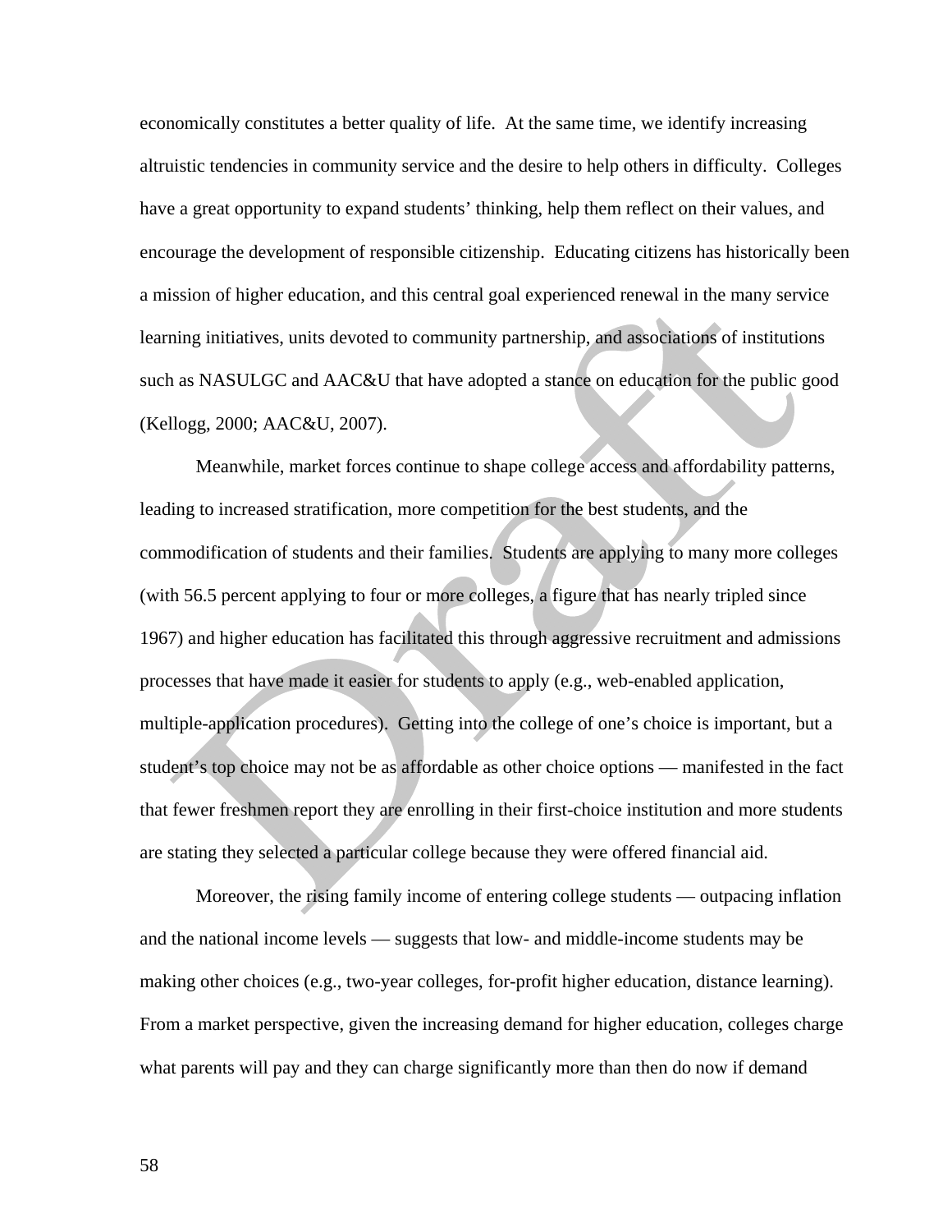economically constitutes a better quality of life. At the same time, we identify increasing altruistic tendencies in community service and the desire to help others in difficulty. Colleges have a great opportunity to expand students' thinking, help them reflect on their values, and encourage the development of responsible citizenship. Educating citizens has historically been a mission of higher education, and this central goal experienced renewal in the many service learning initiatives, units devoted to community partnership, and associations of institutions such as NASULGC and AAC&U that have adopted a stance on education for the public good (Kellogg, 2000; AAC&U, 2007).

Meanwhile, market forces continue to shape college access and affordability patterns, leading to increased stratification, more competition for the best students, and the commodification of students and their families. Students are applying to many more colleges (with 56.5 percent applying to four or more colleges, a figure that has nearly tripled since 1967) and higher education has facilitated this through aggressive recruitment and admissions processes that have made it easier for students to apply (e.g., web-enabled application, multiple-application procedures). Getting into the college of one's choice is important, but a student's top choice may not be as affordable as other choice options — manifested in the fact that fewer freshmen report they are enrolling in their first-choice institution and more students are stating they selected a particular college because they were offered financial aid.

Moreover, the rising family income of entering college students — outpacing inflation and the national income levels — suggests that low- and middle-income students may be making other choices (e.g., two-year colleges, for-profit higher education, distance learning). From a market perspective, given the increasing demand for higher education, colleges charge what parents will pay and they can charge significantly more than then do now if demand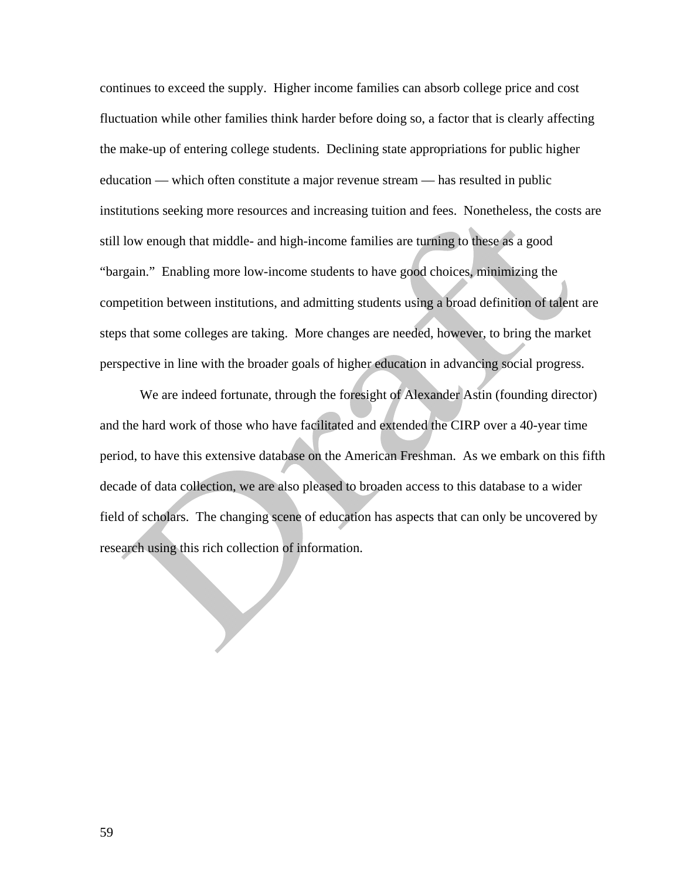continues to exceed the supply. Higher income families can absorb college price and cost fluctuation while other families think harder before doing so, a factor that is clearly affecting the make-up of entering college students. Declining state appropriations for public higher education — which often constitute a major revenue stream — has resulted in public institutions seeking more resources and increasing tuition and fees. Nonetheless, the costs are still low enough that middle- and high-income families are turning to these as a good "bargain." Enabling more low-income students to have good choices, minimizing the competition between institutions, and admitting students using a broad definition of talent are steps that some colleges are taking. More changes are needed, however, to bring the market perspective in line with the broader goals of higher education in advancing social progress.

We are indeed fortunate, through the foresight of Alexander Astin (founding director) and the hard work of those who have facilitated and extended the CIRP over a 40-year time period, to have this extensive database on the American Freshman. As we embark on this fifth decade of data collection, we are also pleased to broaden access to this database to a wider field of scholars. The changing scene of education has aspects that can only be uncovered by research using this rich collection of information.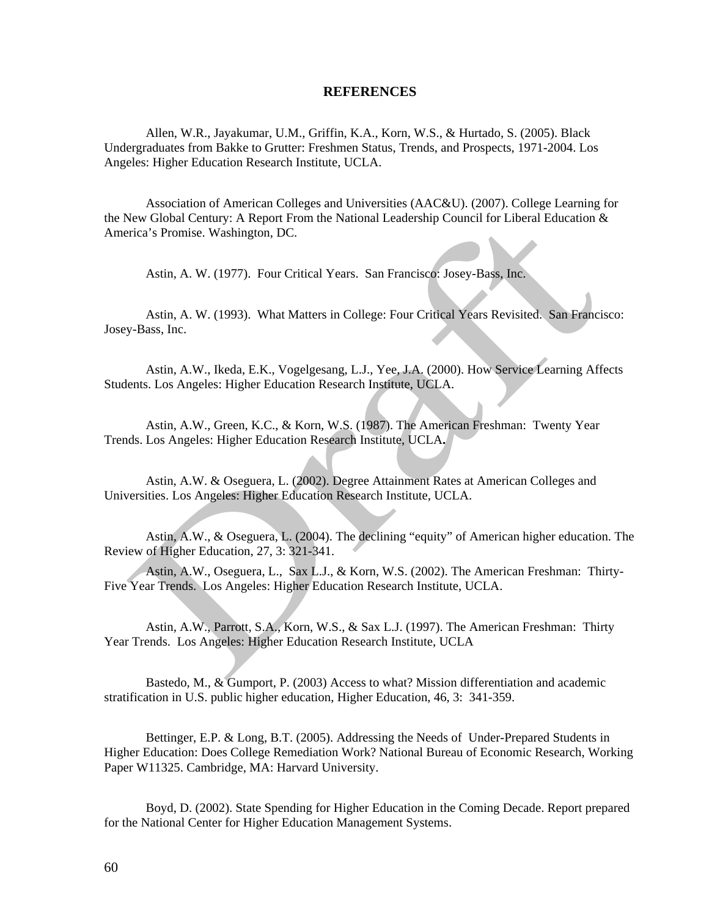# REFERENCES

Allen, W.R., Jayakumar, U.M., Griffin, K.A., Korn, W.S., & Hurtado, S. (2005). Black Undergraduates from Bakke to Grutter: Freshmen Status, Trends, and Prospects, 1971-2004. Los Angeles: Higher Education Research Institute, UCLA.

Association of American Colleges and Universities (AAC&U). (2007). College Learning for the New Global Century: A Report From the National Leadership Council for Liberal Education & America's Promise. Washington, DC.

Astin, A. W. (1977). Four Critical Years. San Francisco: Josey-Bass, Inc.

Astin, A. W. (1993). What Matters in College: Four Critical Years Revisited. San Francisco: Josey-Bass, Inc.

Astin, A.W., Ikeda, E.K., Vogelgesang, L.J., Yee, J.A. (2000). How Service Learning Affects Students. Los Angeles: Higher Education Research Institute, UCLA.

Astin, A.W., Green, K.C., & Korn, W.S. (1987). The American Freshman: Twenty Year Trends. Los Angeles: Higher Education Research Institute, UCLA**.**

Astin, A.W. & Oseguera, L. (2002). Degree Attainment Rates at American Colleges and Universities. Los Angeles: Higher Education Research Institute, UCLA.

Astin, A.W., & Oseguera, L. (2004). The declining "equity" of American higher education. The Review of Higher Education, 27, 3: 321-341.

Astin, A.W., Oseguera, L., Sax L.J., & Korn, W.S. (2002). The American Freshman: Thirty-Five Year Trends. Los Angeles: Higher Education Research Institute, UCLA.

Astin, A.W., Parrott, S.A., Korn, W.S., & Sax L.J. (1997). The American Freshman: Thirty Year Trends. Los Angeles: Higher Education Research Institute, UCLA

Bastedo, M., & Gumport, P. (2003) Access to what? Mission differentiation and academic stratification in U.S. public higher education, Higher Education, 46, 3: 341-359.

Bettinger, E.P. & Long, B.T. (2005). Addressing the Needs of Under-Prepared Students in Higher Education: Does College Remediation Work? National Bureau of Economic Research, Working Paper W11325. Cambridge, MA: Harvard University.

Boyd, D. (2002). State Spending for Higher Education in the Coming Decade. Report prepared for the National Center for Higher Education Management Systems.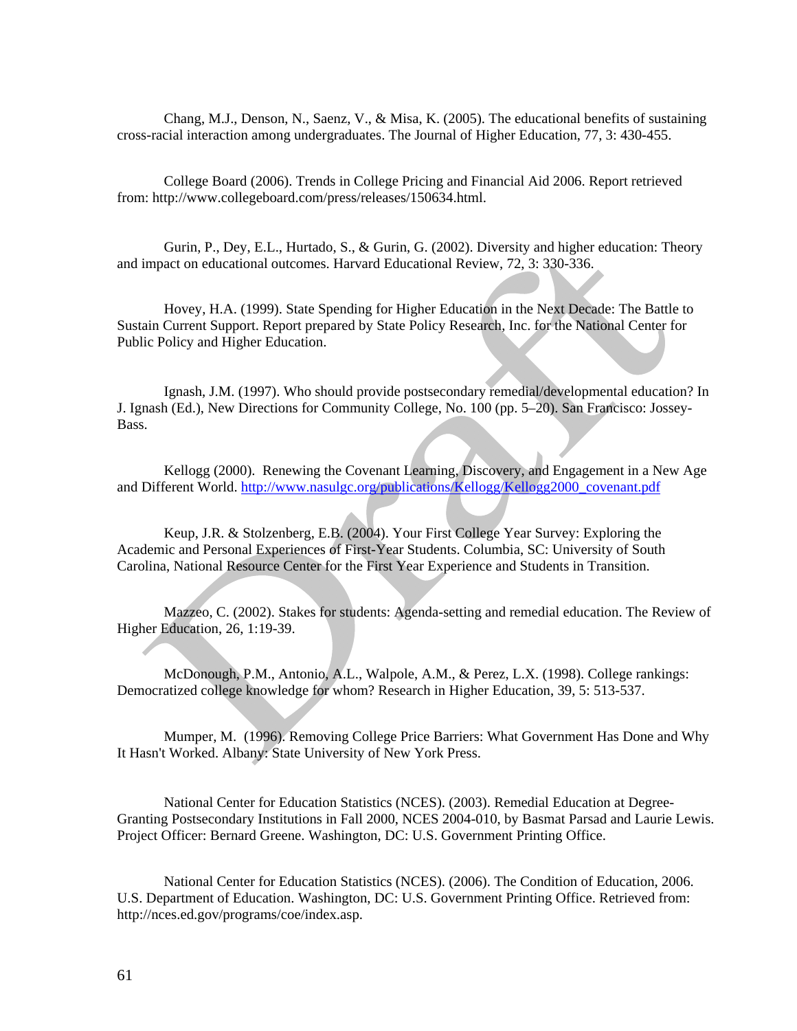Chang, M.J., Denson, N., Saenz, V., & Misa, K. (2005). The educational benefits of sustaining cross-racial interaction among undergraduates. The Journal of Higher Education, 77, 3: 430-455.

College Board (2006). Trends in College Pricing and Financial Aid 2006. Report retrieved from: http://www.collegeboard.com/press/releases/150634.html.

Gurin, P., Dey, E.L., Hurtado, S., & Gurin, G. (2002). Diversity and higher education: Theory and impact on educational outcomes. Harvard Educational Review, 72, 3: 330-336.

Hovey, H.A. (1999). State Spending for Higher Education in the Next Decade: The Battle to Sustain Current Support. Report prepared by State Policy Research, Inc. for the National Center for Public Policy and Higher Education.

Ignash, J.M. (1997). Who should provide postsecondary remedial/developmental education? In J. Ignash (Ed.), New Directions for Community College, No. 100 (pp. 5–20). San Francisco: Jossey-Bass.

Kellogg (2000). Renewing the Covenant Learning, Discovery, and Engagement in a New Age and Different World. http://www.nasulgc.org/publications/Kellogg/Kellogg2000_covenant.pdf

Keup, J.R. & Stolzenberg, E.B. (2004). Your First College Year Survey: Exploring the Academic and Personal Experiences of First-Year Students. Columbia, SC: University of South Carolina, National Resource Center for the First Year Experience and Students in Transition.

Mazzeo, C. (2002). Stakes for students: Agenda-setting and remedial education. The Review of Higher Education, 26, 1:19-39.

McDonough, P.M., Antonio, A.L., Walpole, A.M., & Perez, L.X. (1998). College rankings: Democratized college knowledge for whom? Research in Higher Education, 39, 5: 513-537.

Mumper, M. (1996). Removing College Price Barriers: What Government Has Done and Why It Hasn't Worked. Albany: State University of New York Press.

National Center for Education Statistics (NCES). (2003). Remedial Education at Degree-Granting Postsecondary Institutions in Fall 2000, NCES 2004-010, by Basmat Parsad and Laurie Lewis. Project Officer: Bernard Greene. Washington, DC: U.S. Government Printing Office.

National Center for Education Statistics (NCES). (2006). The Condition of Education, 2006. U.S. Department of Education. Washington, DC: U.S. Government Printing Office. Retrieved from: http://nces.ed.gov/programs/coe/index.asp.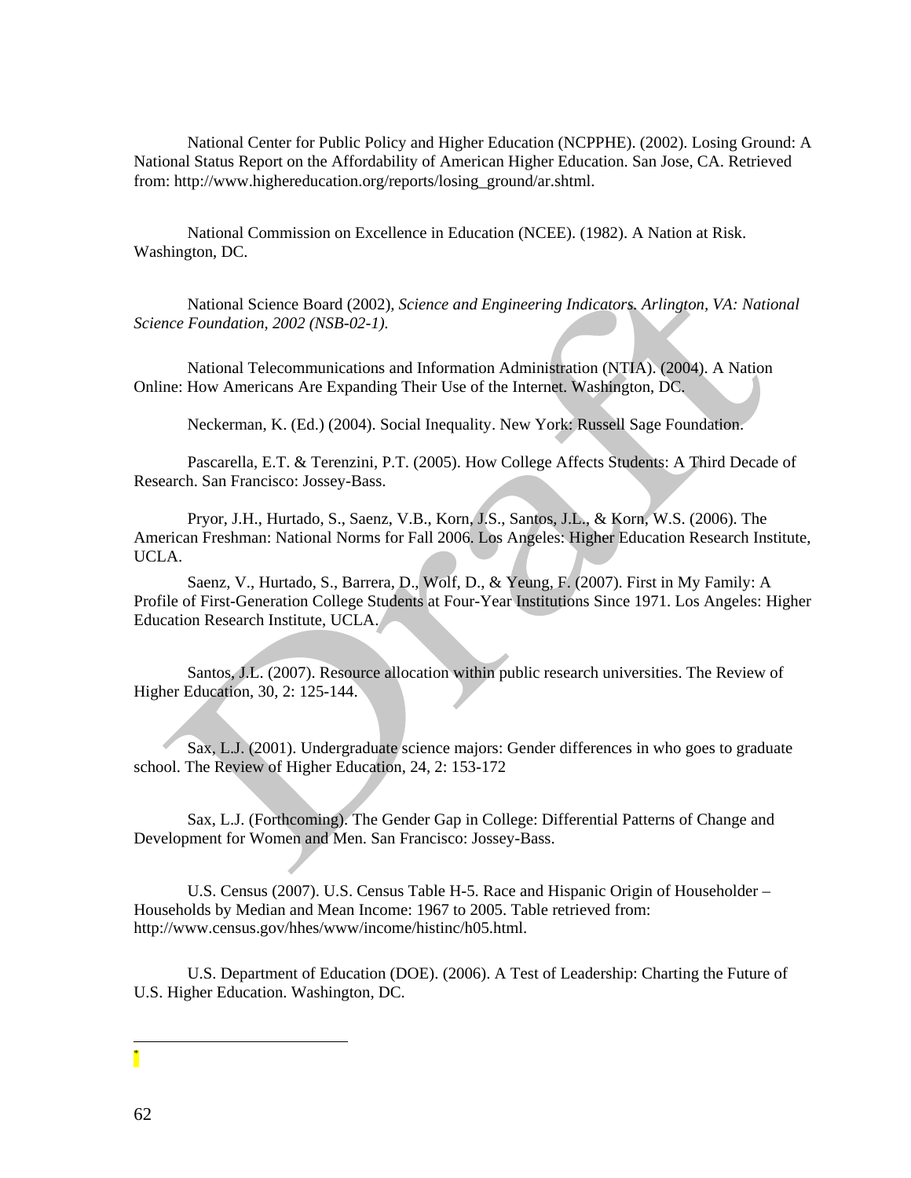National Center for Public Policy and Higher Education (NCPPHE). (2002). Losing Ground: A National Status Report on the Affordability of American Higher Education. San Jose, CA. Retrieved from: http://www.highereducation.org/reports/losing_ground/ar.shtml.

National Commission on Excellence in Education (NCEE). (1982). A Nation at Risk. Washington, DC.

National Science Board (2002), *Science and Engineering Indicators. Arlington, VA: National Science Foundation, 2002 (NSB-02-1).*

National Telecommunications and Information Administration (NTIA). (2004). A Nation Online: How Americans Are Expanding Their Use of the Internet. Washington, DC.

Neckerman, K. (Ed.) (2004). Social Inequality. New York: Russell Sage Foundation.

Pascarella, E.T. & Terenzini, P.T. (2005). How College Affects Students: A Third Decade of Research. San Francisco: Jossey-Bass.

Pryor, J.H., Hurtado, S., Saenz, V.B., Korn, J.S., Santos, J.L., & Korn, W.S. (2006). The American Freshman: National Norms for Fall 2006. Los Angeles: Higher Education Research Institute, UCLA.

Saenz, V., Hurtado, S., Barrera, D., Wolf, D., & Yeung, F. (2007). First in My Family: A Profile of First-Generation College Students at Four-Year Institutions Since 1971. Los Angeles: Higher Education Research Institute, UCLA.

Santos, J.L. (2007). Resource allocation within public research universities. The Review of Higher Education, 30, 2: 125-144.

Sax, L.J. (2001). Undergraduate science majors: Gender differences in who goes to graduate school. The Review of Higher Education, 24, 2: 153-172

Sax, L.J. (Forthcoming). The Gender Gap in College: Differential Patterns of Change and Development for Women and Men. San Francisco: Jossey-Bass.

U.S. Census (2007). U.S. Census Table H-5. Race and Hispanic Origin of Householder – Households by Median and Mean Income: 1967 to 2005. Table retrieved from: http://www.census.gov/hhes/www/income/histinc/h05.html.

U.S. Department of Education (DOE). (2006). A Test of Leadership: Charting the Future of U.S. Higher Education. Washington, DC.

---

*